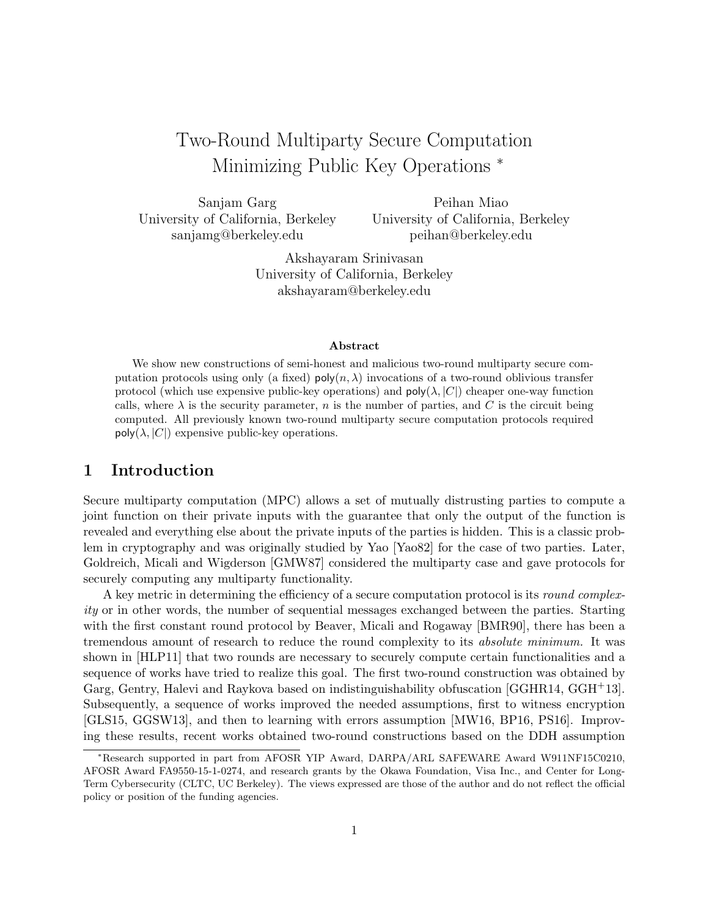# Two-Round Multiparty Secure Computation Minimizing Public Key Operations *

Sanjam Garg
University of California, Berkeley
sanjamg@berkeley.edu

Peihan Miao
University of California, Berkeley
peihan@berkeley.edu

Akshayaram Srinivasan
University of California, Berkeley
akshayaram@berkeley.edu

### Abstract

We show new constructions of semi-honest and malicious two-round multiparty secure computation protocols using only (a fixed) $\mathsf{poly}(n, \lambda)$ invocations of a two-round oblivious transfer protocol (which use expensive public-key operations) and $\mathsf{poly}(\lambda, |C|)$ cheaper one-way function calls, where $\lambda$ is the security parameter, $n$ is the number of parties, and $C$ is the circuit being computed. All previously known two-round multiparty secure computation protocols required $\mathsf{poly}(\lambda, |C|)$ expensive public-key operations.

## 1 Introduction

Secure multiparty computation (MPC) allows a set of mutually distrusting parties to compute a joint function on their private inputs with the guarantee that only the output of the function is revealed and everything else about the private inputs of the parties is hidden. This is a classic problem in cryptography and was originally studied by Yao [Yao82] for the case of two parties. Later, Goldreich, Micali and Wigderson [GMW87] considered the multiparty case and gave protocols for securely computing any multiparty functionality.

A key metric in determining the efficiency of a secure computation protocol is its *round complexity* or in other words, the number of sequential messages exchanged between the parties. Starting with the first constant round protocol by Beaver, Micali and Rogaway [BMR90], there has been a tremendous amount of research to reduce the round complexity to its *absolute minimum.* It was shown in [HLP11] that two rounds are necessary to securely compute certain functionalities and a sequence of works have tried to realize this goal. The first two-round construction was obtained by Garg, Gentry, Halevi and Raykova based on indistinguishability obfuscation [GGHR14, GGH+13]. Subsequently, a sequence of works improved the needed assumptions, first to witness encryption [GLS15, GGSW13], and then to learning with errors assumption [MW16, BP16, PS16]. Improving these results, recent works obtained two-round constructions based on the DDH assumption

*Research supported in part from AFOSR YIP Award, DARPA/ARL SAFEWARE Award W911NF15C0210, AFOSR Award FA9550-15-1-0274, and research grants by the Okawa Foundation, Visa Inc., and Center for Long-Term Cybersecurity (CLTC, UC Berkeley). The views expressed are those of the author and do not reflect the official policy or position of the funding agencies.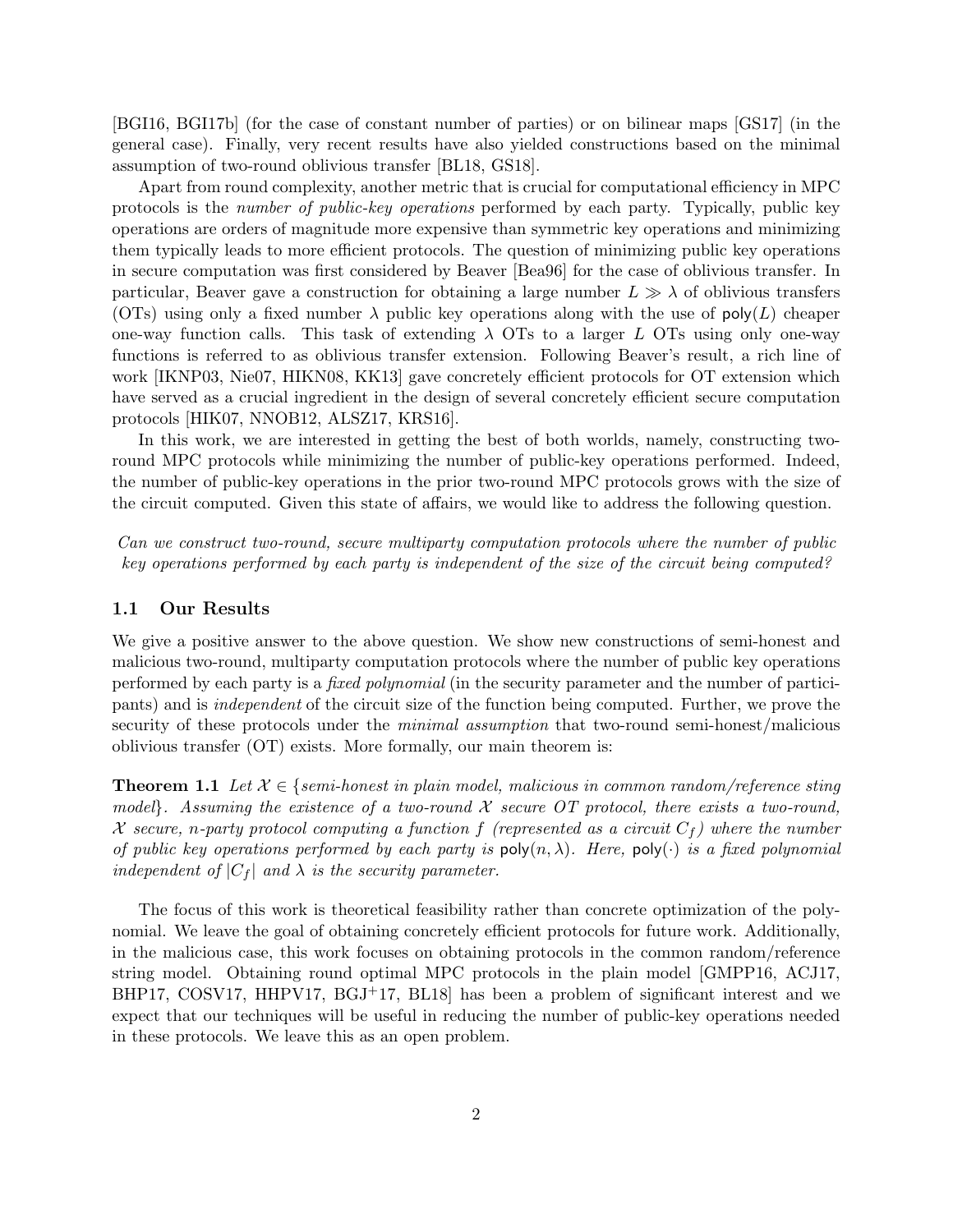[BGI16, BGI17b] (for the case of constant number of parties) or on bilinear maps [GS17] (in the general case). Finally, very recent results have also yielded constructions based on the minimal assumption of two-round oblivious transfer [BL18, GS18].

Apart from round complexity, another metric that is crucial for computational efficiency in MPC protocols is the *number of public-key operations* performed by each party. Typically, public key operations are orders of magnitude more expensive than symmetric key operations and minimizing them typically leads to more efficient protocols. The question of minimizing public key operations in secure computation was first considered by Beaver [Bea96] for the case of oblivious transfer. In particular, Beaver gave a construction for obtaining a large number $L \gg \lambda$ of oblivious transfers (OTs) using only a fixed number $\lambda$ public key operations along with the use of $\mathsf{poly}(L)$ cheaper one-way function calls. This task of extending $\lambda$ OTs to a larger $L$ OTs using only one-way functions is referred to as oblivious transfer extension. Following Beaver's result, a rich line of work [IKNP03, Nie07, HIKN08, KK13] gave concretely efficient protocols for OT extension which have served as a crucial ingredient in the design of several concretely efficient secure computation protocols [HIK07, NNOB12, ALSZ17, KRS16].

In this work, we are interested in getting the best of both worlds, namely, constructing two-round MPC protocols while minimizing the number of public-key operations performed. Indeed, the number of public-key operations in the prior two-round MPC protocols grows with the size of the circuit computed. Given this state of affairs, we would like to address the following question.

*Can we construct two-round, secure multiparty computation protocols where the number of public key operations performed by each party is independent of the size of the circuit being computed?*

## 1.1 Our Results

We give a positive answer to the above question. We show new constructions of semi-honest and malicious two-round, multiparty computation protocols where the number of public key operations performed by each party is a *fixed polynomial* (in the security parameter and the number of participants) and is *independent* of the circuit size of the function being computed. Further, we prove the security of these protocols under the *minimal assumption* that two-round semi-honest/malicious oblivious transfer (OT) exists. More formally, our main theorem is:

**Theorem 1.1** *Let $\mathcal{X} \in \{$semi-honest in plain model, malicious in common random/reference sting model$\}$. Assuming the existence of a two-round $\mathcal{X}$ secure OT protocol, there exists a two-round, $\mathcal{X}$ secure, $n$-party protocol computing a function $f$ (represented as a circuit $C_f$) where the number of public key operations performed by each party is $\mathsf{poly}(n, \lambda)$. Here, $\mathsf{poly}(\cdot)$ is a fixed polynomial independent of $|C_f|$ and $\lambda$ is the security parameter.*

The focus of this work is theoretical feasibility rather than concrete optimization of the polynomial. We leave the goal of obtaining concretely efficient protocols for future work. Additionally, in the malicious case, this work focuses on obtaining protocols in the common random/reference string model. Obtaining round optimal MPC protocols in the plain model [GMPP16, ACJ17, BHP17, COSV17, HHPV17, BGJ+17, BL18] has been a problem of significant interest and we expect that our techniques will be useful in reducing the number of public-key operations needed in these protocols. We leave this as an open problem.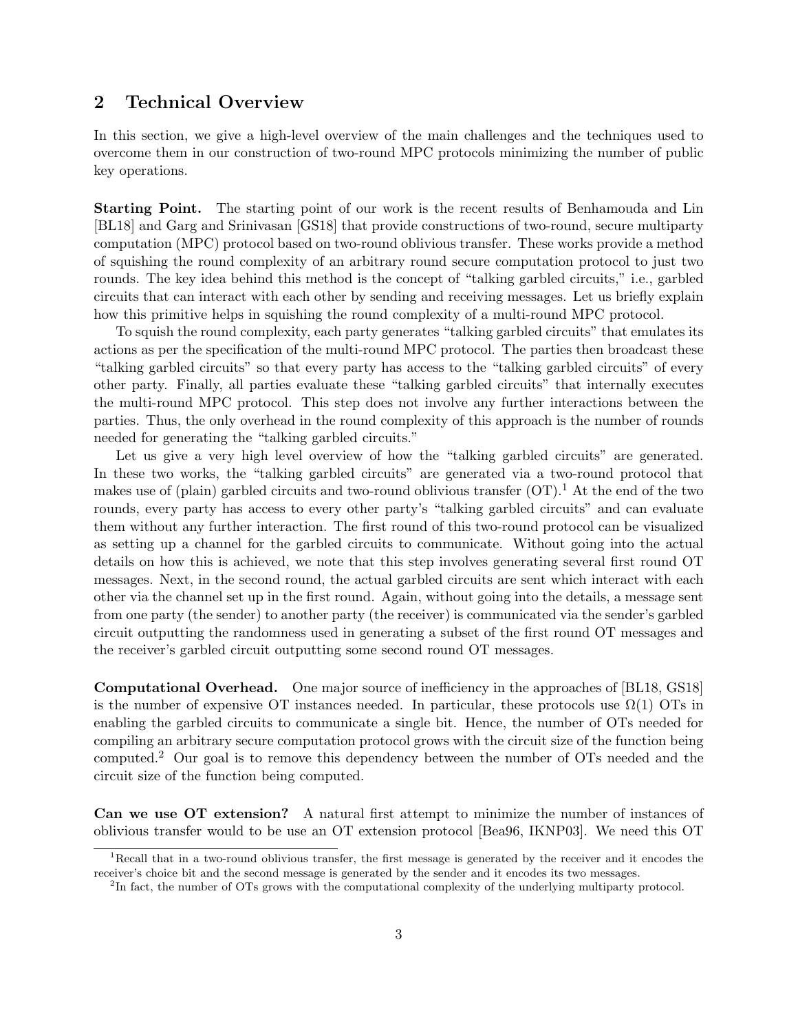## 2 Technical Overview

In this section, we give a high-level overview of the main challenges and the techniques used to overcome them in our construction of two-round MPC protocols minimizing the number of public key operations.

**Starting Point.** The starting point of our work is the recent results of Benhamouda and Lin [BL18] and Garg and Srinivasan [GS18] that provide constructions of two-round, secure multiparty computation (MPC) protocol based on two-round oblivious transfer. These works provide a method of squishing the round complexity of an arbitrary round secure computation protocol to just two rounds. The key idea behind this method is the concept of "talking garbled circuits," i.e., garbled circuits that can interact with each other by sending and receiving messages. Let us briefly explain how this primitive helps in squishing the round complexity of a multi-round MPC protocol.

To squish the round complexity, each party generates "talking garbled circuits" that emulates its actions as per the specification of the multi-round MPC protocol. The parties then broadcast these "talking garbled circuits" so that every party has access to the "talking garbled circuits" of every other party. Finally, all parties evaluate these "talking garbled circuits" that internally executes the multi-round MPC protocol. This step does not involve any further interactions between the parties. Thus, the only overhead in the round complexity of this approach is the number of rounds needed for generating the "talking garbled circuits."

Let us give a very high level overview of how the "talking garbled circuits" are generated. In these two works, the "talking garbled circuits" are generated via a two-round protocol that makes use of (plain) garbled circuits and two-round oblivious transfer (OT).[1] At the end of the two rounds, every party has access to every other party's "talking garbled circuits" and can evaluate them without any further interaction. The first round of this two-round protocol can be visualized as setting up a channel for the garbled circuits to communicate. Without going into the actual details on how this is achieved, we note that this step involves generating several first round OT messages. Next, in the second round, the actual garbled circuits are sent which interact with each other via the channel set up in the first round. Again, without going into the details, a message sent from one party (the sender) to another party (the receiver) is communicated via the sender's garbled circuit outputting the randomness used in generating a subset of the first round OT messages and the receiver's garbled circuit outputting some second round OT messages.

**Computational Overhead.** One major source of inefficiency in the approaches of [BL18, GS18] is the number of expensive OT instances needed. In particular, these protocols use $\Omega(1)$ OTs in enabling the garbled circuits to communicate a single bit. Hence, the number of OTs needed for compiling an arbitrary secure computation protocol grows with the circuit size of the function being computed.[2] Our goal is to remove this dependency between the number of OTs needed and the circuit size of the function being computed.

**Can we use OT extension?** A natural first attempt to minimize the number of instances of oblivious transfer would to be use an OT extension protocol [Bea96, IKNP03]. We need this OT

[1] Recall that in a two-round oblivious transfer, the first message is generated by the receiver and it encodes the receiver's choice bit and the second message is generated by the sender and it encodes its two messages.

[2] In fact, the number of OTs grows with the computational complexity of the underlying multiparty protocol.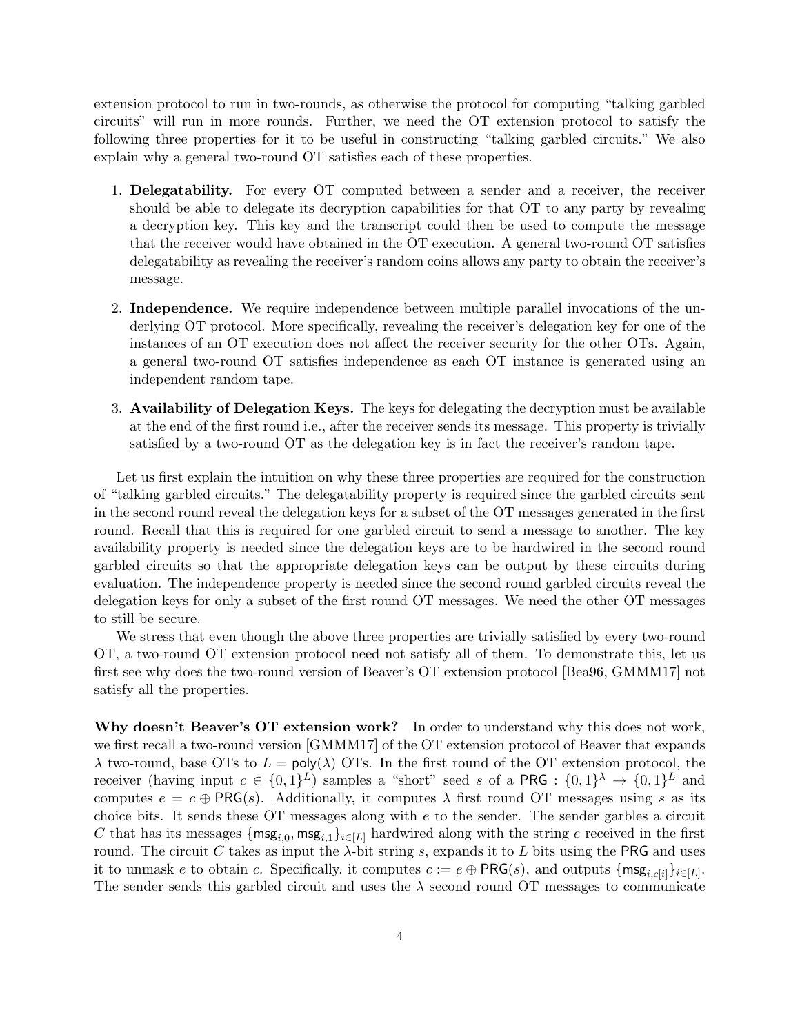extension protocol to run in two-rounds, as otherwise the protocol for computing "talking garbled circuits" will run in more rounds. Further, we need the OT extension protocol to satisfy the following three properties for it to be useful in constructing "talking garbled circuits." We also explain why a general two-round OT satisfies each of these properties.

1. **Delegatability.** For every OT computed between a sender and a receiver, the receiver should be able to delegate its decryption capabilities for that OT to any party by revealing a decryption key. This key and the transcript could then be used to compute the message that the receiver would have obtained in the OT execution. A general two-round OT satisfies delegatability as revealing the receiver's random coins allows any party to obtain the receiver's message.
2. **Independence.** We require independence between multiple parallel invocations of the underlying OT protocol. More specifically, revealing the receiver's delegation key for one of the instances of an OT execution does not affect the receiver security for the other OTs. Again, a general two-round OT satisfies independence as each OT instance is generated using an independent random tape.
3. **Availability of Delegation Keys.** The keys for delegating the decryption must be available at the end of the first round i.e., after the receiver sends its message. This property is trivially satisfied by a two-round OT as the delegation key is in fact the receiver's random tape.

Let us first explain the intuition on why these three properties are required for the construction of "talking garbled circuits." The delegatability property is required since the garbled circuits sent in the second round reveal the delegation keys for a subset of the OT messages generated in the first round. Recall that this is required for one garbled circuit to send a message to another. The key availability property is needed since the delegation keys are to be hardwired in the second round garbled circuits so that the appropriate delegation keys can be output by these circuits during evaluation. The independence property is needed since the second round garbled circuits reveal the delegation keys for only a subset of the first round OT messages. We need the other OT messages to still be secure.

We stress that even though the above three properties are trivially satisfied by every two-round OT, a two-round OT extension protocol need not satisfy all of them. To demonstrate this, let us first see why does the two-round version of Beaver's OT extension protocol [Bea96, GMMM17] not satisfy all the properties.

**Why doesn't Beaver's OT extension work?** In order to understand why this does not work, we first recall a two-round version [GMMM17] of the OT extension protocol of Beaver that expands $\lambda$ two-round, base OTs to $L = \mathsf{poly}(\lambda)$ OTs. In the first round of the OT extension protocol, the receiver (having input $c \in \{0,1\}^L$) samples a "short" seed $s$ of a $\mathsf{PRG} : \{0,1\}^\lambda \to \{0,1\}^L$ and computes $e = c \oplus \mathsf{PRG}(s)$. Additionally, it computes $\lambda$ first round OT messages using $s$ as its choice bits. It sends these OT messages along with $e$ to the sender. The sender garbles a circuit $C$ that has its messages $\{\mathsf{msg}_{i,0}, \mathsf{msg}_{i,1}\}_{i \in [L]}$ hardwired along with the string $e$ received in the first round. The circuit $C$ takes as input the $\lambda$-bit string $s$, expands it to $L$ bits using the $\mathsf{PRG}$ and uses it to unmask $e$ to obtain $c$. Specifically, it computes $c := e \oplus \mathsf{PRG}(s)$, and outputs $\{\mathsf{msg}_{i,c[i]}\}_{i \in [L]}$. The sender sends this garbled circuit and uses the $\lambda$ second round OT messages to communicate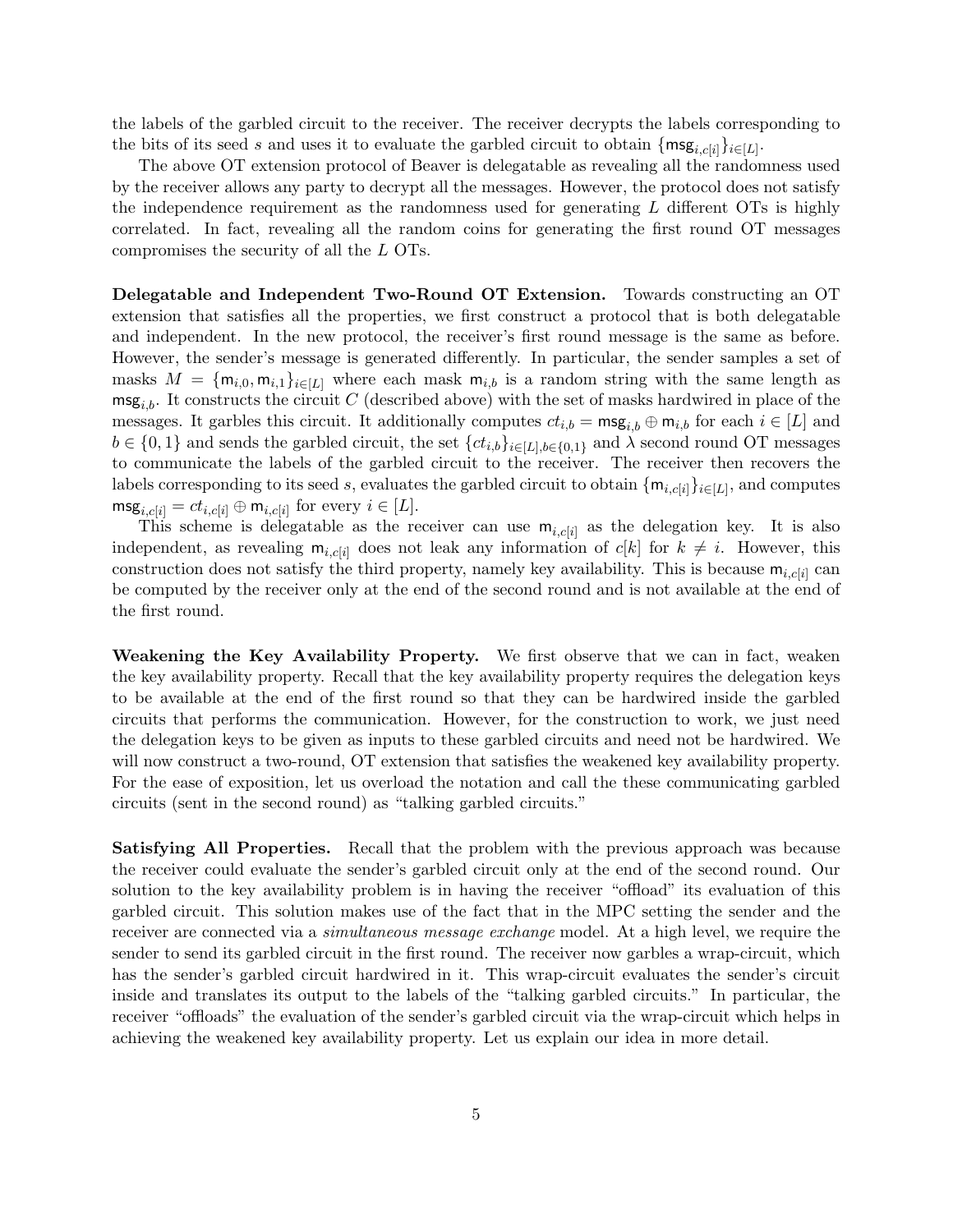the labels of the garbled circuit to the receiver. The receiver decrypts the labels corresponding to the bits of its seed $s$ and uses it to evaluate the garbled circuit to obtain $\{\mathsf{msg}_{i,c[i]}\}_{i\in[L]}$.

The above OT extension protocol of Beaver is delegatable as revealing all the randomness used by the receiver allows any party to decrypt all the messages. However, the protocol does not satisfy the independence requirement as the randomness used for generating $L$ different OTs is highly correlated. In fact, revealing all the random coins for generating the first round OT messages compromises the security of all the $L$ OTs.

**Delegatable and Independent Two-Round OT Extension.** Towards constructing an OT extension that satisfies all the properties, we first construct a protocol that is both delegatable and independent. In the new protocol, the receiver's first round message is the same as before. However, the sender's message is generated differently. In particular, the sender samples a set of masks $M = \{\mathsf{m}_{i,0}, \mathsf{m}_{i,1}\}_{i\in[L]}$ where each mask $\mathsf{m}_{i,b}$ is a random string with the same length as $\mathsf{msg}_{i,b}$. It constructs the circuit $C$ (described above) with the set of masks hardwired in place of the messages. It garbles this circuit. It additionally computes $ct_{i,b} = \mathsf{msg}_{i,b} \oplus \mathsf{m}_{i,b}$ for each $i \in [L]$ and $b \in \{0, 1\}$ and sends the garbled circuit, the set $\{ct_{i,b}\}_{i\in[L],b\in\{0,1\}}$ and $\lambda$ second round OT messages to communicate the labels of the garbled circuit to the receiver. The receiver then recovers the labels corresponding to its seed $s$, evaluates the garbled circuit to obtain $\{\mathsf{m}_{i,c[i]}\}_{i\in[L]}$, and computes $\mathsf{msg}_{i,c[i]} = ct_{i,c[i]} \oplus \mathsf{m}_{i,c[i]}$ for every $i \in [L]$.

This scheme is delegatable as the receiver can use $\mathsf{m}_{i,c[i]}$ as the delegation key. It is also independent, as revealing $\mathsf{m}_{i,c[i]}$ does not leak any information of $c[k]$ for $k \neq i$. However, this construction does not satisfy the third property, namely key availability. This is because $\mathsf{m}_{i,c[i]}$ can be computed by the receiver only at the end of the second round and is not available at the end of the first round.

**Weakening the Key Availability Property.** We first observe that we can in fact, weaken the key availability property. Recall that the key availability property requires the delegation keys to be available at the end of the first round so that they can be hardwired inside the garbled circuits that performs the communication. However, for the construction to work, we just need the delegation keys to be given as inputs to these garbled circuits and need not be hardwired. We will now construct a two-round, OT extension that satisfies the weakened key availability property. For the ease of exposition, let us overload the notation and call the these communicating garbled circuits (sent in the second round) as "talking garbled circuits."

**Satisfying All Properties.** Recall that the problem with the previous approach was because the receiver could evaluate the sender's garbled circuit only at the end of the second round. Our solution to the key availability problem is in having the receiver "offload" its evaluation of this garbled circuit. This solution makes use of the fact that in the MPC setting the sender and the receiver are connected via a *simultaneous message exchange* model. At a high level, we require the sender to send its garbled circuit in the first round. The receiver now garbles a wrap-circuit, which has the sender's garbled circuit hardwired in it. This wrap-circuit evaluates the sender's circuit inside and translates its output to the labels of the "talking garbled circuits." In particular, the receiver "offloads" the evaluation of the sender's garbled circuit via the wrap-circuit which helps in achieving the weakened key availability property. Let us explain our idea in more detail.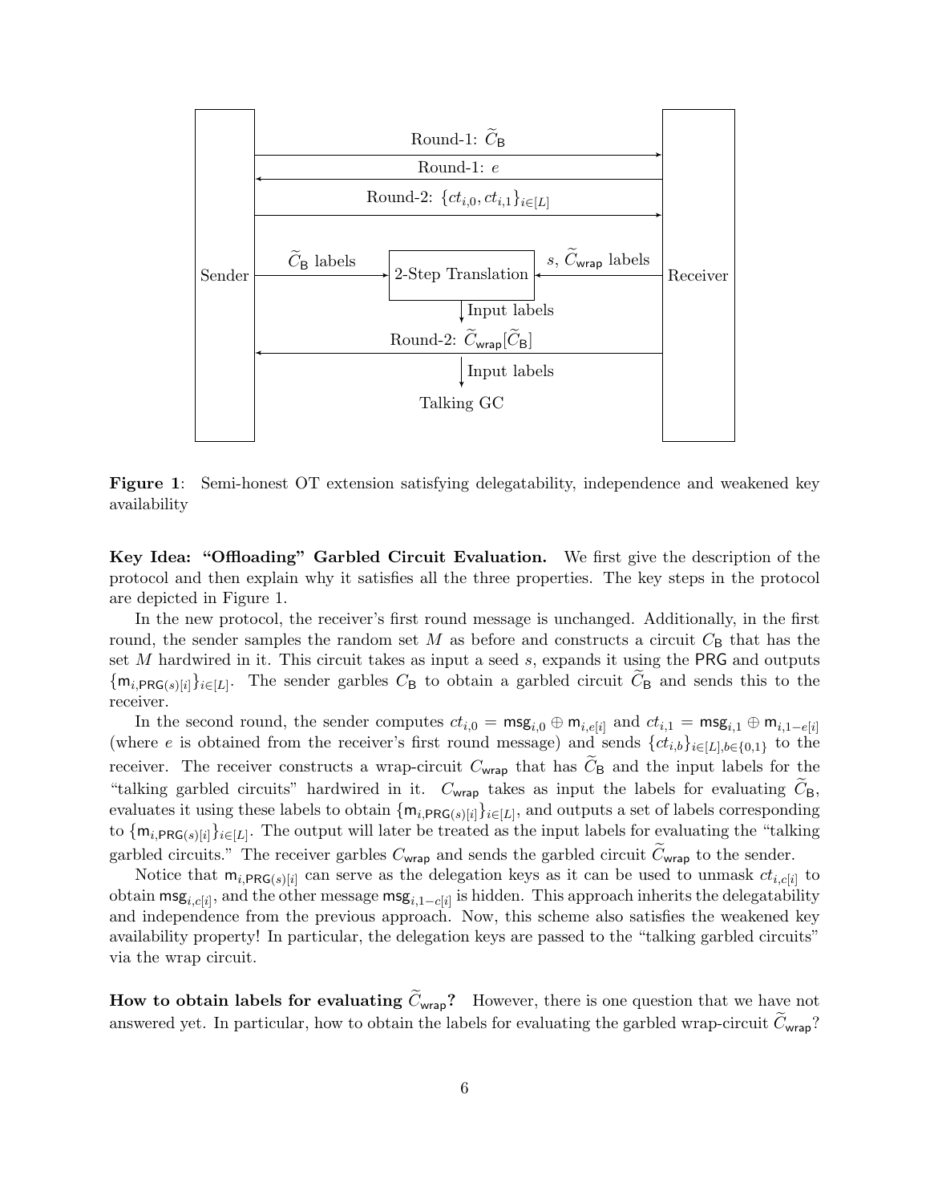**Figure 1**: Semi-honest OT extension satisfying delegatability, independence and weakened key availability

**Key Idea: "Offloading" Garbled Circuit Evaluation.** We first give the description of the protocol and then explain why it satisfies all the three properties. The key steps in the protocol are depicted in Figure 1.

In the new protocol, the receiver's first round message is unchanged. Additionally, in the first round, the sender samples the random set $M$ as before and constructs a circuit $C_{\mathsf{B}}$ that has the set $M$ hardwired in it. This circuit takes as input a seed $s$, expands it using the $\mathsf{PRG}$ and outputs $\{\mathsf{m}_{i,\mathsf{PRG}(s)[i]}\}_{i\in[L]}$. The sender garbles $C_{\mathsf{B}}$ to obtain a garbled circuit $\widetilde{C}_{\mathsf{B}}$ and sends this to the receiver.

In the second round, the sender computes $ct_{i,0} = \mathsf{msg}_{i,0} \oplus \mathsf{m}_{i,e[i]}$ and $ct_{i,1} = \mathsf{msg}_{i,1} \oplus \mathsf{m}_{i,1-e[i]}$ (where $e$ is obtained from the receiver's first round message) and sends $\{ct_{i,b}\}_{i\in[L],b\in\{0,1\}}$ to the receiver. The receiver constructs a wrap-circuit $C_{\mathsf{wrap}}$ that has $\widetilde{C}_{\mathsf{B}}$ and the input labels for the "talking garbled circuits" hardwired in it. $C_{\mathsf{wrap}}$ takes as input the labels for evaluating $\widetilde{C}_{\mathsf{B}}$, evaluates it using these labels to obtain $\{\mathsf{m}_{i,\mathsf{PRG}(s)[i]}\}_{i\in[L]}$, and outputs a set of labels corresponding to $\{\mathsf{m}_{i,\mathsf{PRG}(s)[i]}\}_{i\in[L]}$. The output will later be treated as the input labels for evaluating the "talking garbled circuits." The receiver garbles $C_{\mathsf{wrap}}$ and sends the garbled circuit $\widetilde{C}_{\mathsf{wrap}}$ to the sender.

Notice that $\mathsf{m}_{i,\mathsf{PRG}(s)[i]}$ can serve as the delegation keys as it can be used to unmask $ct_{i,c[i]}$ to obtain $\mathsf{msg}_{i,c[i]}$, and the other message $\mathsf{msg}_{i,1-c[i]}$ is hidden. This approach inherits the delegatability and independence from the previous approach. Now, this scheme also satisfies the weakened key availability property! In particular, the delegation keys are passed to the "talking garbled circuits" via the wrap circuit.

**How to obtain labels for evaluating $\widetilde{C}_{\mathsf{wrap}}$?** However, there is one question that we have not answered yet. In particular, how to obtain the labels for evaluating the garbled wrap-circuit $\widetilde{C}_{\mathsf{wrap}}$?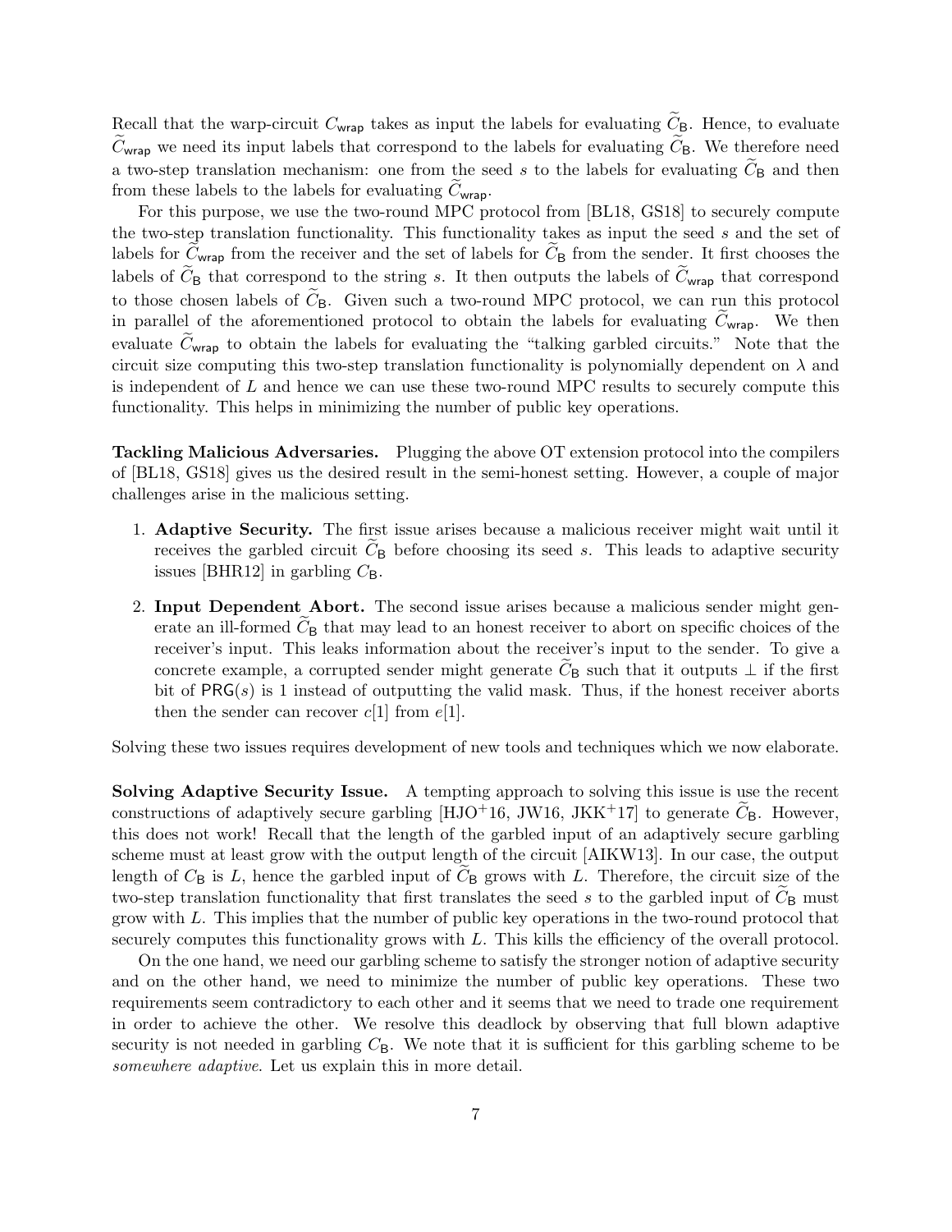Recall that the warp-circuit $C_{\mathsf{wrap}}$ takes as input the labels for evaluating $\widetilde{C}_{\mathsf{B}}$. Hence, to evaluate $\widetilde{C}_{\mathsf{wrap}}$ we need its input labels that correspond to the labels for evaluating $\widetilde{C}_{\mathsf{B}}$. We therefore need a two-step translation mechanism: one from the seed $s$ to the labels for evaluating $\widetilde{C}_{\mathsf{B}}$ and then from these labels to the labels for evaluating $\widetilde{C}_{\mathsf{wrap}}$.

For this purpose, we use the two-round MPC protocol from [BL18, GS18] to securely compute the two-step translation functionality. This functionality takes as input the seed $s$ and the set of labels for $\widetilde{C}_{\mathsf{wrap}}$ from the receiver and the set of labels for $\widetilde{C}_{\mathsf{B}}$ from the sender. It first chooses the labels of $\widetilde{C}_{\mathsf{B}}$ that correspond to the string $s$. It then outputs the labels of $\widetilde{C}_{\mathsf{wrap}}$ that correspond to those chosen labels of $\widetilde{C}_{\mathsf{B}}$. Given such a two-round MPC protocol, we can run this protocol in parallel of the aforementioned protocol to obtain the labels for evaluating $\widetilde{C}_{\mathsf{wrap}}$. We then evaluate $\widetilde{C}_{\mathsf{wrap}}$ to obtain the labels for evaluating the "talking garbled circuits." Note that the circuit size computing this two-step translation functionality is polynomially dependent on $\lambda$ and is independent of $L$ and hence we can use these two-round MPC results to securely compute this functionality. This helps in minimizing the number of public key operations.

**Tackling Malicious Adversaries.** Plugging the above OT extension protocol into the compilers of [BL18, GS18] gives us the desired result in the semi-honest setting. However, a couple of major challenges arise in the malicious setting.

1. **Adaptive Security.** The first issue arises because a malicious receiver might wait until it receives the garbled circuit $\widetilde{C}_{\mathsf{B}}$ before choosing its seed $s$. This leads to adaptive security issues [BHR12] in garbling $C_{\mathsf{B}}$.
2. **Input Dependent Abort.** The second issue arises because a malicious sender might generate an ill-formed $\widetilde{C}_{\mathsf{B}}$ that may lead to an honest receiver to abort on specific choices of the receiver's input. This leaks information about the receiver's input to the sender. To give a concrete example, a corrupted sender might generate $\widetilde{C}_{\mathsf{B}}$ such that it outputs $\perp$ if the first bit of $\mathsf{PRG}(s)$ is 1 instead of outputting the valid mask. Thus, if the honest receiver aborts then the sender can recover $c[1]$ from $e[1]$.

Solving these two issues requires development of new tools and techniques which we now elaborate.

**Solving Adaptive Security Issue.** A tempting approach to solving this issue is use the recent constructions of adaptively secure garbling [HJO+16, JW16, JKK+17] to generate $\widetilde{C}_{\mathsf{B}}$. However, this does not work! Recall that the length of the garbled input of an adaptively secure garbling scheme must at least grow with the output length of the circuit [AIKW13]. In our case, the output length of $C_{\mathsf{B}}$ is $L$, hence the garbled input of $\widetilde{C}_{\mathsf{B}}$ grows with $L$. Therefore, the circuit size of the two-step translation functionality that first translates the seed $s$ to the garbled input of $\widetilde{C}_{\mathsf{B}}$ must grow with $L$. This implies that the number of public key operations in the two-round protocol that securely computes this functionality grows with $L$. This kills the efficiency of the overall protocol.

On the one hand, we need our garbling scheme to satisfy the stronger notion of adaptive security and on the other hand, we need to minimize the number of public key operations. These two requirements seem contradictory to each other and it seems that we need to trade one requirement in order to achieve the other. We resolve this deadlock by observing that full blown adaptive security is not needed in garbling $C_{\mathsf{B}}$. We note that it is sufficient for this garbling scheme to be *somewhere adaptive*. Let us explain this in more detail.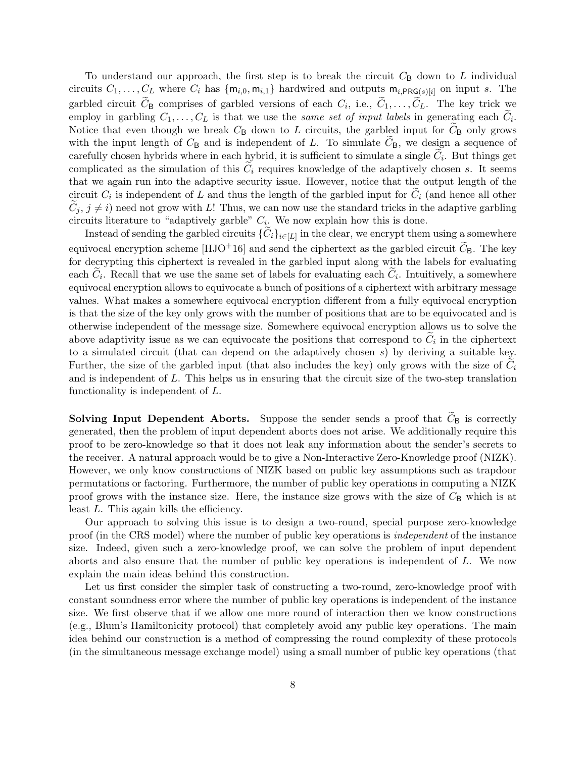To understand our approach, the first step is to break the circuit $C_{\mathsf{B}}$ down to $L$ individual circuits $C_1, \ldots, C_L$ where $C_i$ has $\{\mathsf{m}_{i,0}, \mathsf{m}_{i,1}\}$ hardwired and outputs $\mathsf{m}_{i,\mathsf{PRG}(s)[i]}$ on input $s$. The garbled circuit $\widetilde{C}_{\mathsf{B}}$ comprises of garbled versions of each $C_i$, i.e., $\widetilde{C}_1, \ldots, \widetilde{C}_L$. The key trick we employ in garbling $C_1, \ldots, C_L$ is that we use the *same set of input labels* in generating each $\widetilde{C}_i$. Notice that even though we break $C_{\mathsf{B}}$ down to $L$ circuits, the garbled input for $\widetilde{C}_{\mathsf{B}}$ only grows with the input length of $C_{\mathsf{B}}$ and is independent of $L$. To simulate $\widetilde{C}_{\mathsf{B}}$, we design a sequence of carefully chosen hybrids where in each hybrid, it is sufficient to simulate a single $\widetilde{C}_i$. But things get complicated as the simulation of this $\widetilde{C}_i$ requires knowledge of the adaptively chosen $s$. It seems that we again run into the adaptive security issue. However, notice that the output length of the circuit $C_i$ is independent of $L$ and thus the length of the garbled input for $\widetilde{C}_i$ (and hence all other $\widetilde{C}_j$, $j \neq i$) need not grow with $L$! Thus, we can now use the standard tricks in the adaptive garbling circuits literature to "adaptively garble" $C_i$. We now explain how this is done.

Instead of sending the garbled circuits $\{\widetilde{C}_i\}_{i \in [L]}$ in the clear, we encrypt them using a somewhere equivocal encryption scheme [HJO+16] and send the ciphertext as the garbled circuit $\widetilde{C}_{\mathsf{B}}$. The key for decrypting this ciphertext is revealed in the garbled input along with the labels for evaluating each $\widetilde{C}_i$. Recall that we use the same set of labels for evaluating each $\widetilde{C}_i$. Intuitively, a somewhere equivocal encryption allows to equivocate a bunch of positions of a ciphertext with arbitrary message values. What makes a somewhere equivocal encryption different from a fully equivocal encryption is that the size of the key only grows with the number of positions that are to be equivocated and is otherwise independent of the message size. Somewhere equivocal encryption allows us to solve the above adaptivity issue as we can equivocate the positions that correspond to $\widetilde{C}_i$ in the ciphertext to a simulated circuit (that can depend on the adaptively chosen $s$) by deriving a suitable key. Further, the size of the garbled input (that also includes the key) only grows with the size of $\widetilde{C}_i$ and is independent of $L$. This helps us in ensuring that the circuit size of the two-step translation functionality is independent of $L$.

**Solving Input Dependent Aborts.** Suppose the sender sends a proof that $\widetilde{C}_{\mathsf{B}}$ is correctly generated, then the problem of input dependent aborts does not arise. We additionally require this proof to be zero-knowledge so that it does not leak any information about the sender's secrets to the receiver. A natural approach would be to give a Non-Interactive Zero-Knowledge proof (NIZK). However, we only know constructions of NIZK based on public key assumptions such as trapdoor permutations or factoring. Furthermore, the number of public key operations in computing a NIZK proof grows with the instance size. Here, the instance size grows with the size of $C_{\mathsf{B}}$ which is at least $L$. This again kills the efficiency.

Our approach to solving this issue is to design a two-round, special purpose zero-knowledge proof (in the CRS model) where the number of public key operations is *independent* of the instance size. Indeed, given such a zero-knowledge proof, we can solve the problem of input dependent aborts and also ensure that the number of public key operations is independent of $L$. We now explain the main ideas behind this construction.

Let us first consider the simpler task of constructing a two-round, zero-knowledge proof with constant soundness error where the number of public key operations is independent of the instance size. We first observe that if we allow one more round of interaction then we know constructions (e.g., Blum's Hamiltonicity protocol) that completely avoid any public key operations. The main idea behind our construction is a method of compressing the round complexity of these protocols (in the simultaneous message exchange model) using a small number of public key operations (that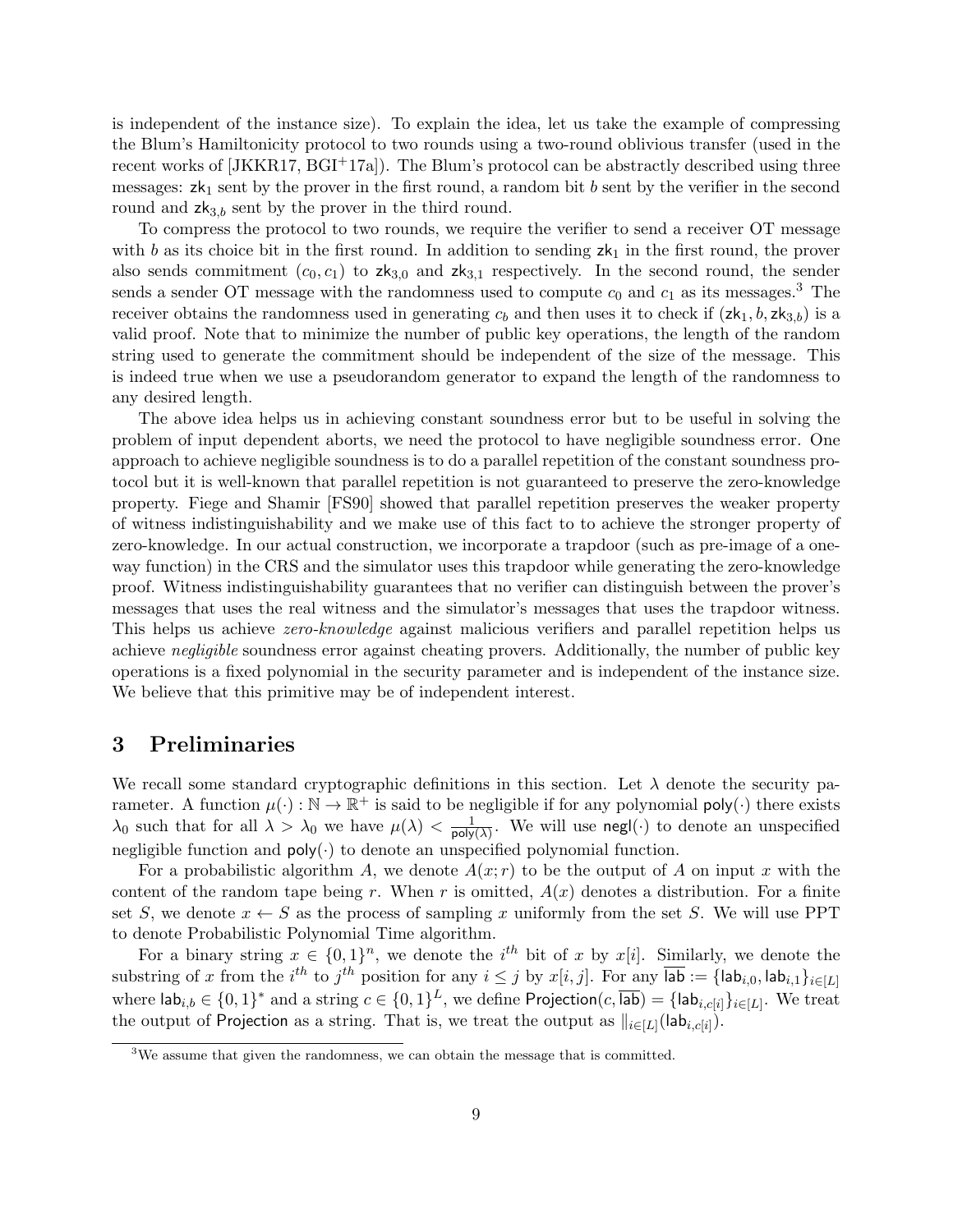is independent of the instance size). To explain the idea, let us take the example of compressing the Blum's Hamiltonicity protocol to two rounds using a two-round oblivious transfer (used in the recent works of [JKKR17, BGI+17a]). The Blum's protocol can be abstractly described using three messages: $\mathsf{zk}_1$ sent by the prover in the first round, a random bit $b$ sent by the verifier in the second round and $\mathsf{zk}_{3,b}$ sent by the prover in the third round.

To compress the protocol to two rounds, we require the verifier to send a receiver OT message with $b$ as its choice bit in the first round. In addition to sending $\mathsf{zk}_1$ in the first round, the prover also sends commitment $(c_0, c_1)$ to $\mathsf{zk}_{3,0}$ and $\mathsf{zk}_{3,1}$ respectively. In the second round, the sender sends a sender OT message with the randomness used to compute $c_0$ and $c_1$ as its messages.[3] The receiver obtains the randomness used in generating $c_b$ and then uses it to check if $(\mathsf{zk}_1, b, \mathsf{zk}_{3,b})$ is a valid proof. Note that to minimize the number of public key operations, the length of the random string used to generate the commitment should be independent of the size of the message. This is indeed true when we use a pseudorandom generator to expand the length of the randomness to any desired length.

The above idea helps us in achieving constant soundness error but to be useful in solving the problem of input dependent aborts, we need the protocol to have negligible soundness error. One approach to achieve negligible soundness is to do a parallel repetition of the constant soundness protocol but it is well-known that parallel repetition is not guaranteed to preserve the zero-knowledge property. Fiege and Shamir [FS90] showed that parallel repetition preserves the weaker property of witness indistinguishability and we make use of this fact to to achieve the stronger property of zero-knowledge. In our actual construction, we incorporate a trapdoor (such as pre-image of a one-way function) in the CRS and the simulator uses this trapdoor while generating the zero-knowledge proof. Witness indistinguishability guarantees that no verifier can distinguish between the prover's messages that uses the real witness and the simulator's messages that uses the trapdoor witness. This helps us achieve *zero-knowledge* against malicious verifiers and parallel repetition helps us achieve *negligible* soundness error against cheating provers. Additionally, the number of public key operations is a fixed polynomial in the security parameter and is independent of the instance size. We believe that this primitive may be of independent interest.

# 3 Preliminaries

We recall some standard cryptographic definitions in this section. Let $\lambda$ denote the security parameter. A function $\mu(\cdot) : \mathbb{N} \to \mathbb{R}^+$ is said to be negligible if for any polynomial $\mathsf{poly}(\cdot)$ there exists $\lambda_0$ such that for all $\lambda > \lambda_0$ we have $\mu(\lambda) < \frac{1}{\mathsf{poly}(\lambda)}$. We will use $\mathsf{negl}(\cdot)$ to denote an unspecified negligible function and $\mathsf{poly}(\cdot)$ to denote an unspecified polynomial function.

For a probabilistic algorithm $A$, we denote $A(x; r)$ to be the output of $A$ on input $x$ with the content of the random tape being $r$. When $r$ is omitted, $A(x)$ denotes a distribution. For a finite set $S$, we denote $x \leftarrow S$ as the process of sampling $x$ uniformly from the set $S$. We will use PPT to denote Probabilistic Polynomial Time algorithm.

For a binary string $x \in \{0,1\}^n$, we denote the $i^{th}$ bit of $x$ by $x[i]$. Similarly, we denote the substring of $x$ from the $i^{th}$ to $j^{th}$ position for any $i \leq j$ by $x[i,j]$. For any $\overline{\mathsf{lab}} := \{\mathsf{lab}_{i,0}, \mathsf{lab}_{i,1}\}_{i \in [L]}$ where $\mathsf{lab}_{i,b} \in \{0,1\}^*$ and a string $c \in \{0,1\}^L$, we define $\mathsf{Projection}(c, \overline{\mathsf{lab}}) = \{\mathsf{lab}_{i,c[i]}\}_{i \in [L]}$. We treat the output of $\mathsf{Projection}$ as a string. That is, we treat the output as $\|_{i \in [L]}(\mathsf{lab}_{i,c[i]})$.

[3] We assume that given the randomness, we can obtain the message that is committed.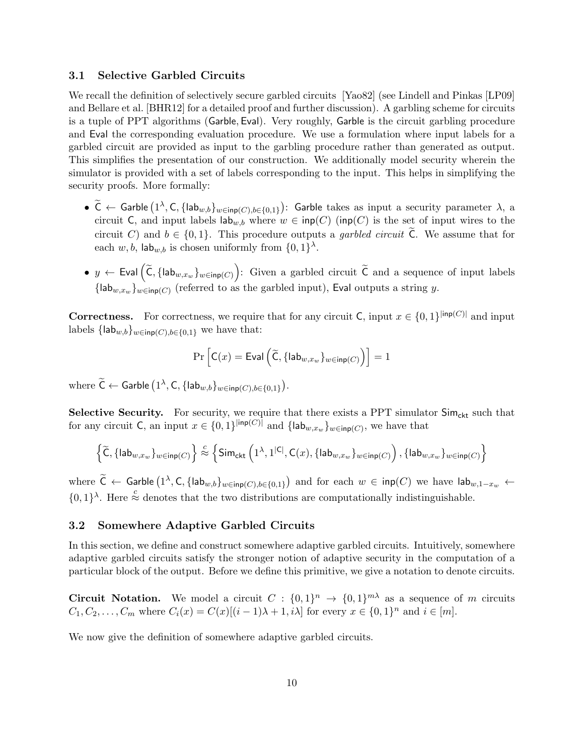### 3.1 Selective Garbled Circuits

We recall the definition of selectively secure garbled circuits [Yao82] (see Lindell and Pinkas [LP09] and Bellare et al. [BHR12] for a detailed proof and further discussion). A garbling scheme for circuits is a tuple of PPT algorithms $(\mathsf{Garble}, \mathsf{Eval})$. Very roughly, $\mathsf{Garble}$ is the circuit garbling procedure and $\mathsf{Eval}$ the corresponding evaluation procedure. We use a formulation where input labels for a garbled circuit are provided as input to the garbling procedure rather than generated as output. This simplifies the presentation of our construction. We additionally model security wherein the simulator is provided with a set of labels corresponding to the input. This helps in simplifying the security proofs. More formally:

- $\widetilde{\mathsf{C}} \leftarrow \mathsf{Garble}\left(1^\lambda, \mathsf{C}, \{\mathsf{lab}_{w,b}\}_{w \in \mathsf{inp}(C), b \in \{0,1\}}\right)$: $\mathsf{Garble}$ takes as input a security parameter $\lambda$, a circuit $\mathsf{C}$, and input labels $\mathsf{lab}_{w,b}$ where $w \in \mathsf{inp}(C)$ ($\mathsf{inp}(C)$ is the set of input wires to the circuit $C$) and $b \in \{0,1\}$. This procedure outputs a *garbled circuit* $\widetilde{\mathsf{C}}$. We assume that for each $w, b$, $\mathsf{lab}_{w,b}$ is chosen uniformly from $\{0,1\}^\lambda$.

- $y \leftarrow \mathsf{Eval}\left(\widetilde{\mathsf{C}}, \{\mathsf{lab}_{w,x_w}\}_{w \in \mathsf{inp}(C)}\right)$: Given a garbled circuit $\widetilde{\mathsf{C}}$ and a sequence of input labels $\{\mathsf{lab}_{w,x_w}\}_{w \in \mathsf{inp}(C)}$ (referred to as the garbled input), $\mathsf{Eval}$ outputs a string $y$.

**Correctness.** For correctness, we require that for any circuit $\mathsf{C}$, input $x \in \{0,1\}^{|\mathsf{inp}(C)|}$ and input labels $\{\mathsf{lab}_{w,b}\}_{w \in \mathsf{inp}(C), b \in \{0,1\}}$ we have that:

$$\Pr\left[\mathsf{C}(x) = \mathsf{Eval}\left(\widetilde{\mathsf{C}}, \{\mathsf{lab}_{w,x_w}\}_{w \in \mathsf{inp}(C)}\right)\right] = 1$$

where $\widetilde{\mathsf{C}} \leftarrow \mathsf{Garble}\left(1^\lambda, \mathsf{C}, \{\mathsf{lab}_{w,b}\}_{w \in \mathsf{inp}(C), b \in \{0,1\}}\right)$.

**Selective Security.** For security, we require that there exists a PPT simulator $\mathsf{Sim}_{\mathsf{ckt}}$ such that for any circuit $\mathsf{C}$, an input $x \in \{0,1\}^{|\mathsf{inp}(C)|}$ and $\{\mathsf{lab}_{w,x_w}\}_{w \in \mathsf{inp}(C)}$, we have that

$$\left\{\widetilde{\mathsf{C}}, \{\mathsf{lab}_{w,x_w}\}_{w \in \mathsf{inp}(C)}\right\} \overset{c}{\approx} \left\{\mathsf{Sim}_{\mathsf{ckt}}\left(1^\lambda, 1^{|\mathsf{C}|}, \mathsf{C}(x), \{\mathsf{lab}_{w,x_w}\}_{w \in \mathsf{inp}(C)}\right), \{\mathsf{lab}_{w,x_w}\}_{w \in \mathsf{inp}(C)}\right\}$$

where $\widetilde{\mathsf{C}} \leftarrow \mathsf{Garble}\left(1^\lambda, \mathsf{C}, \{\mathsf{lab}_{w,b}\}_{w \in \mathsf{inp}(C), b \in \{0,1\}}\right)$ and for each $w \in \mathsf{inp}(C)$ we have $\mathsf{lab}_{w,1-x_w} \leftarrow \{0,1\}^\lambda$. Here $\overset{c}{\approx}$ denotes that the two distributions are computationally indistinguishable.

### 3.2 Somewhere Adaptive Garbled Circuits

In this section, we define and construct somewhere adaptive garbled circuits. Intuitively, somewhere adaptive garbled circuits satisfy the stronger notion of adaptive security in the computation of a particular block of the output. Before we define this primitive, we give a notation to denote circuits.

**Circuit Notation.** We model a circuit $C : \{0,1\}^n \to \{0,1\}^{m\lambda}$ as a sequence of $m$ circuits $C_1, C_2, \ldots, C_m$ where $C_i(x) = C(x)[(i-1)\lambda + 1, i\lambda]$ for every $x \in \{0,1\}^n$ and $i \in [m]$.

We now give the definition of somewhere adaptive garbled circuits.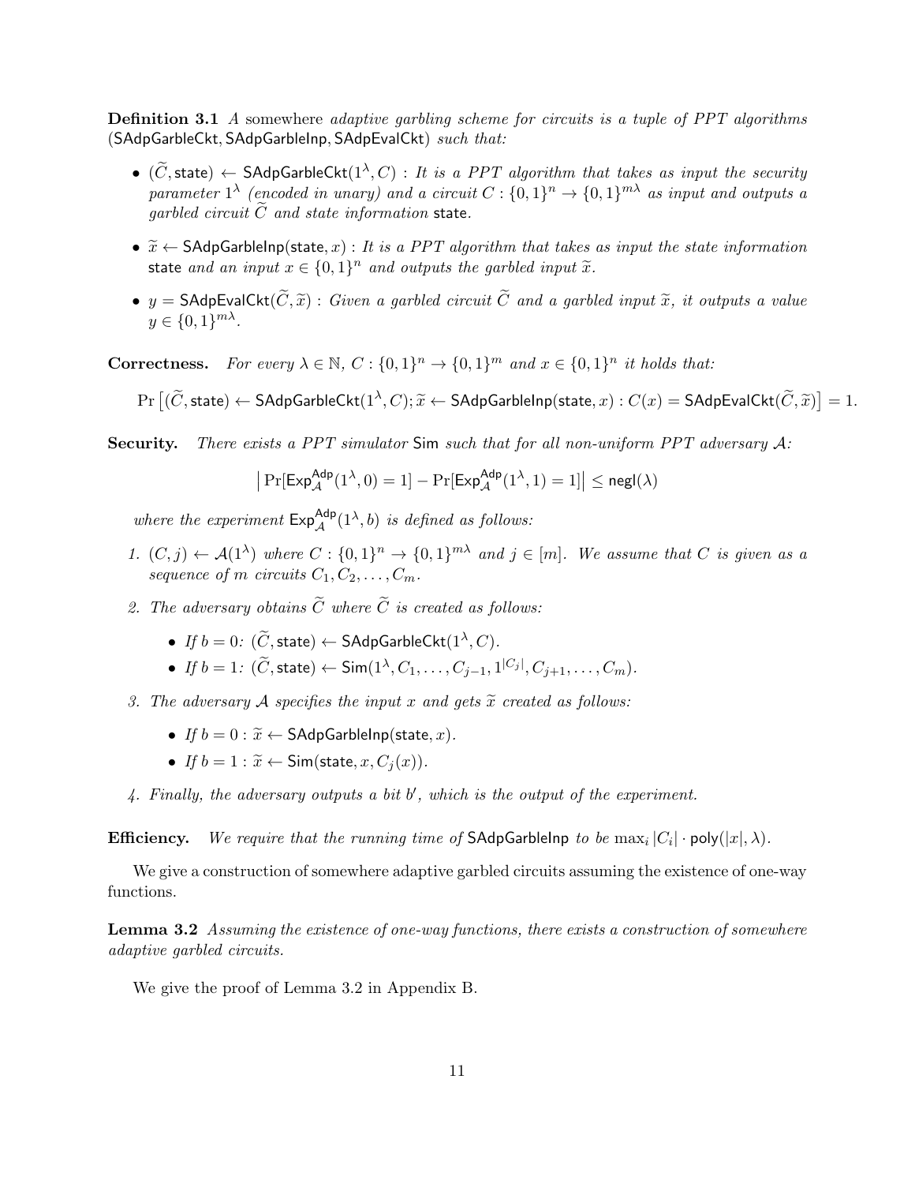**Definition 3.1** *A* somewhere *adaptive garbling scheme for circuits is a tuple of PPT algorithms* (SAdpGarbleCkt, SAdpGarbleInp, SAdpEvalCkt) *such that:*

- $(\widetilde{C}, \mathsf{state}) \leftarrow \mathsf{SAdpGarbleCkt}(1^\lambda, C)$ : *It is a PPT algorithm that takes as input the security parameter* $1^\lambda$ *(encoded in unary) and a circuit* $C : \{0,1\}^n \rightarrow \{0,1\}^{m\lambda}$ *as input and outputs a garbled circuit* $\widetilde{C}$ *and state information* state.
- $\widetilde{x} \leftarrow \mathsf{SAdpGarbleInp}(\mathsf{state}, x)$ : *It is a PPT algorithm that takes as input the state information* state *and an input* $x \in \{0,1\}^n$ *and outputs the garbled input* $\widetilde{x}$.
- $y = \mathsf{SAdpEvalCkt}(\widetilde{C}, \widetilde{x})$ : *Given a garbled circuit* $\widetilde{C}$ *and a garbled input* $\widetilde{x}$, *it outputs a value* $y \in \{0,1\}^{m\lambda}$.

**Correctness.** *For every* $\lambda \in \mathbb{N}$, $C : \{0,1\}^n \rightarrow \{0,1\}^m$ *and* $x \in \{0,1\}^n$ *it holds that:*

$$\Pr\left[(\widetilde{C}, \mathsf{state}) \leftarrow \mathsf{SAdpGarbleCkt}(1^\lambda, C); \widetilde{x} \leftarrow \mathsf{SAdpGarbleInp}(\mathsf{state}, x) : C(x) = \mathsf{SAdpEvalCkt}(\widetilde{C}, \widetilde{x})\right] = 1.$$

**Security.** *There exists a PPT simulator* Sim *such that for all non-uniform PPT adversary* $\mathcal{A}$:

$$\left|\Pr[\mathsf{Exp}^{\mathsf{Adp}}_{\mathcal{A}}(1^\lambda, 0) = 1] - \Pr[\mathsf{Exp}^{\mathsf{Adp}}_{\mathcal{A}}(1^\lambda, 1) = 1]\right| \leq \mathsf{negl}(\lambda)$$

*where the experiment* $\mathsf{Exp}^{\mathsf{Adp}}_{\mathcal{A}}(1^\lambda, b)$ *is defined as follows:*

1. $(C, j) \leftarrow \mathcal{A}(1^\lambda)$ *where* $C : \{0,1\}^n \rightarrow \{0,1\}^{m\lambda}$ *and* $j \in [m]$. *We assume that* $C$ *is given as a sequence of* $m$ *circuits* $C_1, C_2, \ldots, C_m$.
2. *The adversary obtains* $\widetilde{C}$ *where* $\widetilde{C}$ *is created as follows:*
   - *If* $b = 0$: $(\widetilde{C}, \mathsf{state}) \leftarrow \mathsf{SAdpGarbleCkt}(1^\lambda, C)$.
   - *If* $b = 1$: $(\widetilde{C}, \mathsf{state}) \leftarrow \mathsf{Sim}(1^\lambda, C_1, \ldots, C_{j-1}, 1^{|C_j|}, C_{j+1}, \ldots, C_m)$.
3. *The adversary* $\mathcal{A}$ *specifies the input* $x$ *and gets* $\widetilde{x}$ *created as follows:*
   - *If* $b = 0$ : $\widetilde{x} \leftarrow \mathsf{SAdpGarbleInp}(\mathsf{state}, x)$.
   - *If* $b = 1$ : $\widetilde{x} \leftarrow \mathsf{Sim}(\mathsf{state}, x, C_j(x))$.
4. *Finally, the adversary outputs a bit* $b'$, *which is the output of the experiment.*

**Efficiency.** *We require that the running time of* SAdpGarbleInp *to be* $\max_i |C_i| \cdot \mathsf{poly}(|x|, \lambda)$.

We give a construction of somewhere adaptive garbled circuits assuming the existence of one-way functions.

**Lemma 3.2** *Assuming the existence of one-way functions, there exists a construction of somewhere adaptive garbled circuits.*

We give the proof of Lemma 3.2 in Appendix B.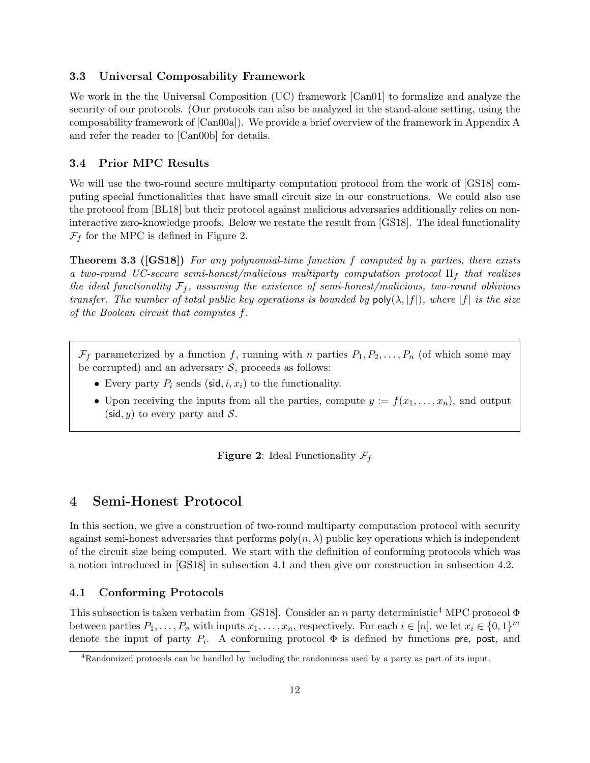### 3.3 Universal Composability Framework

We work in the the Universal Composition (UC) framework [Can01] to formalize and analyze the security of our protocols. (Our protocols can also be analyzed in the stand-alone setting, using the composability framework of [Can00a]). We provide a brief overview of the framework in Appendix A and refer the reader to [Can00b] for details.

### 3.4 Prior MPC Results

We will use the two-round secure multiparty computation protocol from the work of [GS18] computing special functionalities that have small circuit size in our constructions. We could also use the protocol from [BL18] but their protocol against malicious adversaries additionally relies on non-interactive zero-knowledge proofs. Below we restate the result from [GS18]. The ideal functionality $\mathcal{F}_f$ for the MPC is defined in Figure 2.

**Theorem 3.3 ([GS18])** *For any polynomial-time function $f$ computed by $n$ parties, there exists a two-round UC-secure semi-honest/malicious multiparty computation protocol $\Pi_f$ that realizes the ideal functionality $\mathcal{F}_f$, assuming the existence of semi-honest/malicious, two-round oblivious transfer. The number of total public key operations is bounded by $\mathsf{poly}(\lambda, |f|)$, where $|f|$ is the size of the Boolean circuit that computes $f$.*

> $\mathcal{F}_f$ parameterized by a function $f$, running with $n$ parties $P_1, P_2, \ldots, P_n$ (of which some may be corrupted) and an adversary $\mathcal{S}$, proceeds as follows:
>
> - Every party $P_i$ sends $(\mathsf{sid}, i, x_i)$ to the functionality.
> - Upon receiving the inputs from all the parties, compute $y := f(x_1, \ldots, x_n)$, and output $(\mathsf{sid}, y)$ to every party and $\mathcal{S}$.

**Figure 2**: Ideal Functionality $\mathcal{F}_f$

## 4 Semi-Honest Protocol

In this section, we give a construction of two-round multiparty computation protocol with security against semi-honest adversaries that performs $\mathsf{poly}(n, \lambda)$ public key operations which is independent of the circuit size being computed. We start with the definition of conforming protocols which was a notion introduced in [GS18] in subsection 4.1 and then give our construction in subsection 4.2.

### 4.1 Conforming Protocols

This subsection is taken verbatim from [GS18]. Consider an $n$ party deterministic[4] MPC protocol $\Phi$ between parties $P_1, \ldots, P_n$ with inputs $x_1, \ldots, x_n$, respectively. For each $i \in [n]$, we let $x_i \in \{0,1\}^m$ denote the input of party $P_i$. A conforming protocol $\Phi$ is defined by functions $\mathsf{pre}$, $\mathsf{post}$, and

[4] Randomized protocols can be handled by including the randomness used by a party as part of its input.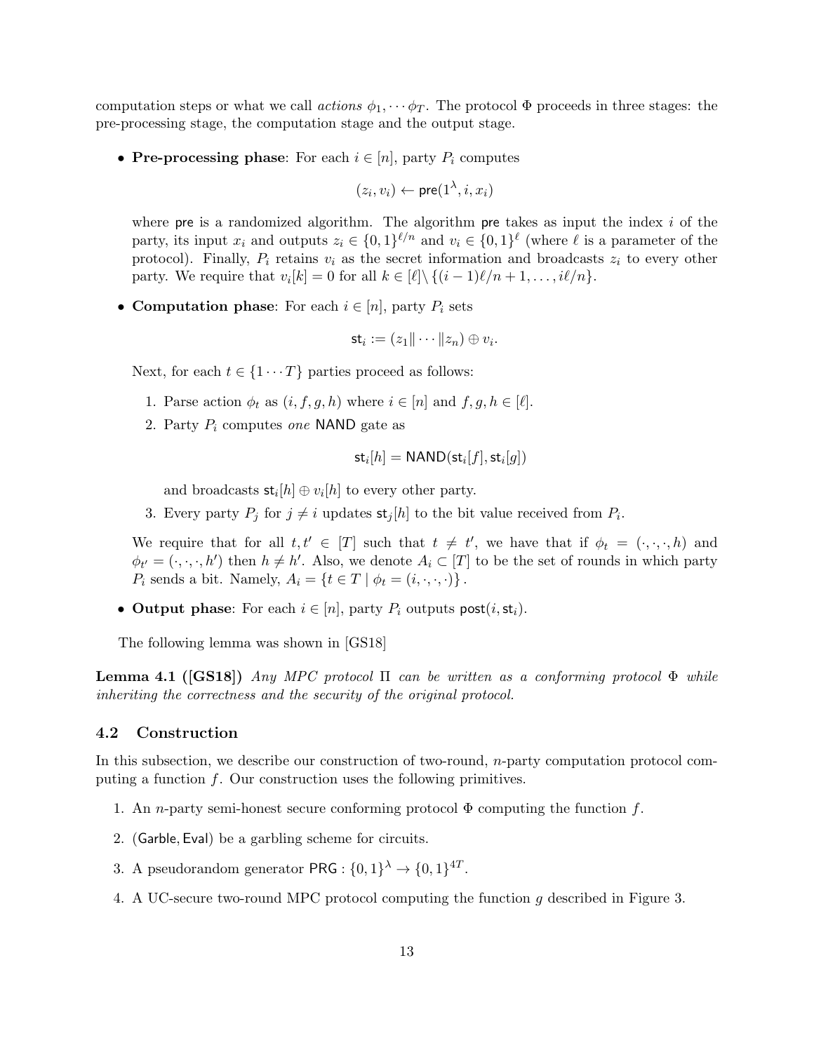computation steps or what we call *actions* $\phi_1, \cdots \phi_T$. The protocol $\Phi$ proceeds in three stages: the pre-processing stage, the computation stage and the output stage.

- **Pre-processing phase**: For each $i \in [n]$, party $P_i$ computes

$$(z_i, v_i) \leftarrow \mathsf{pre}(1^\lambda, i, x_i)$$

  where $\mathsf{pre}$ is a randomized algorithm. The algorithm $\mathsf{pre}$ takes as input the index $i$ of the party, its input $x_i$ and outputs $z_i \in \{0,1\}^{\ell/n}$ and $v_i \in \{0,1\}^{\ell}$ (where $\ell$ is a parameter of the protocol). Finally, $P_i$ retains $v_i$ as the secret information and broadcasts $z_i$ to every other party. We require that $v_i[k] = 0$ for all $k \in [\ell] \backslash \{(i-1)\ell/n + 1, \ldots, i\ell/n\}$.

- **Computation phase**: For each $i \in [n]$, party $P_i$ sets

$$\mathsf{st}_i := (z_1 \| \cdots \| z_n) \oplus v_i.$$

  Next, for each $t \in \{1 \cdots T\}$ parties proceed as follows:

  1. Parse action $\phi_t$ as $(i, f, g, h)$ where $i \in [n]$ and $f, g, h \in [\ell]$.
  2. Party $P_i$ computes *one* $\mathsf{NAND}$ gate as

$$\mathsf{st}_i[h] = \mathsf{NAND}(\mathsf{st}_i[f], \mathsf{st}_i[g])$$

     and broadcasts $\mathsf{st}_i[h] \oplus v_i[h]$ to every other party.
  3. Every party $P_j$ for $j \neq i$ updates $\mathsf{st}_j[h]$ to the bit value received from $P_i$.

  We require that for all $t, t' \in [T]$ such that $t \neq t'$, we have that if $\phi_t = (\cdot, \cdot, \cdot, h)$ and $\phi_{t'} = (\cdot, \cdot, \cdot, h')$ then $h \neq h'$. Also, we denote $A_i \subset [T]$ to be the set of rounds in which party $P_i$ sends a bit. Namely, $A_i = \{t \in T \mid \phi_t = (i, \cdot, \cdot, \cdot)\}$.

- **Output phase**: For each $i \in [n]$, party $P_i$ outputs $\mathsf{post}(i, \mathsf{st}_i)$.

The following lemma was shown in [GS18]

**Lemma 4.1 ([GS18])** *Any MPC protocol $\Pi$ can be written as a conforming protocol $\Phi$ while inheriting the correctness and the security of the original protocol.*

## 4.2 Construction

In this subsection, we describe our construction of two-round, $n$-party computation protocol computing a function $f$. Our construction uses the following primitives.

1. An $n$-party semi-honest secure conforming protocol $\Phi$ computing the function $f$.
2. $(\mathsf{Garble}, \mathsf{Eval})$ be a garbling scheme for circuits.
3. A pseudorandom generator $\mathsf{PRG} : \{0,1\}^\lambda \rightarrow \{0,1\}^{4T}$.
4. A UC-secure two-round MPC protocol computing the function $g$ described in Figure 3.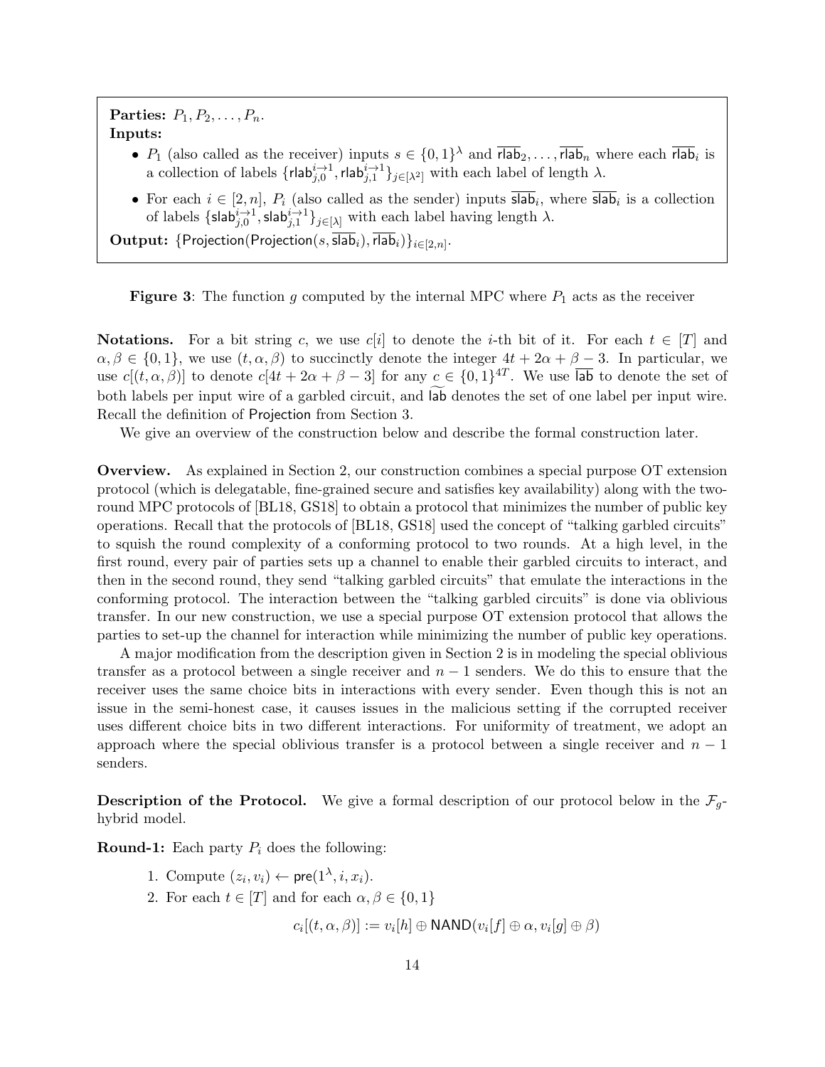**Parties:** $P_1, P_2, \ldots, P_n$.
**Inputs:**

- $P_1$ (also called as the receiver) inputs $s \in \{0,1\}^\lambda$ and $\overline{\mathsf{rlab}}_2, \ldots, \overline{\mathsf{rlab}}_n$ where each $\overline{\mathsf{rlab}}_i$ is a collection of labels $\{\mathsf{rlab}^{i\to 1}_{j,0}, \mathsf{rlab}^{i\to 1}_{j,1}\}_{j\in[\lambda^2]}$ with each label of length $\lambda$.
- For each $i \in [2,n]$, $P_i$ (also called as the sender) inputs $\overline{\mathsf{slab}}_i$, where $\overline{\mathsf{slab}}_i$ is a collection of labels $\{\mathsf{slab}^{i\to 1}_{j,0}, \mathsf{slab}^{i\to 1}_{j,1}\}_{j\in[\lambda]}$ with each label having length $\lambda$.

**Output:** $\{\mathsf{Projection}(\mathsf{Projection}(s, \overline{\mathsf{slab}}_i), \overline{\mathsf{rlab}}_i)\}_{i\in[2,n]}$.

**Figure 3**: The function $g$ computed by the internal MPC where $P_1$ acts as the receiver

**Notations.** For a bit string $c$, we use $c[i]$ to denote the $i$-th bit of it. For each $t \in [T]$ and $\alpha, \beta \in \{0,1\}$, we use $(t, \alpha, \beta)$ to succinctly denote the integer $4t + 2\alpha + \beta - 3$. In particular, we use $c[(t,\alpha,\beta)]$ to denote $c[4t + 2\alpha + \beta - 3]$ for any $c \in \{0,1\}^{4T}$. We use $\overline{\mathsf{lab}}$ to denote the set of both labels per input wire of a garbled circuit, and $\widetilde{\mathsf{lab}}$ denotes the set of one label per input wire. Recall the definition of Projection from Section 3.

We give an overview of the construction below and describe the formal construction later.

**Overview.** As explained in Section 2, our construction combines a special purpose OT extension protocol (which is delegatable, fine-grained secure and satisfies key availability) along with the two-round MPC protocols of [BL18, GS18] to obtain a protocol that minimizes the number of public key operations. Recall that the protocols of [BL18, GS18] used the concept of "talking garbled circuits" to squish the round complexity of a conforming protocol to two rounds. At a high level, in the first round, every pair of parties sets up a channel to enable their garbled circuits to interact, and then in the second round, they send "talking garbled circuits" that emulate the interactions in the conforming protocol. The interaction between the "talking garbled circuits" is done via oblivious transfer. In our new construction, we use a special purpose OT extension protocol that allows the parties to set-up the channel for interaction while minimizing the number of public key operations.

A major modification from the description given in Section 2 is in modeling the special oblivious transfer as a protocol between a single receiver and $n-1$ senders. We do this to ensure that the receiver uses the same choice bits in interactions with every sender. Even though this is not an issue in the semi-honest case, it causes issues in the malicious setting if the corrupted receiver uses different choice bits in two different interactions. For uniformity of treatment, we adopt an approach where the special oblivious transfer is a protocol between a single receiver and $n-1$ senders.

**Description of the Protocol.** We give a formal description of our protocol below in the $\mathcal{F}_g$-hybrid model.

**Round-1:** Each party $P_i$ does the following:

1. Compute $(z_i, v_i) \leftarrow \mathsf{pre}(1^\lambda, i, x_i)$.
2. For each $t \in [T]$ and for each $\alpha, \beta \in \{0,1\}$

$$c_i[(t,\alpha,\beta)] := v_i[h] \oplus \mathsf{NAND}(v_i[f] \oplus \alpha, v_i[g] \oplus \beta)$$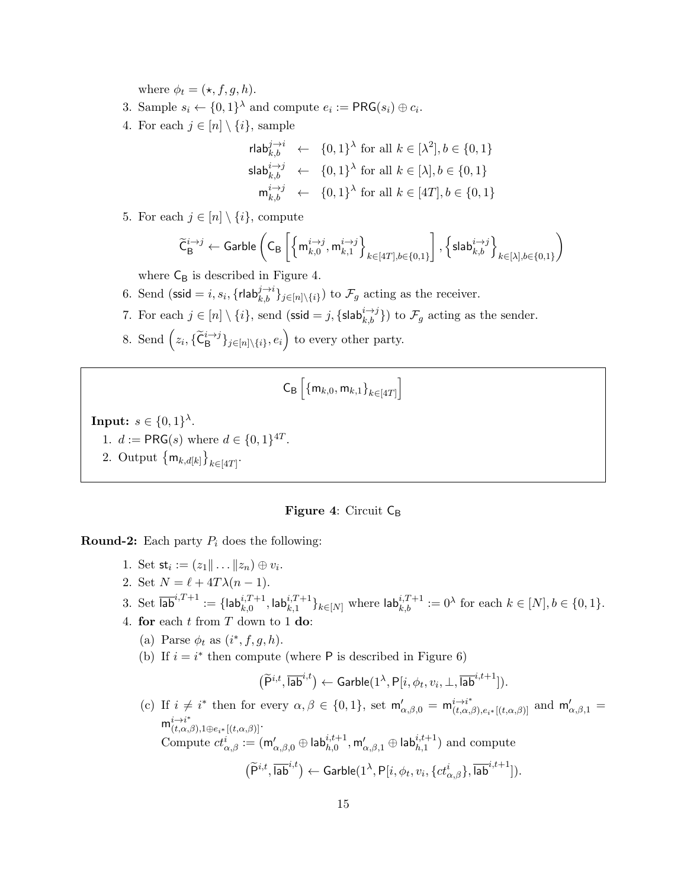where $\phi_t = (\star, f, g, h)$.

3. Sample $s_i \leftarrow \{0,1\}^\lambda$ and compute $e_i := \mathsf{PRG}(s_i) \oplus c_i$.
4. For each $j \in [n] \setminus \{i\}$, sample

$$\begin{aligned}
\mathsf{rlab}^{j \to i}_{k,b} &\leftarrow \{0,1\}^\lambda \text{ for all } k \in [\lambda^2], b \in \{0,1\} \\
\mathsf{slab}^{i \to j}_{k,b} &\leftarrow \{0,1\}^\lambda \text{ for all } k \in [\lambda], b \in \{0,1\} \\
\mathsf{m}^{i \to j}_{k,b} &\leftarrow \{0,1\}^\lambda \text{ for all } k \in [4T], b \in \{0,1\}
\end{aligned}$$

5. For each $j \in [n] \setminus \{i\}$, compute

$$\widetilde{\mathsf{C}}^{i \to j}_{\mathsf{B}} \leftarrow \mathsf{Garble}\left(\mathsf{C}_{\mathsf{B}}\left[\left\{\mathsf{m}^{i \to j}_{k,0}, \mathsf{m}^{i \to j}_{k,1}\right\}_{k \in [4T], b \in \{0,1\}}\right], \left\{\mathsf{slab}^{i \to j}_{k,b}\right\}_{k \in [\lambda], b \in \{0,1\}}\right)$$

where $\mathsf{C}_{\mathsf{B}}$ is described in Figure 4.

6. Send $(\mathsf{ssid} = i, s_i, \{\mathsf{rlab}^{j \to i}_{k,b}\}_{j \in [n] \setminus \{i\}})$ to $\mathcal{F}_g$ acting as the receiver.
7. For each $j \in [n] \setminus \{i\}$, send $(\mathsf{ssid} = j, \{\mathsf{slab}^{i \to j}_{k,b}\})$ to $\mathcal{F}_g$ acting as the sender.
8. Send $\left(z_i, \{\widetilde{\mathsf{C}}^{i \to j}_{\mathsf{B}}\}_{j \in [n] \setminus \{i\}}, e_i\right)$ to every other party.

---

$$\mathsf{C}_{\mathsf{B}}\left[\{\mathsf{m}_{k,0}, \mathsf{m}_{k,1}\}_{k \in [4T]}\right]$$

**Input:** $s \in \{0,1\}^\lambda$.

1. $d := \mathsf{PRG}(s)$ where $d \in \{0,1\}^{4T}$.
2. Output $\{\mathsf{m}_{k,d[k]}\}_{k \in [4T]}$.

---

**Figure 4**: Circuit $\mathsf{C}_{\mathsf{B}}$

**Round-2:** Each party $P_i$ does the following:

1. Set $\mathsf{st}_i := (z_1 \| \ldots \| z_n) \oplus v_i$.
2. Set $N = \ell + 4T\lambda(n-1)$.
3. Set $\overline{\mathsf{lab}}^{i,T+1} := \{\mathsf{lab}^{i,T+1}_{k,0}, \mathsf{lab}^{i,T+1}_{k,1}\}_{k \in [N]}$ where $\mathsf{lab}^{i,T+1}_{k,b} := 0^\lambda$ for each $k \in [N], b \in \{0,1\}$.
4. **for** each $t$ from $T$ down to 1 **do**:
   (a) Parse $\phi_t$ as $(i^*, f, g, h)$.
   (b) If $i = i^*$ then compute (where $\mathsf{P}$ is described in Figure 6)
   $$\left(\widetilde{\mathsf{P}}^{i,t}, \overline{\mathsf{lab}}^{i,t}\right) \leftarrow \mathsf{Garble}(1^\lambda, \mathsf{P}[i, \phi_t, v_i, \bot, \overline{\mathsf{lab}}^{i,t+1}]).$$
   (c) If $i \neq i^*$ then for every $\alpha, \beta \in \{0,1\}$, set $\mathsf{m}'_{\alpha,\beta,0} = \mathsf{m}^{i \to i^*}_{(t,\alpha,\beta), e_{i^*}[(t,\alpha,\beta)]}$ and $\mathsf{m}'_{\alpha,\beta,1} = \mathsf{m}^{i \to i^*}_{(t,\alpha,\beta), 1 \oplus e_{i^*}[(t,\alpha,\beta)]}$.
   Compute $ct^i_{\alpha,\beta} := (\mathsf{m}'_{\alpha,\beta,0} \oplus \mathsf{lab}^{i,t+1}_{h,0}, \mathsf{m}'_{\alpha,\beta,1} \oplus \mathsf{lab}^{i,t+1}_{h,1})$ and compute
   $$\left(\widetilde{\mathsf{P}}^{i,t}, \overline{\mathsf{lab}}^{i,t}\right) \leftarrow \mathsf{Garble}(1^\lambda, \mathsf{P}[i, \phi_t, v_i, \{ct^i_{\alpha,\beta}\}, \overline{\mathsf{lab}}^{i,t+1}]).$$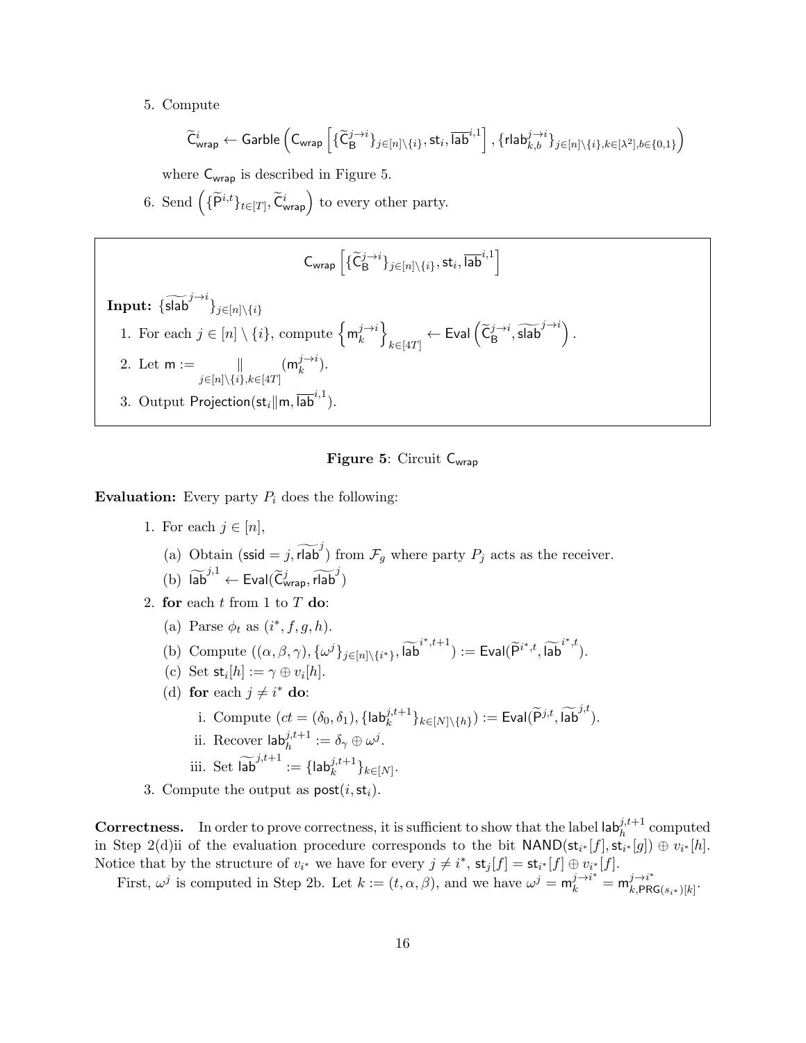5. Compute

$$\widetilde{\mathsf{C}}^i_{\mathsf{wrap}} \leftarrow \mathsf{Garble}\left(\mathsf{C}_{\mathsf{wrap}}\left[\{\widetilde{\mathsf{C}}^{j\to i}_{\mathsf{B}}\}_{j\in[n]\setminus\{i\}}, \mathsf{st}_i, \overline{\mathsf{lab}}^{i,1}\right], \{\mathsf{rlab}^{j\to i}_{k,b}\}_{j\in[n]\setminus\{i\},k\in[\lambda^2],b\in\{0,1\}}\right)$$

where $\mathsf{C}_{\mathsf{wrap}}$ is described in Figure 5.

6. Send $\left(\{\widetilde{\mathsf{P}}^{i,t}\}_{t\in[T]}, \widetilde{\mathsf{C}}^i_{\mathsf{wrap}}\right)$ to every other party.

---

$$\mathsf{C}_{\mathsf{wrap}}\left[\{\widetilde{\mathsf{C}}^{j\to i}_{\mathsf{B}}\}_{j\in[n]\setminus\{i\}}, \mathsf{st}_i, \overline{\mathsf{lab}}^{i,1}\right]$$

**Input:** $\{\widetilde{\mathsf{slab}}^{j\to i}\}_{j\in[n]\setminus\{i\}}$

1. For each $j \in [n]\setminus\{i\}$, compute $\left\{\mathsf{m}^{j\to i}_k\right\}_{k\in[4T]} \leftarrow \mathsf{Eval}\left(\widetilde{\mathsf{C}}^{j\to i}_{\mathsf{B}}, \widetilde{\mathsf{slab}}^{j\to i}\right)$.
2. Let $\mathsf{m} := \mathop{\|}\limits_{j\in[n]\setminus\{i\},k\in[4T]} (\mathsf{m}^{j\to i}_k)$.
3. Output $\mathsf{Projection}(\mathsf{st}_i\|\mathsf{m}, \overline{\mathsf{lab}}^{i,1})$.

---

**Figure 5**: Circuit $\mathsf{C}_{\mathsf{wrap}}$

**Evaluation:** Every party $P_i$ does the following:

1. For each $j \in [n]$,
   (a) Obtain $(\mathsf{ssid} = j, \widetilde{\mathsf{rlab}}^j)$ from $\mathcal{F}_g$ where party $P_j$ acts as the receiver.
   (b) $\widetilde{\mathsf{lab}}^{j,1} \leftarrow \mathsf{Eval}(\widetilde{\mathsf{C}}^j_{\mathsf{wrap}}, \widetilde{\mathsf{rlab}}^j)$
2. **for** each $t$ from 1 to $T$ **do**:
   (a) Parse $\phi_t$ as $(i^*, f, g, h)$.
   (b) Compute $((\alpha,\beta,\gamma), \{\omega^j\}_{j\in[n]\setminus\{i^*\}}, \widetilde{\mathsf{lab}}^{i^*,t+1}) := \mathsf{Eval}(\widetilde{\mathsf{P}}^{i^*,t}, \widetilde{\mathsf{lab}}^{i^*,t})$.
   (c) Set $\mathsf{st}_i[h] := \gamma \oplus v_i[h]$.
   (d) **for** each $j \neq i^*$ **do**:
      i. Compute $(ct = (\delta_0,\delta_1), \{\mathsf{lab}^{j,t+1}_k\}_{k\in[N]\setminus\{h\}}) := \mathsf{Eval}(\widetilde{\mathsf{P}}^{j,t}, \widetilde{\mathsf{lab}}^{j,t})$.
      ii. Recover $\mathsf{lab}^{j,t+1}_h := \delta_\gamma \oplus \omega^j$.
      iii. Set $\widetilde{\mathsf{lab}}^{j,t+1} := \{\mathsf{lab}^{j,t+1}_k\}_{k\in[N]}$.
3. Compute the output as $\mathsf{post}(i, \mathsf{st}_i)$.

**Correctness.** In order to prove correctness, it is sufficient to show that the label $\mathsf{lab}^{j,t+1}_h$ computed in Step 2(d)ii of the evaluation procedure corresponds to the bit $\mathsf{NAND}(\mathsf{st}_{i^*}[f], \mathsf{st}_{i^*}[g]) \oplus v_{i^*}[h]$. Notice that by the structure of $v_{i^*}$ we have for every $j \neq i^*$, $\mathsf{st}_j[f] = \mathsf{st}_{i^*}[f] \oplus v_{i^*}[f]$.

First, $\omega^j$ is computed in Step 2b. Let $k := (t,\alpha,\beta)$, and we have $\omega^j = \mathsf{m}^{j\to i^*}_k = \mathsf{m}^{j\to i^*}_{k,\mathsf{PRG}(s_{i^*})[k]}$.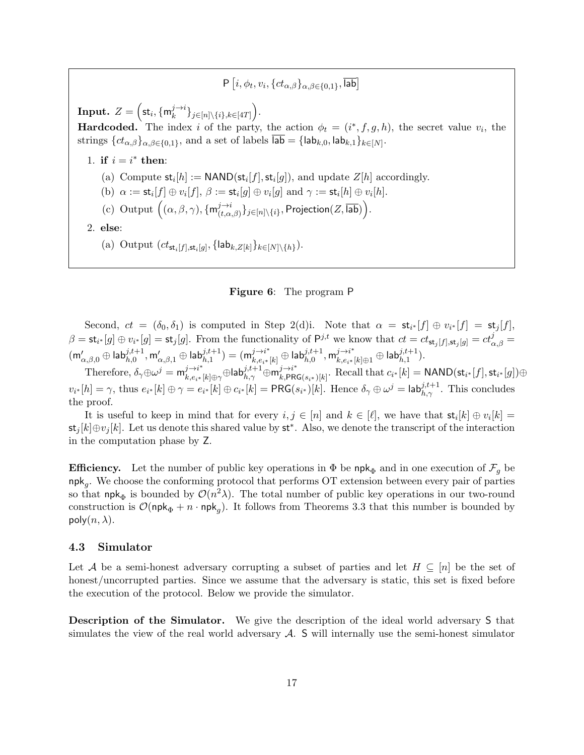$\mathsf{P}\left[i, \phi_t, v_i, \{ct_{\alpha,\beta}\}_{\alpha,\beta\in\{0,1\}}, \overline{\mathsf{lab}}\right]$

**Input.** $Z = \left(\mathsf{st}_i, \{\mathsf{m}_k^{j\to i}\}_{j\in[n]\setminus\{i\},k\in[4T]}\right)$.

**Hardcoded.** The index $i$ of the party, the action $\phi_t = (i^*, f, g, h)$, the secret value $v_i$, the strings $\{ct_{\alpha,\beta}\}_{\alpha,\beta\in\{0,1\}}$, and a set of labels $\overline{\mathsf{lab}} = \{\mathsf{lab}_{k,0}, \mathsf{lab}_{k,1}\}_{k\in[N]}$.

1. **if** $i = i^*$ **then**:
   (a) Compute $\mathsf{st}_i[h] := \mathsf{NAND}(\mathsf{st}_i[f], \mathsf{st}_i[g])$, and update $Z[h]$ accordingly.
   (b) $\alpha := \mathsf{st}_i[f] \oplus v_i[f]$, $\beta := \mathsf{st}_i[g] \oplus v_i[g]$ and $\gamma := \mathsf{st}_i[h] \oplus v_i[h]$.
   (c) Output $\left((\alpha, \beta, \gamma), \{\mathsf{m}_{(t,\alpha,\beta)}^{j\to i}\}_{j\in[n]\setminus\{i\}}, \mathsf{Projection}(Z, \overline{\mathsf{lab}})\right)$.
2. **else**:
   (a) Output $(ct_{\mathsf{st}_i[f],\mathsf{st}_i[g]}, \{\mathsf{lab}_{k,Z[k]}\}_{k\in[N]\setminus\{h\}})$.

**Figure 6**: The program P

Second, $ct = (\delta_0, \delta_1)$ is computed in Step 2(d)i. Note that $\alpha = \mathsf{st}_{i^*}[f] \oplus v_{i^*}[f] = \mathsf{st}_j[f]$, $\beta = \mathsf{st}_{i^*}[g] \oplus v_{i^*}[g] = \mathsf{st}_j[g]$. From the functionality of $\mathsf{P}^{j,t}$ we know that $ct = ct_{\mathsf{st}_j[f],\mathsf{st}_j[g]} = ct^j_{\alpha,\beta} = (\mathsf{m}'_{\alpha,\beta,0} \oplus \mathsf{lab}^{j,t+1}_{h,0}, \mathsf{m}'_{\alpha,\beta,1} \oplus \mathsf{lab}^{j,t+1}_{h,1}) = (\mathsf{m}^{j\to i^*}_{k,e_{i^*}[k]} \oplus \mathsf{lab}^{j,t+1}_{h,0}, \mathsf{m}^{j\to i^*}_{k,e_{i^*}[k]\oplus 1} \oplus \mathsf{lab}^{j,t+1}_{h,1})$.

Therefore, $\delta_\gamma \oplus \omega^j = \mathsf{m}^{j\to i^*}_{k,e_{i^*}[k]\oplus\gamma} \oplus \mathsf{lab}^{j,t+1}_{h,\gamma} \oplus \mathsf{m}^{j\to i^*}_{k,\mathsf{PRG}(s_{i^*})[k]}$. Recall that $c_{i^*}[k] = \mathsf{NAND}(\mathsf{st}_{i^*}[f], \mathsf{st}_{i^*}[g]) \oplus v_{i^*}[h] = \gamma$, thus $e_{i^*}[k] \oplus \gamma = e_{i^*}[k] \oplus c_{i^*}[k] = \mathsf{PRG}(s_{i^*})[k]$. Hence $\delta_\gamma \oplus \omega^j = \mathsf{lab}^{j,t+1}_{h,\gamma}$. This concludes the proof.

It is useful to keep in mind that for every $i, j \in [n]$ and $k \in [\ell]$, we have that $\mathsf{st}_i[k] \oplus v_i[k] = \mathsf{st}_j[k] \oplus v_j[k]$. Let us denote this shared value by $\mathsf{st}^*$. Also, we denote the transcript of the interaction in the computation phase by $\mathsf{Z}$.

**Efficiency.** Let the number of public key operations in $\Phi$ be $\mathsf{npk}_\Phi$ and in one execution of $\mathcal{F}_g$ be $\mathsf{npk}_g$. We choose the conforming protocol that performs OT extension between every pair of parties so that $\mathsf{npk}_\Phi$ is bounded by $\mathcal{O}(n^2\lambda)$. The total number of public key operations in our two-round construction is $\mathcal{O}(\mathsf{npk}_\Phi + n \cdot \mathsf{npk}_g)$. It follows from Theorems 3.3 that this number is bounded by $\mathsf{poly}(n, \lambda)$.

### 4.3 Simulator

Let $\mathcal{A}$ be a semi-honest adversary corrupting a subset of parties and let $H \subseteq [n]$ be the set of honest/uncorrupted parties. Since we assume that the adversary is static, this set is fixed before the execution of the protocol. Below we provide the simulator.

**Description of the Simulator.** We give the description of the ideal world adversary S that simulates the view of the real world adversary $\mathcal{A}$. S will internally use the semi-honest simulator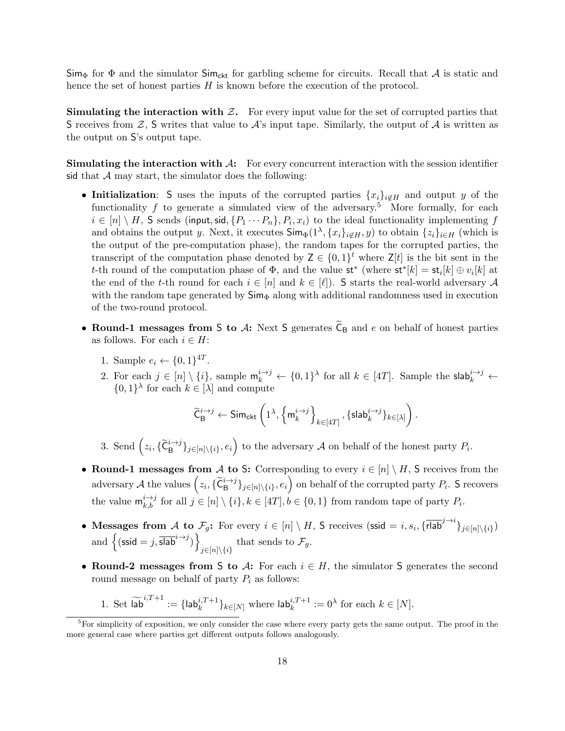$\mathsf{Sim}_\Phi$ for $\Phi$ and the simulator $\mathsf{Sim}_{\mathsf{ckt}}$ for garbling scheme for circuits. Recall that $\mathcal{A}$ is static and hence the set of honest parties $H$ is known before the execution of the protocol.

**Simulating the interaction with $\mathcal{Z}$.** For every input value for the set of corrupted parties that $\mathsf{S}$ receives from $\mathcal{Z}$, $\mathsf{S}$ writes that value to $\mathcal{A}$'s input tape. Similarly, the output of $\mathcal{A}$ is written as the output on $\mathsf{S}$'s output tape.

**Simulating the interaction with $\mathcal{A}$:** For every concurrent interaction with the session identifier $\mathsf{sid}$ that $\mathcal{A}$ may start, the simulator does the following:

- **Initialization**: $\mathsf{S}$ uses the inputs of the corrupted parties $\{x_i\}_{i \notin H}$ and output $y$ of the functionality $f$ to generate a simulated view of the adversary.[5] More formally, for each $i \in [n] \setminus H$, $\mathsf{S}$ sends $(\mathsf{input}, \mathsf{sid}, \{P_1 \cdots P_n\}, P_i, x_i)$ to the ideal functionality implementing $f$ and obtains the output $y$. Next, it executes $\mathsf{Sim}_\Phi(1^\lambda, \{x_i\}_{i \notin H}, y)$ to obtain $\{z_i\}_{i \in H}$ (which is the output of the pre-computation phase), the random tapes for the corrupted parties, the transcript of the computation phase denoted by $\mathsf{Z} \in \{0,1\}^t$ where $\mathsf{Z}[t]$ is the bit sent in the $t$-th round of the computation phase of $\Phi$, and the value $\mathsf{st}^*$ (where $\mathsf{st}^*[k] = \mathsf{st}_i[k] \oplus v_i[k]$ at the end of the $t$-th round for each $i \in [n]$ and $k \in [\ell]$). $\mathsf{S}$ starts the real-world adversary $\mathcal{A}$ with the random tape generated by $\mathsf{Sim}_\Phi$ along with additional randomness used in execution of the two-round protocol.

- **Round-1 messages from $\mathsf{S}$ to $\mathcal{A}$:** Next $\mathsf{S}$ generates $\widetilde{\mathsf{C}}_\mathsf{B}$ and $e$ on behalf of honest parties as follows. For each $i \in H$:

  1. Sample $e_i \leftarrow \{0,1\}^{4T}$.
  2. For each $j \in [n] \setminus \{i\}$, sample $\mathsf{m}_k^{i \to j} \leftarrow \{0,1\}^\lambda$ for all $k \in [4T]$. Sample the $\mathsf{slab}_k^{i \to j} \leftarrow \{0,1\}^\lambda$ for each $k \in [\lambda]$ and compute
  $$\widetilde{\mathsf{C}}_\mathsf{B}^{i \to j} \leftarrow \mathsf{Sim}_{\mathsf{ckt}}\left(1^\lambda, \left\{\mathsf{m}_k^{i \to j}\right\}_{k \in [4T]}, \{\mathsf{slab}_k^{i \to j}\}_{k \in [\lambda]}\right).$$
  3. Send $\left(z_i, \{\widetilde{\mathsf{C}}_\mathsf{B}^{i \to j}\}_{j \in [n] \setminus \{i\}}, e_i\right)$ to the adversary $\mathcal{A}$ on behalf of the honest party $P_i$.

- **Round-1 messages from $\mathcal{A}$ to $\mathsf{S}$:** Corresponding to every $i \in [n] \setminus H$, $\mathsf{S}$ receives from the adversary $\mathcal{A}$ the values $\left(z_i, \{\widetilde{\mathsf{C}}_\mathsf{B}^{i \to j}\}_{j \in [n] \setminus \{i\}}, e_i\right)$ on behalf of the corrupted party $P_i$. $\mathsf{S}$ recovers the value $\mathsf{m}_{k,b}^{i \to j}$ for all $j \in [n] \setminus \{i\}, k \in [4T], b \in \{0,1\}$ from random tape of party $P_i$.

- **Messages from $\mathcal{A}$ to $\mathcal{F}_g$:** For every $i \in [n] \setminus H$, $\mathsf{S}$ receives $(\mathsf{ssid} = i, s_i, \{\overline{\mathsf{rlab}}^{j \to i}\}_{j \in [n] \setminus \{i\}})$ and $\left\{(\mathsf{ssid} = j, \overline{\mathsf{slab}}^{i \to j})\right\}_{j \in [n] \setminus \{i\}}$ that sends to $\mathcal{F}_g$.

- **Round-2 messages from $\mathsf{S}$ to $\mathcal{A}$:** For each $i \in H$, the simulator $\mathsf{S}$ generates the second round message on behalf of party $P_i$ as follows:

  1. Set $\widetilde{\mathsf{lab}}^{i,T+1} := \{\mathsf{lab}_k^{i,T+1}\}_{k \in [N]}$ where $\mathsf{lab}_k^{i,T+1} := 0^\lambda$ for each $k \in [N]$.

---

[5] For simplicity of exposition, we only consider the case where every party gets the same output. The proof in the more general case where parties get different outputs follows analogously.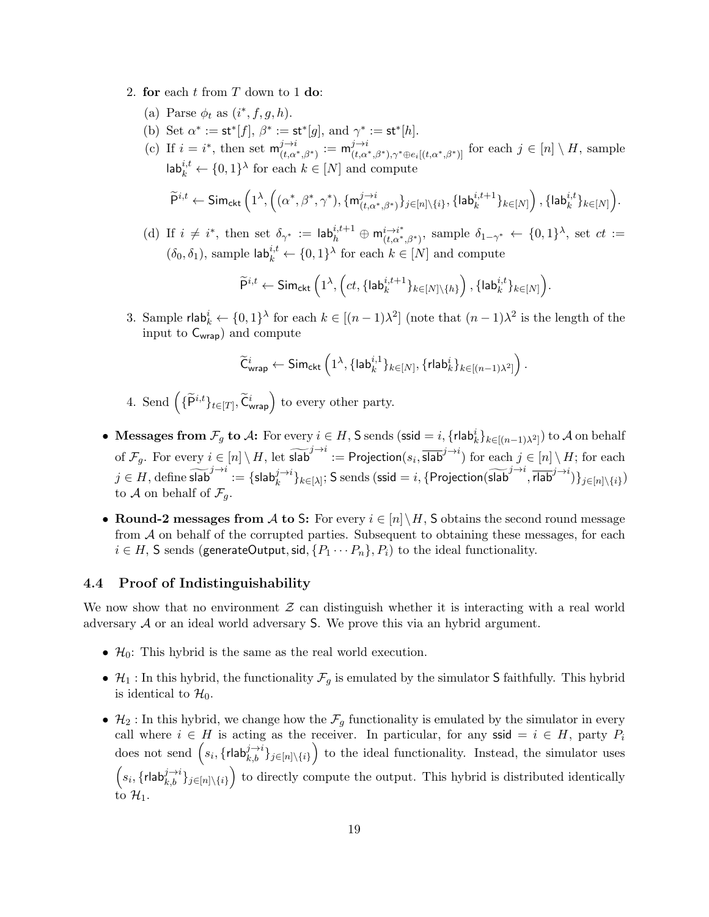2. **for** each $t$ from $T$ down to 1 **do**:

   (a) Parse $\phi_t$ as $(i^*, f, g, h)$.

   (b) Set $\alpha^* := \mathsf{st}^*[f]$, $\beta^* := \mathsf{st}^*[g]$, and $\gamma^* := \mathsf{st}^*[h]$.

   (c) If $i = i^*$, then set $\mathsf{m}^{j\to i}_{(t,\alpha^*,\beta^*)} := \mathsf{m}^{j\to i}_{(t,\alpha^*,\beta^*),\gamma^*\oplus e_i[(t,\alpha^*,\beta^*)]}$ for each $j \in [n] \setminus H$, sample $\mathsf{lab}^{i,t}_k \leftarrow \{0,1\}^\lambda$ for each $k \in [N]$ and compute

   $$\widetilde{\mathsf{P}}^{i,t} \leftarrow \mathsf{Sim}_{\mathsf{ckt}}\left(1^\lambda, \left((\alpha^*, \beta^*, \gamma^*), \{\mathsf{m}^{j\to i}_{(t,\alpha^*,\beta^*)}\}_{j\in[n]\setminus\{i\}}, \{\mathsf{lab}^{i,t+1}_k\}_{k\in[N]}\right), \{\mathsf{lab}^{i,t}_k\}_{k\in[N]}\right).$$

   (d) If $i \neq i^*$, then set $\delta_{\gamma^*} := \mathsf{lab}^{i,t+1}_h \oplus \mathsf{m}^{i\to i^*}_{(t,\alpha^*,\beta^*)}$, sample $\delta_{1-\gamma^*} \leftarrow \{0,1\}^\lambda$, set $ct := (\delta_0, \delta_1)$, sample $\mathsf{lab}^{i,t}_k \leftarrow \{0,1\}^\lambda$ for each $k \in [N]$ and compute

   $$\widetilde{\mathsf{P}}^{i,t} \leftarrow \mathsf{Sim}_{\mathsf{ckt}}\left(1^\lambda, \left(ct, \{\mathsf{lab}^{i,t+1}_k\}_{k\in[N]\setminus\{h\}}\right), \{\mathsf{lab}^{i,t}_k\}_{k\in[N]}\right).$$

3. Sample $\mathsf{rlab}^i_k \leftarrow \{0,1\}^\lambda$ for each $k \in [(n-1)\lambda^2]$ (note that $(n-1)\lambda^2$ is the length of the input to $\mathsf{C}_{\mathsf{wrap}}$) and compute

   $$\widetilde{\mathsf{C}}^i_{\mathsf{wrap}} \leftarrow \mathsf{Sim}_{\mathsf{ckt}}\left(1^\lambda, \{\mathsf{lab}^{i,1}_k\}_{k\in[N]}, \{\mathsf{rlab}^i_k\}_{k\in[(n-1)\lambda^2]}\right).$$

4. Send $\left(\{\widetilde{\mathsf{P}}^{i,t}\}_{t\in[T]}, \widetilde{\mathsf{C}}^i_{\mathsf{wrap}}\right)$ to every other party.

- **Messages from $\mathcal{F}_g$ to $\mathcal{A}$:** For every $i \in H$, $\mathsf{S}$ sends $(\mathsf{ssid} = i, \{\mathsf{rlab}^i_k\}_{k\in[(n-1)\lambda^2]})$ to $\mathcal{A}$ on behalf of $\mathcal{F}_g$. For every $i \in [n] \setminus H$, let $\widetilde{\mathsf{slab}}^{j\to i} := \mathsf{Projection}(s_i, \overline{\mathsf{slab}}^{j\to i})$ for each $j \in [n] \setminus H$; for each $j \in H$, define $\widetilde{\mathsf{slab}}^{j\to i} := \{\mathsf{slab}^{j\to i}_k\}_{k\in[\lambda]}$; $\mathsf{S}$ sends $(\mathsf{ssid} = i, \{\mathsf{Projection}(\widetilde{\mathsf{slab}}^{j\to i}, \overline{\mathsf{rlab}}^{j\to i})\}_{j\in[n]\setminus\{i\}})$ to $\mathcal{A}$ on behalf of $\mathcal{F}_g$.

- **Round-2 messages from $\mathcal{A}$ to $\mathsf{S}$:** For every $i \in [n] \setminus H$, $\mathsf{S}$ obtains the second round message from $\mathcal{A}$ on behalf of the corrupted parties. Subsequent to obtaining these messages, for each $i \in H$, $\mathsf{S}$ sends $(\mathsf{generateOutput}, \mathsf{sid}, \{P_1 \cdots P_n\}, P_i)$ to the ideal functionality.

### 4.4 Proof of Indistinguishability

We now show that no environment $\mathcal{Z}$ can distinguish whether it is interacting with a real world adversary $\mathcal{A}$ or an ideal world adversary $\mathsf{S}$. We prove this via an hybrid argument.

- $\mathcal{H}_0$: This hybrid is the same as the real world execution.

- $\mathcal{H}_1$ : In this hybrid, the functionality $\mathcal{F}_g$ is emulated by the simulator $\mathsf{S}$ faithfully. This hybrid is identical to $\mathcal{H}_0$.

- $\mathcal{H}_2$ : In this hybrid, we change how the $\mathcal{F}_g$ functionality is emulated by the simulator in every call where $i \in H$ is acting as the receiver. In particular, for any $\mathsf{ssid} = i \in H$, party $P_i$ does not send $\left(s_i, \{\mathsf{rlab}^{j\to i}_{k,b}\}_{j\in[n]\setminus\{i\}}\right)$ to the ideal functionality. Instead, the simulator uses $\left(s_i, \{\mathsf{rlab}^{j\to i}_{k,b}\}_{j\in[n]\setminus\{i\}}\right)$ to directly compute the output. This hybrid is distributed identically to $\mathcal{H}_1$.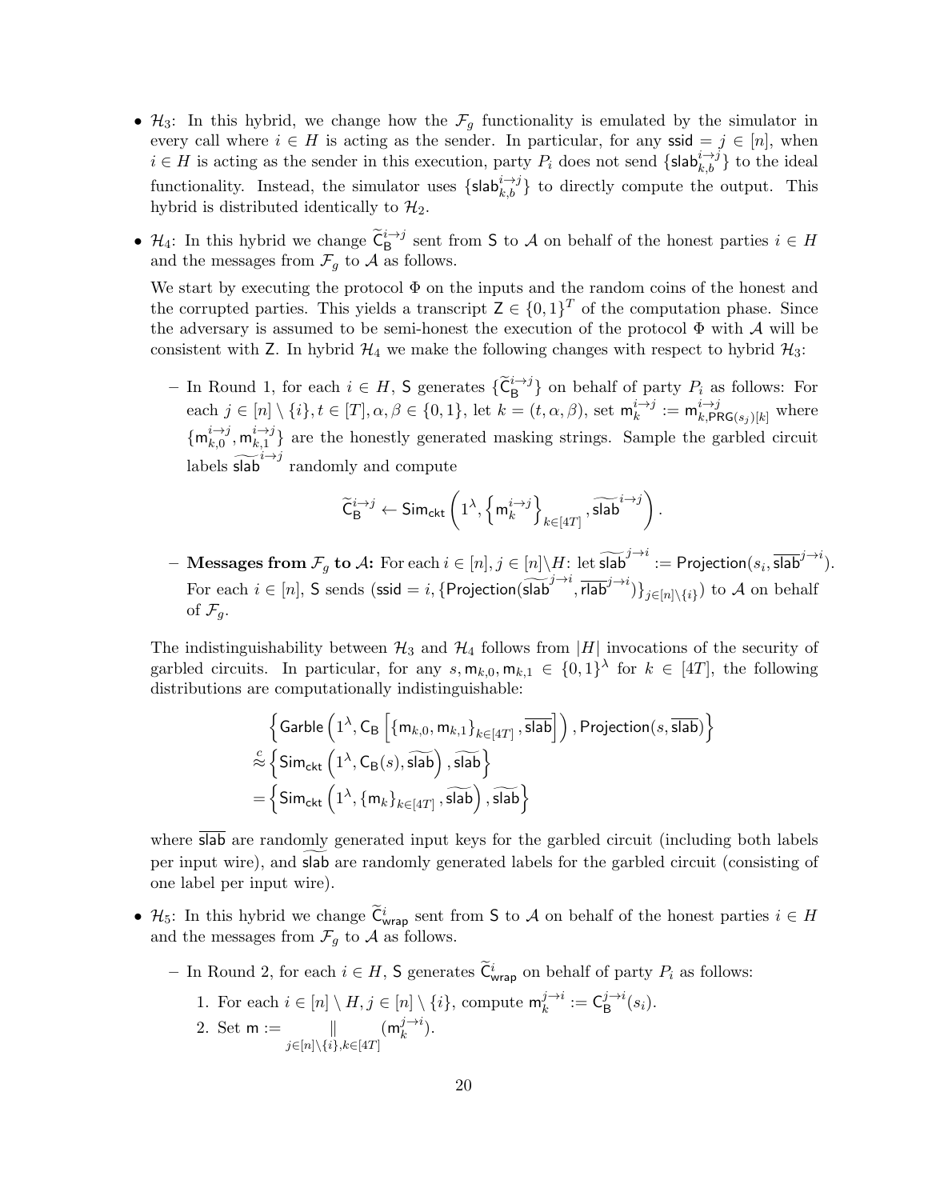- $\mathcal{H}_3$: In this hybrid, we change how the $\mathcal{F}_g$ functionality is emulated by the simulator in every call where $i \in H$ is acting as the sender. In particular, for any $\mathsf{ssid} = j \in [n]$, when $i \in H$ is acting as the sender in this execution, party $P_i$ does not send $\{\mathsf{slab}_{k,b}^{i \to j}\}$ to the ideal functionality. Instead, the simulator uses $\{\mathsf{slab}_{k,b}^{i \to j}\}$ to directly compute the output. This hybrid is distributed identically to $\mathcal{H}_2$.

- $\mathcal{H}_4$: In this hybrid we change $\widetilde{\mathsf{C}}_{\mathsf{B}}^{i \to j}$ sent from $\mathsf{S}$ to $\mathcal{A}$ on behalf of the honest parties $i \in H$ and the messages from $\mathcal{F}_g$ to $\mathcal{A}$ as follows.

  We start by executing the protocol $\Phi$ on the inputs and the random coins of the honest and the corrupted parties. This yields a transcript $\mathsf{Z} \in \{0,1\}^T$ of the computation phase. Since the adversary is assumed to be semi-honest the execution of the protocol $\Phi$ with $\mathcal{A}$ will be consistent with $\mathsf{Z}$. In hybrid $\mathcal{H}_4$ we make the following changes with respect to hybrid $\mathcal{H}_3$:

  - In Round 1, for each $i \in H$, $\mathsf{S}$ generates $\{\widetilde{\mathsf{C}}_{\mathsf{B}}^{i \to j}\}$ on behalf of party $P_i$ as follows: For each $j \in [n] \setminus \{i\}, t \in [T], \alpha, \beta \in \{0,1\}$, let $k = (t, \alpha, \beta)$, set $\mathsf{m}_k^{i \to j} := \mathsf{m}_{k,\mathsf{PRG}(s_j)[k]}^{i \to j}$ where $\{\mathsf{m}_{k,0}^{i \to j}, \mathsf{m}_{k,1}^{i \to j}\}$ are the honestly generated masking strings. Sample the garbled circuit labels $\widetilde{\mathsf{slab}}^{i \to j}$ randomly and compute

  $$\widetilde{\mathsf{C}}_{\mathsf{B}}^{i \to j} \leftarrow \mathsf{Sim}_{\mathsf{ckt}}\left(1^\lambda, \left\{\mathsf{m}_k^{i \to j}\right\}_{k \in [4T]}, \widetilde{\mathsf{slab}}^{i \to j}\right).$$

  - **Messages from $\mathcal{F}_g$ to $\mathcal{A}$:** For each $i \in [n], j \in [n] \backslash H$: let $\widetilde{\mathsf{slab}}^{j \to i} := \mathsf{Projection}(s_i, \overline{\mathsf{slab}}^{j \to i})$. For each $i \in [n]$, $\mathsf{S}$ sends $(\mathsf{ssid} = i, \{\mathsf{Projection}(\widetilde{\mathsf{slab}}^{j \to i}, \overline{\mathsf{rlab}}^{j \to i})\}_{j \in [n] \setminus \{i\}})$ to $\mathcal{A}$ on behalf of $\mathcal{F}_g$.

  The indistinguishability between $\mathcal{H}_3$ and $\mathcal{H}_4$ follows from $|H|$ invocations of the security of garbled circuits. In particular, for any $s, \mathsf{m}_{k,0}, \mathsf{m}_{k,1} \in \{0,1\}^\lambda$ for $k \in [4T]$, the following distributions are computationally indistinguishable:

  $$\begin{aligned}
  &\left\{\mathsf{Garble}\left(1^\lambda, \mathsf{C}_{\mathsf{B}}\left[\{\mathsf{m}_{k,0}, \mathsf{m}_{k,1}\}_{k \in [4T]}, \overline{\mathsf{slab}}\right]\right), \mathsf{Projection}(s, \overline{\mathsf{slab}})\right\} \\
  \stackrel{c}{\approx} &\left\{\mathsf{Sim}_{\mathsf{ckt}}\left(1^\lambda, \mathsf{C}_{\mathsf{B}}(s), \widetilde{\mathsf{slab}}\right), \widetilde{\mathsf{slab}}\right\} \\
  = &\left\{\mathsf{Sim}_{\mathsf{ckt}}\left(1^\lambda, \{\mathsf{m}_k\}_{k \in [4T]}, \widetilde{\mathsf{slab}}\right), \widetilde{\mathsf{slab}}\right\}
  \end{aligned}$$

  where $\overline{\mathsf{slab}}$ are randomly generated input keys for the garbled circuit (including both labels per input wire), and $\widetilde{\mathsf{slab}}$ are randomly generated labels for the garbled circuit (consisting of one label per input wire).

- $\mathcal{H}_5$: In this hybrid we change $\widetilde{\mathsf{C}}_{\mathsf{wrap}}^i$ sent from $\mathsf{S}$ to $\mathcal{A}$ on behalf of the honest parties $i \in H$ and the messages from $\mathcal{F}_g$ to $\mathcal{A}$ as follows.

  - In Round 2, for each $i \in H$, $\mathsf{S}$ generates $\widetilde{\mathsf{C}}_{\mathsf{wrap}}^i$ on behalf of party $P_i$ as follows:
    1. For each $i \in [n] \setminus H, j \in [n] \setminus \{i\}$, compute $\mathsf{m}_k^{j \to i} := \mathsf{C}_{\mathsf{B}}^{j \to i}(s_i)$.
    2. Set $\mathsf{m} := \underset{j \in [n] \setminus \{i\}, k \in [4T]}{\Vert} (\mathsf{m}_k^{j \to i})$.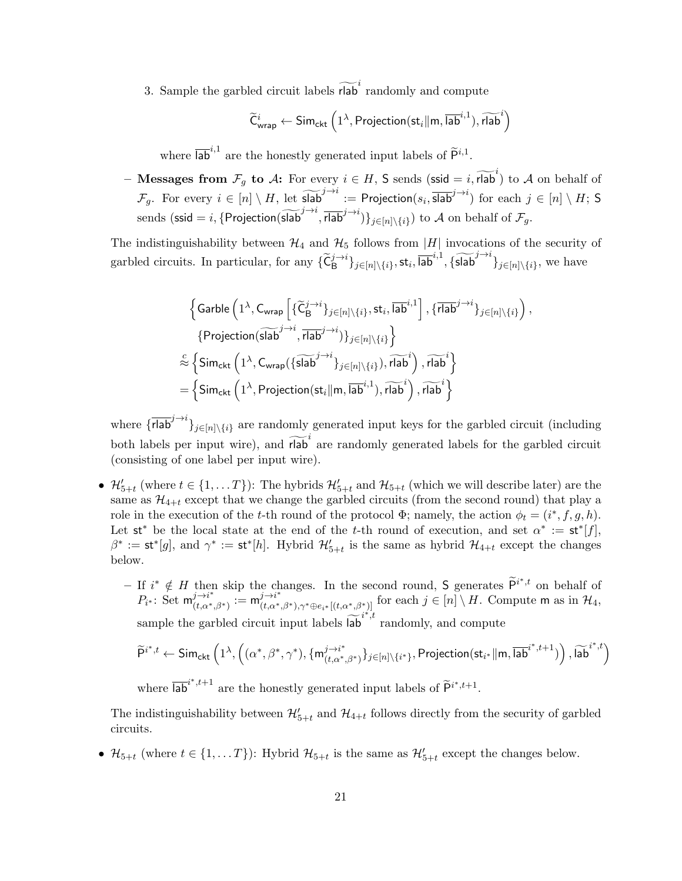3. Sample the garbled circuit labels $\widetilde{\mathsf{rlab}}^i$ randomly and compute

$$\widetilde{\mathsf{C}}^i_{\mathsf{wrap}} \leftarrow \mathsf{Sim}_{\mathsf{ckt}}\left(1^\lambda, \mathsf{Projection}(\mathsf{st}_i \| \mathsf{m}, \overline{\mathsf{lab}}^{i,1}), \widetilde{\mathsf{rlab}}^i\right)$$

where $\overline{\mathsf{lab}}^{i,1}$ are the honestly generated input labels of $\widetilde{\mathsf{P}}^{i,1}$.

– **Messages from $\mathcal{F}_g$ to $\mathcal{A}$:** For every $i \in H$, $\mathsf{S}$ sends $(\mathsf{ssid} = i, \widetilde{\mathsf{rlab}}^i)$ to $\mathcal{A}$ on behalf of $\mathcal{F}_g$. For every $i \in [n] \setminus H$, let $\widetilde{\mathsf{slab}}^{j\to i} := \mathsf{Projection}(s_i, \overline{\mathsf{slab}}^{j\to i})$ for each $j \in [n] \setminus H$; $\mathsf{S}$ sends $(\mathsf{ssid} = i, \{\mathsf{Projection}(\widetilde{\mathsf{slab}}^{j\to i}, \overline{\mathsf{rlab}}^{j\to i})\}_{j\in[n]\setminus\{i\}})$ to $\mathcal{A}$ on behalf of $\mathcal{F}_g$.

The indistinguishability between $\mathcal{H}_4$ and $\mathcal{H}_5$ follows from $|H|$ invocations of the security of garbled circuits. In particular, for any $\{\widetilde{\mathsf{C}}^{j\to i}_{\mathsf{B}}\}_{j\in[n]\setminus\{i\}}, \mathsf{st}_i, \overline{\mathsf{lab}}^{i,1}, \{\widetilde{\mathsf{slab}}^{j\to i}\}_{j\in[n]\setminus\{i\}}$, we have

$$\begin{aligned}
&\Big\{\mathsf{Garble}\left(1^\lambda, \mathsf{C}_{\mathsf{wrap}}\left[\{\widetilde{\mathsf{C}}^{j\to i}_{\mathsf{B}}\}_{j\in[n]\setminus\{i\}}, \mathsf{st}_i, \overline{\mathsf{lab}}^{i,1}\right], \{\overline{\mathsf{rlab}}^{j\to i}\}_{j\in[n]\setminus\{i\}}\right), \\
&\quad \{\mathsf{Projection}(\widetilde{\mathsf{slab}}^{j\to i}, \overline{\mathsf{rlab}}^{j\to i})\}_{j\in[n]\setminus\{i\}}\Big\} \\
&\overset{c}{\approx} \left\{\mathsf{Sim}_{\mathsf{ckt}}\left(1^\lambda, \mathsf{C}_{\mathsf{wrap}}(\{\widetilde{\mathsf{slab}}^{j\to i}\}_{j\in[n]\setminus\{i\}}), \widetilde{\mathsf{rlab}}^i\right), \widetilde{\mathsf{rlab}}^i\right\} \\
&= \left\{\mathsf{Sim}_{\mathsf{ckt}}\left(1^\lambda, \mathsf{Projection}(\mathsf{st}_i \| \mathsf{m}, \overline{\mathsf{lab}}^{i,1}), \widetilde{\mathsf{rlab}}^i\right), \widetilde{\mathsf{rlab}}^i\right\}
\end{aligned}$$

where $\{\overline{\mathsf{rlab}}^{j\to i}\}_{j\in[n]\setminus\{i\}}$ are randomly generated input keys for the garbled circuit (including both labels per input wire), and $\widetilde{\mathsf{rlab}}^i$ are randomly generated labels for the garbled circuit (consisting of one label per input wire).

- $\mathcal{H}'_{5+t}$ (where $t \in \{1, \ldots T\}$): The hybrids $\mathcal{H}'_{5+t}$ and $\mathcal{H}_{5+t}$ (which we will describe later) are the same as $\mathcal{H}_{4+t}$ except that we change the garbled circuits (from the second round) that play a role in the execution of the $t$-th round of the protocol $\Phi$; namely, the action $\phi_t = (i^*, f, g, h)$. Let $\mathsf{st}^*$ be the local state at the end of the $t$-th round of execution, and set $\alpha^* := \mathsf{st}^*[f]$, $\beta^* := \mathsf{st}^*[g]$, and $\gamma^* := \mathsf{st}^*[h]$. Hybrid $\mathcal{H}'_{5+t}$ is the same as hybrid $\mathcal{H}_{4+t}$ except the changes below.

  – If $i^* \notin H$ then skip the changes. In the second round, $\mathsf{S}$ generates $\widetilde{\mathsf{P}}^{i^*,t}$ on behalf of $P_{i^*}$: Set $\mathsf{m}^{j\to i^*}_{(t,\alpha^*,\beta^*)} := \mathsf{m}^{j\to i^*}_{(t,\alpha^*,\beta^*),\gamma^*\oplus e_{i^*}[(t,\alpha^*,\beta^*)]}$ for each $j \in [n] \setminus H$. Compute $\mathsf{m}$ as in $\mathcal{H}_4$, sample the garbled circuit input labels $\widetilde{\mathsf{lab}}^{i^*,t}$ randomly, and compute

  $$\widetilde{\mathsf{P}}^{i^*,t} \leftarrow \mathsf{Sim}_{\mathsf{ckt}}\left(1^\lambda, \left((\alpha^*, \beta^*, \gamma^*), \{\mathsf{m}^{j\to i^*}_{(t,\alpha^*,\beta^*)}\}_{j\in[n]\setminus\{i^*\}}, \mathsf{Projection}(\mathsf{st}_{i^*} \| \mathsf{m}, \overline{\mathsf{lab}}^{i^*,t+1})\right), \widetilde{\mathsf{lab}}^{i^*,t}\right)$$

  where $\overline{\mathsf{lab}}^{i^*,t+1}$ are the honestly generated input labels of $\widetilde{\mathsf{P}}^{i^*,t+1}$.

  The indistinguishability between $\mathcal{H}'_{5+t}$ and $\mathcal{H}_{4+t}$ follows directly from the security of garbled circuits.

- $\mathcal{H}_{5+t}$ (where $t \in \{1, \ldots T\}$): Hybrid $\mathcal{H}_{5+t}$ is the same as $\mathcal{H}'_{5+t}$ except the changes below.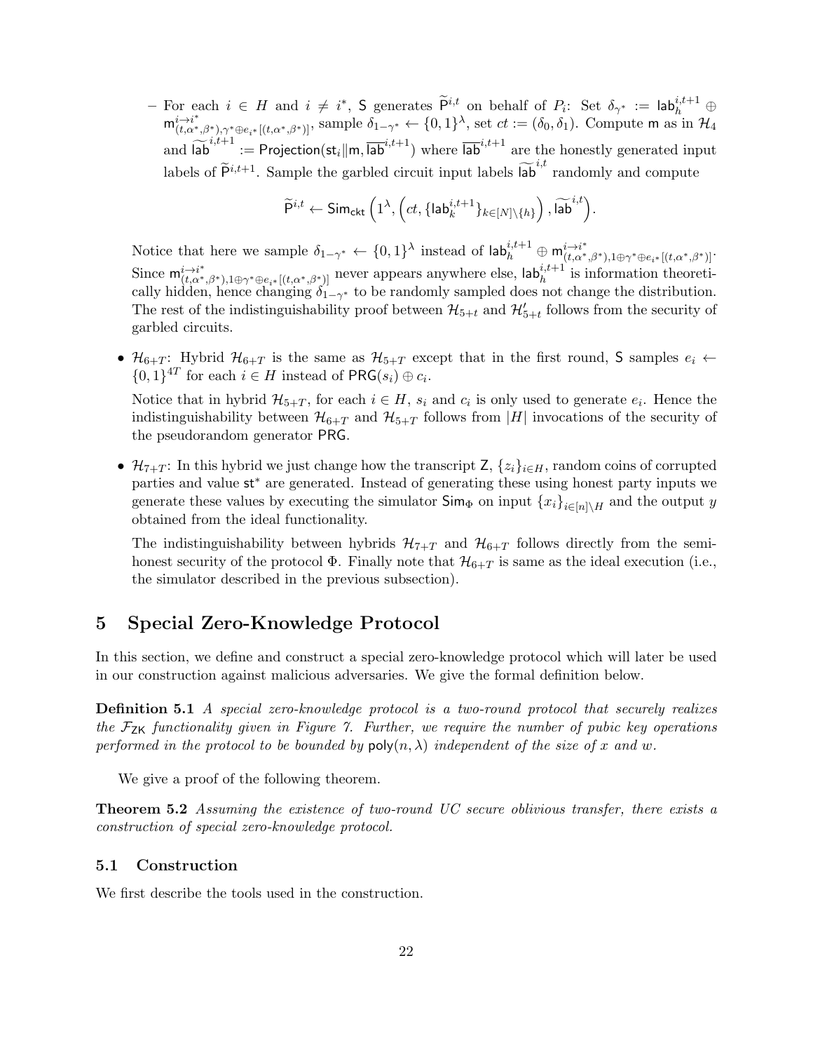- For each $i \in H$ and $i \neq i^*$, $\mathsf{S}$ generates $\widetilde{\mathsf{P}}^{i,t}$ on behalf of $P_i$: Set $\delta_{\gamma^*} := \mathsf{lab}_h^{i,t+1} \oplus \mathsf{m}^{i \to i^*}_{(t,\alpha^*,\beta^*),\gamma^* \oplus e_{i^*}[(t,\alpha^*,\beta^*)]}$, sample $\delta_{1-\gamma^*} \leftarrow \{0,1\}^\lambda$, set $ct := (\delta_0, \delta_1)$. Compute $\mathsf{m}$ as in $\mathcal{H}_4$ and $\widetilde{\mathsf{lab}}^{i,t+1} := \mathsf{Projection}(\mathsf{st}_i \| \mathsf{m}, \overline{\mathsf{lab}}^{i,t+1})$ where $\overline{\mathsf{lab}}^{i,t+1}$ are the honestly generated input labels of $\widetilde{\mathsf{P}}^{i,t+1}$. Sample the garbled circuit input labels $\widetilde{\mathsf{lab}}^{i,t}$ randomly and compute

$$\widetilde{\mathsf{P}}^{i,t} \leftarrow \mathsf{Sim}_{\mathsf{ckt}}\left(1^\lambda, \left(ct, \{\mathsf{lab}_k^{i,t+1}\}_{k \in [N] \setminus \{h\}}\right), \widetilde{\mathsf{lab}}^{i,t}\right).$$

  Notice that here we sample $\delta_{1-\gamma^*} \leftarrow \{0,1\}^\lambda$ instead of $\mathsf{lab}_h^{i,t+1} \oplus \mathsf{m}^{i \to i^*}_{(t,\alpha^*,\beta^*),1 \oplus \gamma^* \oplus e_{i^*}[(t,\alpha^*,\beta^*)]}$. Since $\mathsf{m}^{i \to i^*}_{(t,\alpha^*,\beta^*),1 \oplus \gamma^* \oplus e_{i^*}[(t,\alpha^*,\beta^*)]}$ never appears anywhere else, $\mathsf{lab}_h^{i,t+1}$ is information theoretically hidden, hence changing $\delta_{1-\gamma^*}$ to be randomly sampled does not change the distribution. The rest of the indistinguishability proof between $\mathcal{H}_{5+t}$ and $\mathcal{H}'_{5+t}$ follows from the security of garbled circuits.

- $\mathcal{H}_{6+T}$: Hybrid $\mathcal{H}_{6+T}$ is the same as $\mathcal{H}_{5+T}$ except that in the first round, $\mathsf{S}$ samples $e_i \leftarrow \{0,1\}^{4T}$ for each $i \in H$ instead of $\mathsf{PRG}(s_i) \oplus c_i$.

  Notice that in hybrid $\mathcal{H}_{5+T}$, for each $i \in H$, $s_i$ and $c_i$ is only used to generate $e_i$. Hence the indistinguishability between $\mathcal{H}_{6+T}$ and $\mathcal{H}_{5+T}$ follows from $|H|$ invocations of the security of the pseudorandom generator $\mathsf{PRG}$.

- $\mathcal{H}_{7+T}$: In this hybrid we just change how the transcript $\mathsf{Z}$, $\{z_i\}_{i \in H}$, random coins of corrupted parties and value $\mathsf{st}^*$ are generated. Instead of generating these using honest party inputs we generate these values by executing the simulator $\mathsf{Sim}_\Phi$ on input $\{x_i\}_{i \in [n] \setminus H}$ and the output $y$ obtained from the ideal functionality.

  The indistinguishability between hybrids $\mathcal{H}_{7+T}$ and $\mathcal{H}_{6+T}$ follows directly from the semi-honest security of the protocol $\Phi$. Finally note that $\mathcal{H}_{6+T}$ is same as the ideal execution (i.e., the simulator described in the previous subsection).

# 5 Special Zero-Knowledge Protocol

In this section, we define and construct a special zero-knowledge protocol which will later be used in our construction against malicious adversaries. We give the formal definition below.

**Definition 5.1** *A special zero-knowledge protocol is a two-round protocol that securely realizes the $\mathcal{F}_{\mathsf{ZK}}$ functionality given in Figure 7. Further, we require the number of pubic key operations performed in the protocol to be bounded by $\mathsf{poly}(n, \lambda)$ independent of the size of $x$ and $w$.*

We give a proof of the following theorem.

**Theorem 5.2** *Assuming the existence of two-round UC secure oblivious transfer, there exists a construction of special zero-knowledge protocol.*

## 5.1 Construction

We first describe the tools used in the construction.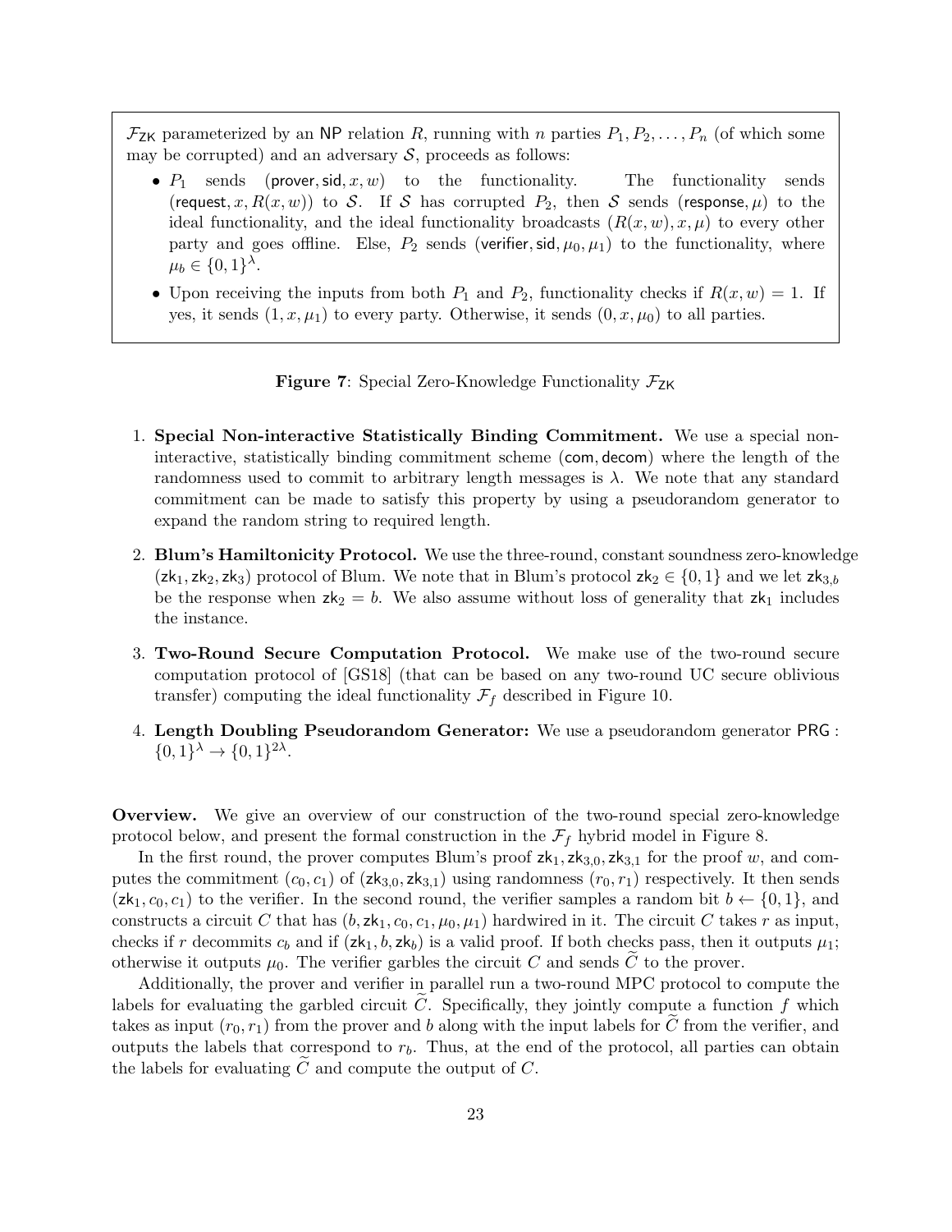$\mathcal{F}_{\mathsf{ZK}}$ parameterized by an NP relation $R$, running with $n$ parties $P_1, P_2, \ldots, P_n$ (of which some may be corrupted) and an adversary $\mathcal{S}$, proceeds as follows:

- $P_1$ sends $(\mathsf{prover}, \mathsf{sid}, x, w)$ to the functionality. The functionality sends $(\mathsf{request}, x, R(x,w))$ to $\mathcal{S}$. If $\mathcal{S}$ has corrupted $P_2$, then $\mathcal{S}$ sends $(\mathsf{response}, \mu)$ to the ideal functionality, and the ideal functionality broadcasts $(R(x,w), x, \mu)$ to every other party and goes offline. Else, $P_2$ sends $(\mathsf{verifier}, \mathsf{sid}, \mu_0, \mu_1)$ to the functionality, where $\mu_b \in \{0,1\}^\lambda$.
- Upon receiving the inputs from both $P_1$ and $P_2$, functionality checks if $R(x,w) = 1$. If yes, it sends $(1, x, \mu_1)$ to every party. Otherwise, it sends $(0, x, \mu_0)$ to all parties.

**Figure 7**: Special Zero-Knowledge Functionality $\mathcal{F}_{\mathsf{ZK}}$

1. **Special Non-interactive Statistically Binding Commitment.** We use a special non-interactive, statistically binding commitment scheme $(\mathsf{com}, \mathsf{decom})$ where the length of the randomness used to commit to arbitrary length messages is $\lambda$. We note that any standard commitment can be made to satisfy this property by using a pseudorandom generator to expand the random string to required length.
2. **Blum's Hamiltonicity Protocol.** We use the three-round, constant soundness zero-knowledge $(\mathsf{zk}_1, \mathsf{zk}_2, \mathsf{zk}_3)$ protocol of Blum. We note that in Blum's protocol $\mathsf{zk}_2 \in \{0,1\}$ and we let $\mathsf{zk}_{3,b}$ be the response when $\mathsf{zk}_2 = b$. We also assume without loss of generality that $\mathsf{zk}_1$ includes the instance.
3. **Two-Round Secure Computation Protocol.** We make use of the two-round secure computation protocol of [GS18] (that can be based on any two-round UC secure oblivious transfer) computing the ideal functionality $\mathcal{F}_f$ described in Figure 10.
4. **Length Doubling Pseudorandom Generator:** We use a pseudorandom generator $\mathsf{PRG} : \{0,1\}^\lambda \to \{0,1\}^{2\lambda}$.

**Overview.** We give an overview of our construction of the two-round special zero-knowledge protocol below, and present the formal construction in the $\mathcal{F}_f$ hybrid model in Figure 8.

In the first round, the prover computes Blum's proof $\mathsf{zk}_1, \mathsf{zk}_{3,0}, \mathsf{zk}_{3,1}$ for the proof $w$, and computes the commitment $(c_0, c_1)$ of $(\mathsf{zk}_{3,0}, \mathsf{zk}_{3,1})$ using randomness $(r_0, r_1)$ respectively. It then sends $(\mathsf{zk}_1, c_0, c_1)$ to the verifier. In the second round, the verifier samples a random bit $b \leftarrow \{0,1\}$, and constructs a circuit $C$ that has $(b, \mathsf{zk}_1, c_0, c_1, \mu_0, \mu_1)$ hardwired in it. The circuit $C$ takes $r$ as input, checks if $r$ decommits $c_b$ and if $(\mathsf{zk}_1, b, \mathsf{zk}_b)$ is a valid proof. If both checks pass, then it outputs $\mu_1$; otherwise it outputs $\mu_0$. The verifier garbles the circuit $C$ and sends $\widetilde{C}$ to the prover.

Additionally, the prover and verifier in parallel run a two-round MPC protocol to compute the labels for evaluating the garbled circuit $\widetilde{C}$. Specifically, they jointly compute a function $f$ which takes as input $(r_0, r_1)$ from the prover and $b$ along with the input labels for $\widetilde{C}$ from the verifier, and outputs the labels that correspond to $r_b$. Thus, at the end of the protocol, all parties can obtain the labels for evaluating $\widetilde{C}$ and compute the output of $C$.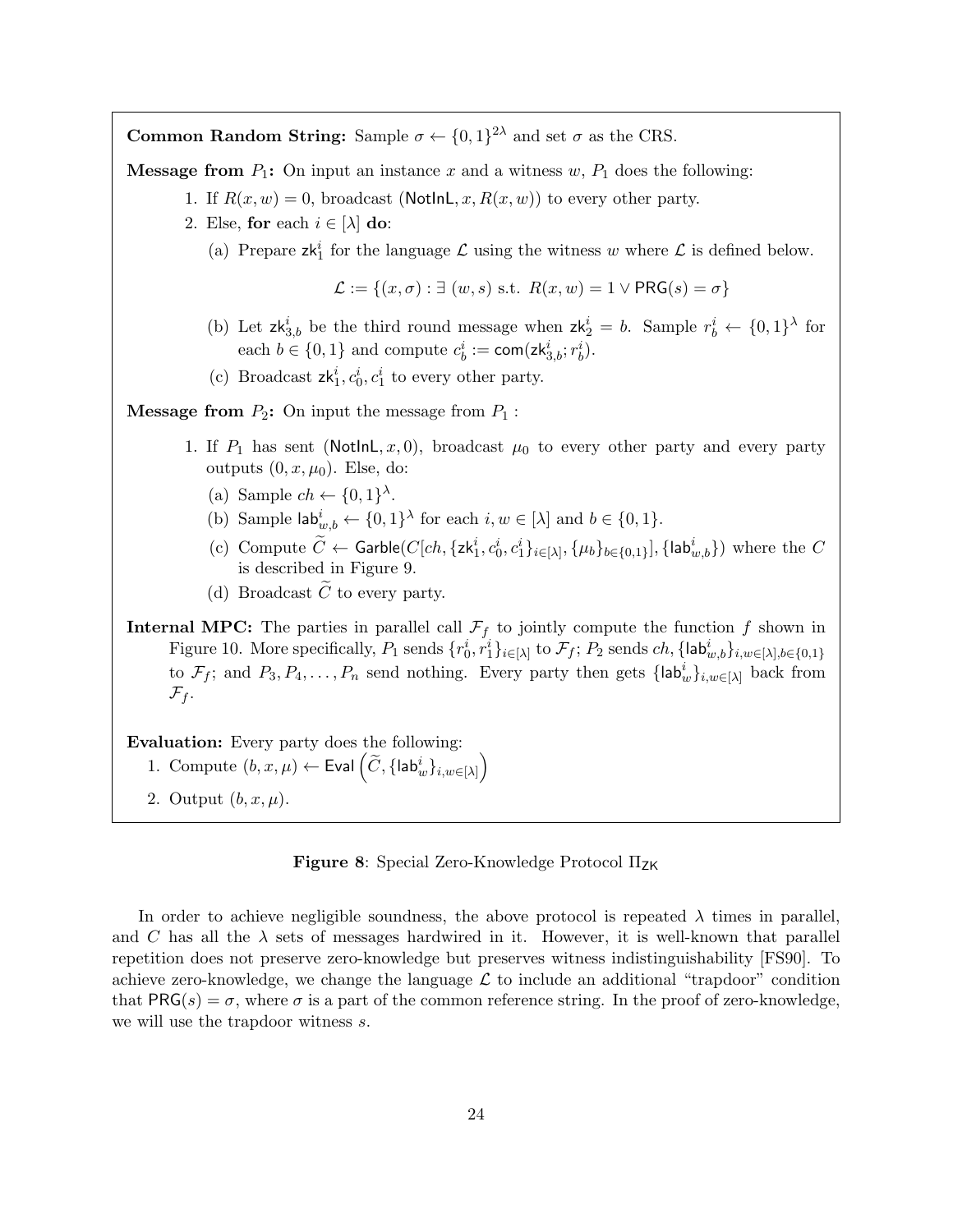**Common Random String:** Sample $\sigma \leftarrow \{0,1\}^{2\lambda}$ and set $\sigma$ as the CRS.

**Message from $P_1$:** On input an instance $x$ and a witness $w$, $P_1$ does the following:

1. If $R(x,w) = 0$, broadcast $(\mathsf{NotInL}, x, R(x,w))$ to every other party.
2. Else, **for** each $i \in [\lambda]$ **do**:
   (a) Prepare $\mathsf{zk}_1^i$ for the language $\mathcal{L}$ using the witness $w$ where $\mathcal{L}$ is defined below.
   $$\mathcal{L} := \{(x,\sigma) : \exists\ (w,s) \text{ s.t. } R(x,w) = 1 \vee \mathsf{PRG}(s) = \sigma\}$$
   (b) Let $\mathsf{zk}_{3,b}^i$ be the third round message when $\mathsf{zk}_2^i = b$. Sample $r_b^i \leftarrow \{0,1\}^\lambda$ for each $b \in \{0,1\}$ and compute $c_b^i := \mathsf{com}(\mathsf{zk}_{3,b}^i; r_b^i)$.
   (c) Broadcast $\mathsf{zk}_1^i, c_0^i, c_1^i$ to every other party.

**Message from $P_2$:** On input the message from $P_1$ :

1. If $P_1$ has sent $(\mathsf{NotInL}, x, 0)$, broadcast $\mu_0$ to every other party and every party outputs $(0, x, \mu_0)$. Else, do:
   (a) Sample $ch \leftarrow \{0,1\}^\lambda$.
   (b) Sample $\mathsf{lab}_{w,b}^i \leftarrow \{0,1\}^\lambda$ for each $i, w \in [\lambda]$ and $b \in \{0,1\}$.
   (c) Compute $\widetilde{C} \leftarrow \mathsf{Garble}(C[ch, \{\mathsf{zk}_1^i, c_0^i, c_1^i\}_{i\in[\lambda]}, \{\mu_b\}_{b\in\{0,1\}}], \{\mathsf{lab}_{w,b}^i\})$ where the $C$ is described in Figure 9.
   (d) Broadcast $\widetilde{C}$ to every party.

**Internal MPC:** The parties in parallel call $\mathcal{F}_f$ to jointly compute the function $f$ shown in Figure 10. More specifically, $P_1$ sends $\{r_0^i, r_1^i\}_{i\in[\lambda]}$ to $\mathcal{F}_f$; $P_2$ sends $ch, \{\mathsf{lab}_{w,b}^i\}_{i,w\in[\lambda],b\in\{0,1\}}$ to $\mathcal{F}_f$; and $P_3, P_4, \ldots, P_n$ send nothing. Every party then gets $\{\mathsf{lab}_w^i\}_{i,w\in[\lambda]}$ back from $\mathcal{F}_f$.

**Evaluation:** Every party does the following:

1. Compute $(b, x, \mu) \leftarrow \mathsf{Eval}\left(\widetilde{C}, \{\mathsf{lab}_w^i\}_{i,w\in[\lambda]}\right)$
2. Output $(b, x, \mu)$.

**Figure 8**: Special Zero-Knowledge Protocol $\Pi_{\mathsf{ZK}}$

In order to achieve negligible soundness, the above protocol is repeated $\lambda$ times in parallel, and $C$ has all the $\lambda$ sets of messages hardwired in it. However, it is well-known that parallel repetition does not preserve zero-knowledge but preserves witness indistinguishability [FS90]. To achieve zero-knowledge, we change the language $\mathcal{L}$ to include an additional "trapdoor" condition that $\mathsf{PRG}(s) = \sigma$, where $\sigma$ is a part of the common reference string. In the proof of zero-knowledge, we will use the trapdoor witness $s$.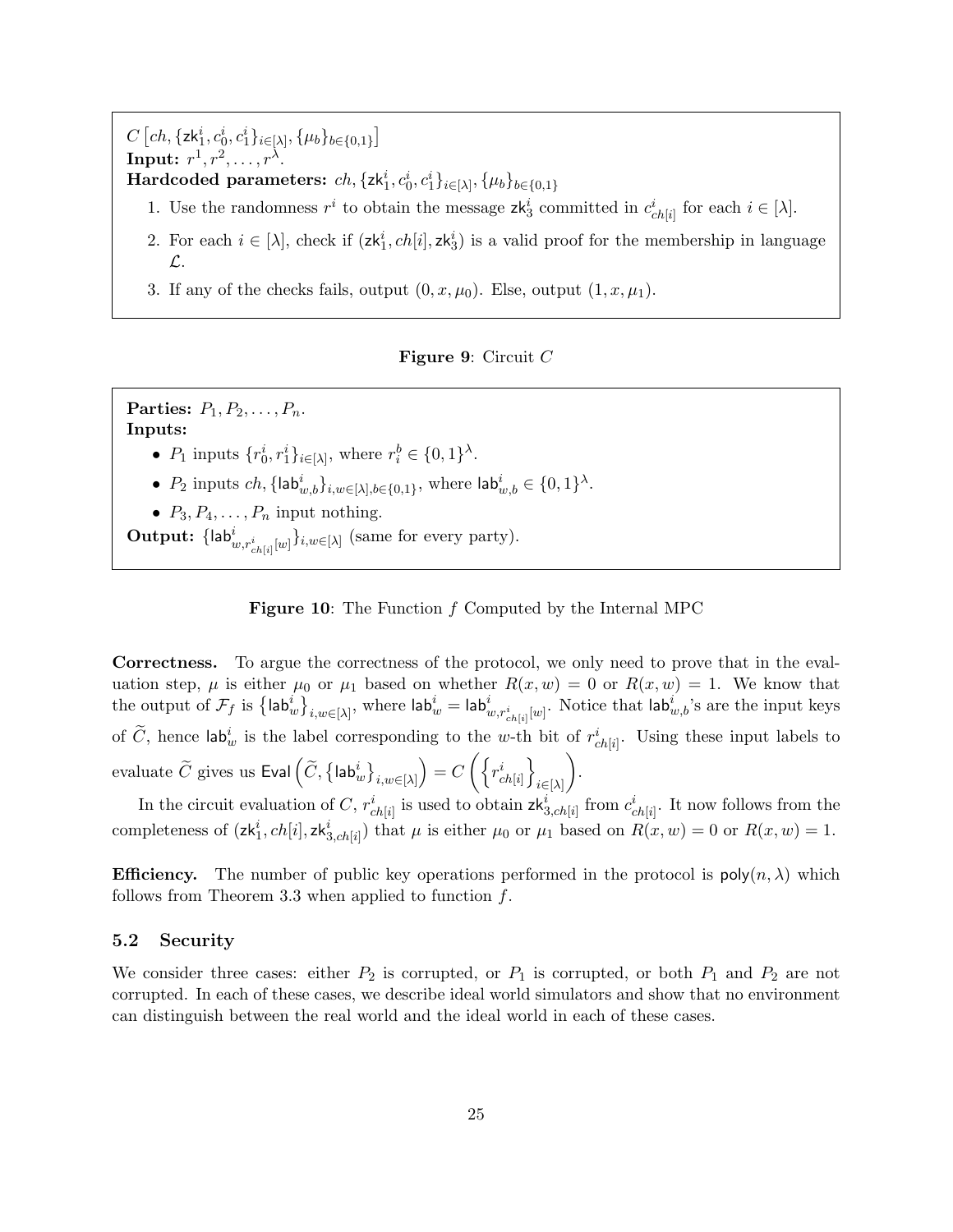$C\left[ch, \{\mathsf{zk}_1^i, c_0^i, c_1^i\}_{i\in[\lambda]}, \{\mu_b\}_{b\in\{0,1\}}\right]$
**Input:** $r^1, r^2, \ldots, r^\lambda$.
**Hardcoded parameters:** $ch, \{\mathsf{zk}_1^i, c_0^i, c_1^i\}_{i\in[\lambda]}, \{\mu_b\}_{b\in\{0,1\}}$

1. Use the randomness $r^i$ to obtain the message $\mathsf{zk}_3^i$ committed in $c_{ch[i]}^i$ for each $i \in [\lambda]$.
2. For each $i \in [\lambda]$, check if $(\mathsf{zk}_1^i, ch[i], \mathsf{zk}_3^i)$ is a valid proof for the membership in language $\mathcal{L}$.
3. If any of the checks fails, output $(0, x, \mu_0)$. Else, output $(1, x, \mu_1)$.

**Figure 9**: Circuit $C$

**Parties:** $P_1, P_2, \ldots, P_n$.
**Inputs:**

- $P_1$ inputs $\{r_0^i, r_1^i\}_{i\in[\lambda]}$, where $r_i^b \in \{0,1\}^\lambda$.
- $P_2$ inputs $ch, \{\mathsf{lab}_{w,b}^i\}_{i,w\in[\lambda],b\in\{0,1\}}$, where $\mathsf{lab}_{w,b}^i \in \{0,1\}^\lambda$.
- $P_3, P_4, \ldots, P_n$ input nothing.

**Output:** $\{\mathsf{lab}^i_{w,r^i_{ch[i]}[w]}\}_{i,w\in[\lambda]}$ (same for every party).

**Figure 10**: The Function $f$ Computed by the Internal MPC

**Correctness.** To argue the correctness of the protocol, we only need to prove that in the evaluation step, $\mu$ is either $\mu_0$ or $\mu_1$ based on whether $R(x, w) = 0$ or $R(x, w) = 1$. We know that the output of $\mathcal{F}_f$ is $\left\{\mathsf{lab}_w^i\right\}_{i,w\in[\lambda]}$, where $\mathsf{lab}_w^i = \mathsf{lab}^i_{w,r^i_{ch[i]}[w]}$. Notice that $\mathsf{lab}_{w,b}^i$'s are the input keys of $\widetilde{C}$, hence $\mathsf{lab}_w^i$ is the label corresponding to the $w$-th bit of $r^i_{ch[i]}$. Using these input labels to evaluate $\widetilde{C}$ gives us $\mathsf{Eval}\left(\widetilde{C}, \left\{\mathsf{lab}_w^i\right\}_{i,w\in[\lambda]}\right) = C\left(\left\{r^i_{ch[i]}\right\}_{i\in[\lambda]}\right)$.

In the circuit evaluation of $C$, $r^i_{ch[i]}$ is used to obtain $\mathsf{zk}^i_{3,ch[i]}$ from $c^i_{ch[i]}$. It now follows from the completeness of $(\mathsf{zk}_1^i, ch[i], \mathsf{zk}^i_{3,ch[i]})$ that $\mu$ is either $\mu_0$ or $\mu_1$ based on $R(x, w) = 0$ or $R(x, w) = 1$.

**Efficiency.** The number of public key operations performed in the protocol is $\mathsf{poly}(n, \lambda)$ which follows from Theorem 3.3 when applied to function $f$.

### 5.2 Security

We consider three cases: either $P_2$ is corrupted, or $P_1$ is corrupted, or both $P_1$ and $P_2$ are not corrupted. In each of these cases, we describe ideal world simulators and show that no environment can distinguish between the real world and the ideal world in each of these cases.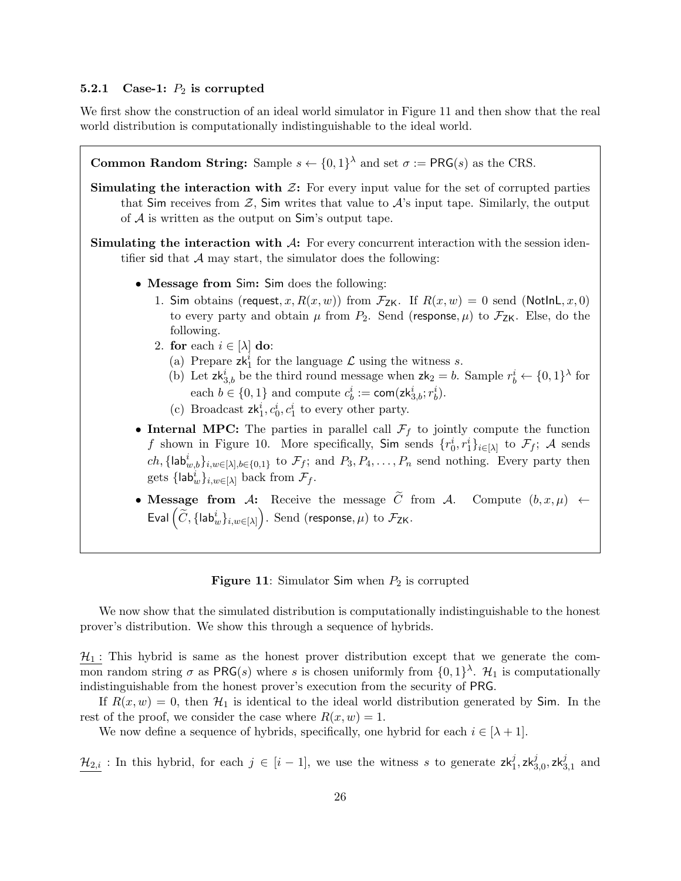#### 5.2.1 Case-1: $P_2$ is corrupted

We first show the construction of an ideal world simulator in Figure 11 and then show that the real world distribution is computationally indistinguishable to the ideal world.

**Common Random String:** Sample $s \leftarrow \{0,1\}^\lambda$ and set $\sigma := \mathsf{PRG}(s)$ as the CRS.

**Simulating the interaction with $\mathcal{Z}$:** For every input value for the set of corrupted parties that $\mathsf{Sim}$ receives from $\mathcal{Z}$, $\mathsf{Sim}$ writes that value to $\mathcal{A}$'s input tape. Similarly, the output of $\mathcal{A}$ is written as the output on $\mathsf{Sim}$'s output tape.

**Simulating the interaction with $\mathcal{A}$:** For every concurrent interaction with the session identifier $\mathsf{sid}$ that $\mathcal{A}$ may start, the simulator does the following:

- **Message from $\mathsf{Sim}$:** $\mathsf{Sim}$ does the following:
  1. $\mathsf{Sim}$ obtains $(\mathsf{request}, x, R(x,w))$ from $\mathcal{F}_{\mathsf{ZK}}$. If $R(x,w) = 0$ send $(\mathsf{NotInL}, x, 0)$ to every party and obtain $\mu$ from $P_2$. Send $(\mathsf{response}, \mu)$ to $\mathcal{F}_{\mathsf{ZK}}$. Else, do the following.
  2. **for** each $i \in [\lambda]$ **do**:
     (a) Prepare $\mathsf{zk}_1^i$ for the language $\mathcal{L}$ using the witness $s$.
     (b) Let $\mathsf{zk}_{3,b}^i$ be the third round message when $\mathsf{zk}_2 = b$. Sample $r_b^i \leftarrow \{0,1\}^\lambda$ for each $b \in \{0,1\}$ and compute $c_b^i := \mathsf{com}(\mathsf{zk}_{3,b}^i; r_b^i)$.
     (c) Broadcast $\mathsf{zk}_1^i, c_0^i, c_1^i$ to every other party.
- **Internal MPC:** The parties in parallel call $\mathcal{F}_f$ to jointly compute the function $f$ shown in Figure 10. More specifically, $\mathsf{Sim}$ sends $\{r_0^i, r_1^i\}_{i \in [\lambda]}$ to $\mathcal{F}_f$; $\mathcal{A}$ sends $ch, \{\mathsf{lab}_{w,b}^i\}_{i,w \in [\lambda], b \in \{0,1\}}$ to $\mathcal{F}_f$; and $P_3, P_4, \ldots, P_n$ send nothing. Every party then gets $\{\mathsf{lab}_w^i\}_{i,w \in [\lambda]}$ back from $\mathcal{F}_f$.
- **Message from $\mathcal{A}$:** Receive the message $\widetilde{C}$ from $\mathcal{A}$. Compute $(b, x, \mu) \leftarrow \mathsf{Eval}\left(\widetilde{C}, \{\mathsf{lab}_w^i\}_{i,w \in [\lambda]}\right)$. Send $(\mathsf{response}, \mu)$ to $\mathcal{F}_{\mathsf{ZK}}$.

**Figure 11**: Simulator $\mathsf{Sim}$ when $P_2$ is corrupted

We now show that the simulated distribution is computationally indistinguishable to the honest prover's distribution. We show this through a sequence of hybrids.

$\underline{\mathcal{H}_1}$ : This hybrid is same as the honest prover distribution except that we generate the common random string $\sigma$ as $\mathsf{PRG}(s)$ where $s$ is chosen uniformly from $\{0,1\}^\lambda$. $\mathcal{H}_1$ is computationally indistinguishable from the honest prover's execution from the security of $\mathsf{PRG}$.

If $R(x,w) = 0$, then $\mathcal{H}_1$ is identical to the ideal world distribution generated by $\mathsf{Sim}$. In the rest of the proof, we consider the case where $R(x,w) = 1$.

We now define a sequence of hybrids, specifically, one hybrid for each $i \in [\lambda + 1]$.

$\underline{\mathcal{H}_{2,i}}$ : In this hybrid, for each $j \in [i-1]$, we use the witness $s$ to generate $\mathsf{zk}_1^j, \mathsf{zk}_{3,0}^j, \mathsf{zk}_{3,1}^j$ and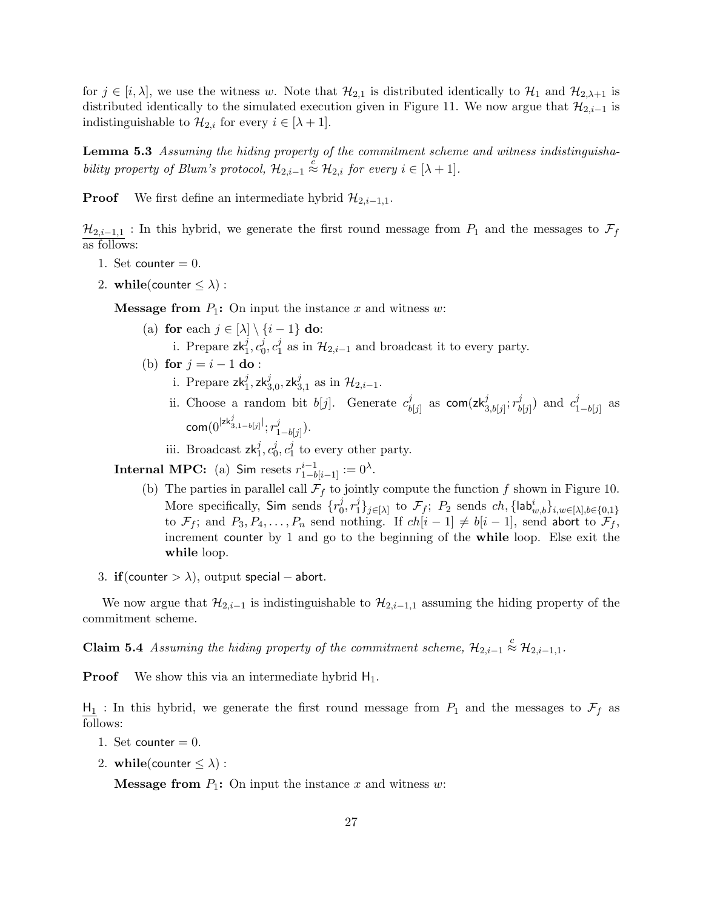for $j \in [i, \lambda]$, we use the witness $w$. Note that $\mathcal{H}_{2,1}$ is distributed identically to $\mathcal{H}_1$ and $\mathcal{H}_{2,\lambda+1}$ is distributed identically to the simulated execution given in Figure 11. We now argue that $\mathcal{H}_{2,i-1}$ is indistinguishable to $\mathcal{H}_{2,i}$ for every $i \in [\lambda+1]$.

**Lemma 5.3** *Assuming the hiding property of the commitment scheme and witness indistinguishability property of Blum's protocol, $\mathcal{H}_{2,i-1} \overset{c}{\approx} \mathcal{H}_{2,i}$ for every $i \in [\lambda+1]$.*

**Proof** We first define an intermediate hybrid $\mathcal{H}_{2,i-1,1}$.

$\underline{\mathcal{H}_{2,i-1,1}}$ : In this hybrid, we generate the first round message from $P_1$ and the messages to $\mathcal{F}_f$ as follows:

1. Set $\mathsf{counter} = 0$.
2. **while**($\mathsf{counter} \leq \lambda$) :

   **Message from $P_1$:** On input the instance $x$ and witness $w$:

   (a) **for** each $j \in [\lambda] \setminus \{i-1\}$ **do**:
      i. Prepare $\mathsf{zk}_1^j, c_0^j, c_1^j$ as in $\mathcal{H}_{2,i-1}$ and broadcast it to every party.

   (b) **for** $j = i-1$ **do** :
      i. Prepare $\mathsf{zk}_1^j, \mathsf{zk}_{3,0}^j, \mathsf{zk}_{3,1}^j$ as in $\mathcal{H}_{2,i-1}$.
      ii. Choose a random bit $b[j]$. Generate $c_{b[j]}^j$ as $\mathsf{com}(\mathsf{zk}_{3,b[j]}^j; r_{b[j]}^j)$ and $c_{1-b[j]}^j$ as $\mathsf{com}(0^{|\mathsf{zk}_{3,1-b[j]}^j|}; r_{1-b[j]}^j)$.
      iii. Broadcast $\mathsf{zk}_1^j, c_0^j, c_1^j$ to every other party.

   **Internal MPC:** (a) $\mathsf{Sim}$ resets $r_{1-b[i-1]}^{i-1} := 0^\lambda$.

   (b) The parties in parallel call $\mathcal{F}_f$ to jointly compute the function $f$ shown in Figure 10. More specifically, $\mathsf{Sim}$ sends $\{r_0^j, r_1^j\}_{j\in[\lambda]}$ to $\mathcal{F}_f$; $P_2$ sends $ch, \{\mathsf{lab}_{w,b}^i\}_{i,w\in[\lambda],b\in\{0,1\}}$ to $\mathcal{F}_f$; and $P_3, P_4, \ldots, P_n$ send nothing. If $ch[i-1] \neq b[i-1]$, send $\mathsf{abort}$ to $\mathcal{F}_f$, increment $\mathsf{counter}$ by 1 and go to the beginning of the **while** loop. Else exit the **while** loop.

3. **if**($\mathsf{counter} > \lambda$), output $\mathsf{special-abort}$.

We now argue that $\mathcal{H}_{2,i-1}$ is indistinguishable to $\mathcal{H}_{2,i-1,1}$ assuming the hiding property of the commitment scheme.

**Claim 5.4** *Assuming the hiding property of the commitment scheme, $\mathcal{H}_{2,i-1} \overset{c}{\approx} \mathcal{H}_{2,i-1,1}$.*

**Proof** We show this via an intermediate hybrid $\mathsf{H}_1$.

$\underline{\mathsf{H}_1}$ : In this hybrid, we generate the first round message from $P_1$ and the messages to $\mathcal{F}_f$ as follows:

1. Set $\mathsf{counter} = 0$.
2. **while**($\mathsf{counter} \leq \lambda$) :

   **Message from $P_1$:** On input the instance $x$ and witness $w$: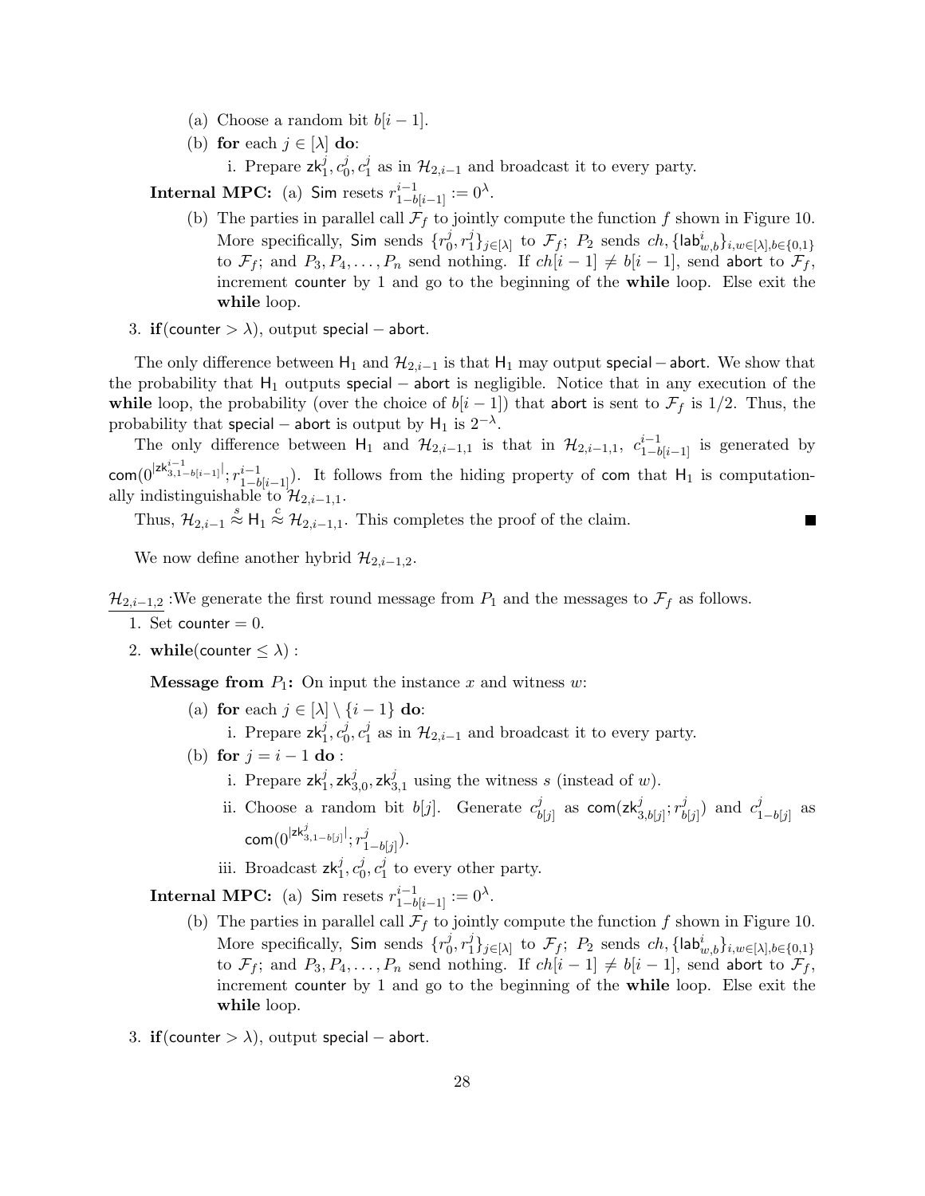(a) Choose a random bit $b[i-1]$.

(b) **for** each $j \in [\lambda]$ **do**:

i. Prepare $\mathsf{zk}_1^j, c_0^j, c_1^j$ as in $\mathcal{H}_{2,i-1}$ and broadcast it to every party.

**Internal MPC:** (a) $\mathsf{Sim}$ resets $r_{1-b[i-1]}^{i-1} := 0^\lambda$.

(b) The parties in parallel call $\mathcal{F}_f$ to jointly compute the function $f$ shown in Figure 10. More specifically, $\mathsf{Sim}$ sends $\{r_0^j, r_1^j\}_{j \in [\lambda]}$ to $\mathcal{F}_f$; $P_2$ sends $ch, \{\mathsf{lab}_{w,b}^i\}_{i,w \in [\lambda], b \in \{0,1\}}$ to $\mathcal{F}_f$; and $P_3, P_4, \ldots, P_n$ send nothing. If $ch[i-1] \neq b[i-1]$, send $\mathsf{abort}$ to $\mathcal{F}_f$, increment $\mathsf{counter}$ by 1 and go to the beginning of the **while** loop. Else exit the **while** loop.

3. **if**($\mathsf{counter} > \lambda$), output $\mathsf{special-abort}$.

The only difference between $\mathsf{H}_1$ and $\mathcal{H}_{2,i-1}$ is that $\mathsf{H}_1$ may output $\mathsf{special-abort}$. We show that the probability that $\mathsf{H}_1$ outputs $\mathsf{special-abort}$ is negligible. Notice that in any execution of the **while** loop, the probability (over the choice of $b[i-1]$) that $\mathsf{abort}$ is sent to $\mathcal{F}_f$ is $1/2$. Thus, the probability that $\mathsf{special-abort}$ is output by $\mathsf{H}_1$ is $2^{-\lambda}$.

The only difference between $\mathsf{H}_1$ and $\mathcal{H}_{2,i-1,1}$ is that in $\mathcal{H}_{2,i-1,1}$, $c_{1-b[i-1]}^{i-1}$ is generated by $\mathsf{com}(0^{|\mathsf{zk}_{3,1-b[i-1]}^{i-1}|}; r_{1-b[i-1]}^{i-1})$. It follows from the hiding property of $\mathsf{com}$ that $\mathsf{H}_1$ is computationally indistinguishable to $\mathcal{H}_{2,i-1,1}$.

Thus, $\mathcal{H}_{2,i-1} \overset{s}{\approx} \mathsf{H}_1 \overset{c}{\approx} \mathcal{H}_{2,i-1,1}$. This completes the proof of the claim. ∎

We now define another hybrid $\mathcal{H}_{2,i-1,2}$.

$\underline{\mathcal{H}_{2,i-1,2}}$ :We generate the first round message from $P_1$ and the messages to $\mathcal{F}_f$ as follows.

1. Set $\mathsf{counter} = 0$.
2. **while**($\mathsf{counter} \leq \lambda$) :

**Message from $P_1$:** On input the instance $x$ and witness $w$:

(a) **for** each $j \in [\lambda] \setminus \{i-1\}$ **do**:

i. Prepare $\mathsf{zk}_1^j, c_0^j, c_1^j$ as in $\mathcal{H}_{2,i-1}$ and broadcast it to every party.

(b) **for** $j = i-1$ **do** :

i. Prepare $\mathsf{zk}_1^j, \mathsf{zk}_{3,0}^j, \mathsf{zk}_{3,1}^j$ using the witness $s$ (instead of $w$).

ii. Choose a random bit $b[j]$. Generate $c_{b[j]}^j$ as $\mathsf{com}(\mathsf{zk}_{3,b[j]}^j; r_{b[j]}^j)$ and $c_{1-b[j]}^j$ as $\mathsf{com}(0^{|\mathsf{zk}_{3,1-b[j]}^j|}; r_{1-b[j]}^j)$.

iii. Broadcast $\mathsf{zk}_1^j, c_0^j, c_1^j$ to every other party.

**Internal MPC:** (a) $\mathsf{Sim}$ resets $r_{1-b[i-1]}^{i-1} := 0^\lambda$.

(b) The parties in parallel call $\mathcal{F}_f$ to jointly compute the function $f$ shown in Figure 10. More specifically, $\mathsf{Sim}$ sends $\{r_0^j, r_1^j\}_{j \in [\lambda]}$ to $\mathcal{F}_f$; $P_2$ sends $ch, \{\mathsf{lab}_{w,b}^i\}_{i,w \in [\lambda], b \in \{0,1\}}$ to $\mathcal{F}_f$; and $P_3, P_4, \ldots, P_n$ send nothing. If $ch[i-1] \neq b[i-1]$, send $\mathsf{abort}$ to $\mathcal{F}_f$, increment $\mathsf{counter}$ by 1 and go to the beginning of the **while** loop. Else exit the **while** loop.

3. **if**($\mathsf{counter} > \lambda$), output $\mathsf{special-abort}$.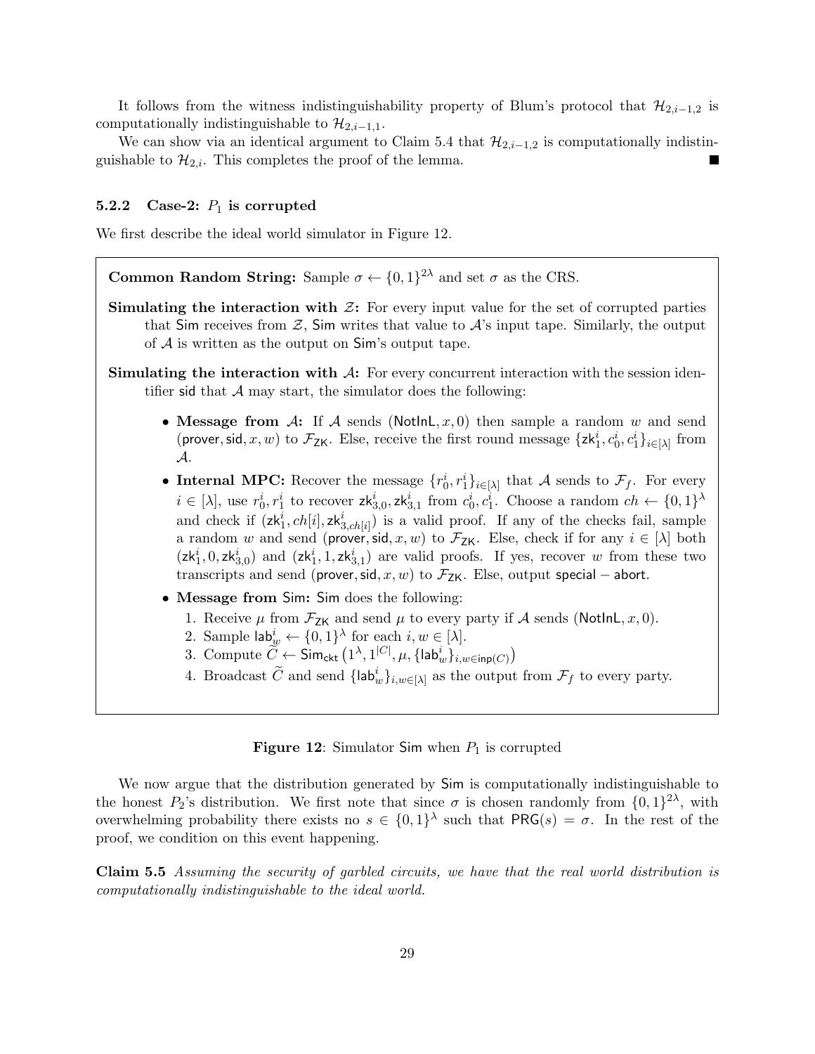It follows from the witness indistinguishability property of Blum's protocol that $\mathcal{H}_{2,i-1,2}$ is computationally indistinguishable to $\mathcal{H}_{2,i-1,1}$.

We can show via an identical argument to Claim 5.4 that $\mathcal{H}_{2,i-1,2}$ is computationally indistinguishable to $\mathcal{H}_{2,i}$. This completes the proof of the lemma. ∎

#### 5.2.2 Case-2: $P_1$ is corrupted

We first describe the ideal world simulator in Figure 12.

**Common Random String:** Sample $\sigma \leftarrow \{0,1\}^{2\lambda}$ and set $\sigma$ as the CRS.

**Simulating the interaction with $\mathcal{Z}$:** For every input value for the set of corrupted parties that $\mathsf{Sim}$ receives from $\mathcal{Z}$, $\mathsf{Sim}$ writes that value to $\mathcal{A}$'s input tape. Similarly, the output of $\mathcal{A}$ is written as the output on $\mathsf{Sim}$'s output tape.

**Simulating the interaction with $\mathcal{A}$:** For every concurrent interaction with the session identifier $\mathsf{sid}$ that $\mathcal{A}$ may start, the simulator does the following:

- **Message from $\mathcal{A}$:** If $\mathcal{A}$ sends $(\mathsf{NotInL}, x, 0)$ then sample a random $w$ and send $(\mathsf{prover}, \mathsf{sid}, x, w)$ to $\mathcal{F}_{\mathsf{ZK}}$. Else, receive the first round message $\{\mathsf{zk}_1^i, c_0^i, c_1^i\}_{i\in[\lambda]}$ from $\mathcal{A}$.
- **Internal MPC:** Recover the message $\{r_0^i, r_1^i\}_{i\in[\lambda]}$ that $\mathcal{A}$ sends to $\mathcal{F}_f$. For every $i \in [\lambda]$, use $r_0^i, r_1^i$ to recover $\mathsf{zk}_{3,0}^i, \mathsf{zk}_{3,1}^i$ from $c_0^i, c_1^i$. Choose a random $ch \leftarrow \{0,1\}^\lambda$ and check if $(\mathsf{zk}_1^i, ch[i], \mathsf{zk}_{3,ch[i]}^i)$ is a valid proof. If any of the checks fail, sample a random $w$ and send $(\mathsf{prover}, \mathsf{sid}, x, w)$ to $\mathcal{F}_{\mathsf{ZK}}$. Else, check if for any $i \in [\lambda]$ both $(\mathsf{zk}_1^i, 0, \mathsf{zk}_{3,0}^i)$ and $(\mathsf{zk}_1^i, 1, \mathsf{zk}_{3,1}^i)$ are valid proofs. If yes, recover $w$ from these two transcripts and send $(\mathsf{prover}, \mathsf{sid}, x, w)$ to $\mathcal{F}_{\mathsf{ZK}}$. Else, output $\mathsf{special-abort}$.
- **Message from $\mathsf{Sim}$:** $\mathsf{Sim}$ does the following:
  1. Receive $\mu$ from $\mathcal{F}_{\mathsf{ZK}}$ and send $\mu$ to every party if $\mathcal{A}$ sends $(\mathsf{NotInL}, x, 0)$.
  2. Sample $\mathsf{lab}_w^i \leftarrow \{0,1\}^\lambda$ for each $i, w \in [\lambda]$.
  3. Compute $\widetilde{C} \leftarrow \mathsf{Sim}_{\mathsf{ckt}}\left(1^\lambda, 1^{|C|}, \mu, \{\mathsf{lab}_w^i\}_{i,w\in\mathsf{inp}(C)}\right)$
  4. Broadcast $\widetilde{C}$ and send $\{\mathsf{lab}_w^i\}_{i,w\in[\lambda]}$ as the output from $\mathcal{F}_f$ to every party.

**Figure 12**: Simulator $\mathsf{Sim}$ when $P_1$ is corrupted

We now argue that the distribution generated by $\mathsf{Sim}$ is computationally indistinguishable to the honest $P_2$'s distribution. We first note that since $\sigma$ is chosen randomly from $\{0,1\}^{2\lambda}$, with overwhelming probability there exists no $s \in \{0,1\}^\lambda$ such that $\mathsf{PRG}(s) = \sigma$. In the rest of the proof, we condition on this event happening.

**Claim 5.5** *Assuming the security of garbled circuits, we have that the real world distribution is computationally indistinguishable to the ideal world.*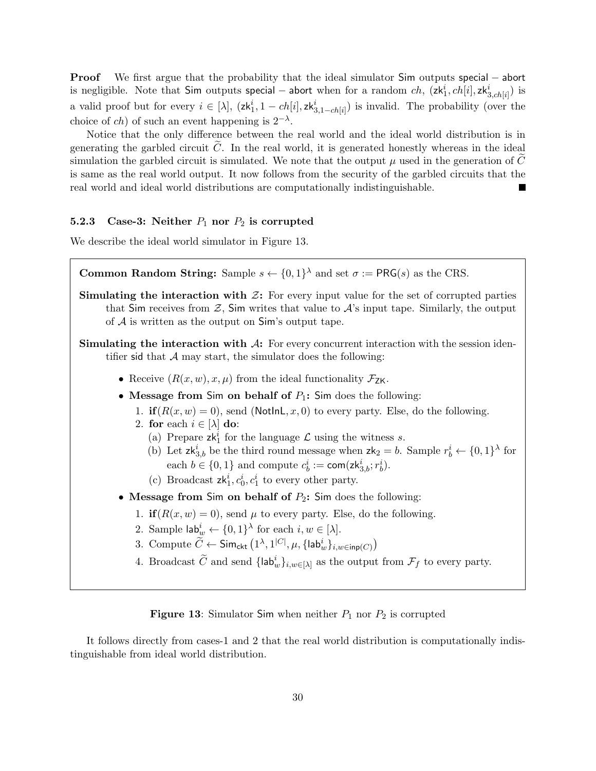**Proof** We first argue that the probability that the ideal simulator Sim outputs special − abort is negligible. Note that Sim outputs special − abort when for a random $ch$, $(\mathsf{zk}_1^i, ch[i], \mathsf{zk}_{3,ch[i]}^i)$ is a valid proof but for every $i \in [\lambda]$, $(\mathsf{zk}_1^i, 1 - ch[i], \mathsf{zk}_{3,1-ch[i]}^i)$ is invalid. The probability (over the choice of $ch$) of such an event happening is $2^{-\lambda}$.

Notice that the only difference between the real world and the ideal world distribution is in generating the garbled circuit $\widetilde{C}$. In the real world, it is generated honestly whereas in the ideal simulation the garbled circuit is simulated. We note that the output $\mu$ used in the generation of $\widetilde{C}$ is same as the real world output. It now follows from the security of the garbled circuits that the real world and ideal world distributions are computationally indistinguishable. ■

### 5.2.3 Case-3: Neither $P_1$ nor $P_2$ is corrupted

We describe the ideal world simulator in Figure 13.

**Common Random String:** Sample $s \leftarrow \{0,1\}^\lambda$ and set $\sigma := \mathsf{PRG}(s)$ as the CRS.

**Simulating the interaction with $\mathcal{Z}$:** For every input value for the set of corrupted parties that Sim receives from $\mathcal{Z}$, Sim writes that value to $\mathcal{A}$'s input tape. Similarly, the output of $\mathcal{A}$ is written as the output on Sim's output tape.

**Simulating the interaction with $\mathcal{A}$:** For every concurrent interaction with the session identifier sid that $\mathcal{A}$ may start, the simulator does the following:

- Receive $(R(x,w), x, \mu)$ from the ideal functionality $\mathcal{F}_{\mathsf{ZK}}$.
- **Message from Sim on behalf of $P_1$:** Sim does the following:
  1. **if**$(R(x,w) = 0)$, send $(\mathsf{NotInL}, x, 0)$ to every party. Else, do the following.
  2. **for** each $i \in [\lambda]$ **do**:
     (a) Prepare $\mathsf{zk}_1^i$ for the language $\mathcal{L}$ using the witness $s$.
     (b) Let $\mathsf{zk}_{3,b}^i$ be the third round message when $\mathsf{zk}_2 = b$. Sample $r_b^i \leftarrow \{0,1\}^\lambda$ for each $b \in \{0,1\}$ and compute $c_b^i := \mathsf{com}(\mathsf{zk}_{3,b}^i; r_b^i)$.
     (c) Broadcast $\mathsf{zk}_1^i, c_0^i, c_1^i$ to every other party.
- **Message from Sim on behalf of $P_2$:** Sim does the following:
  1. **if**$(R(x,w) = 0)$, send $\mu$ to every party. Else, do the following.
  2. Sample $\mathsf{lab}_w^i \leftarrow \{0,1\}^\lambda$ for each $i, w \in [\lambda]$.
  3. Compute $\widetilde{C} \leftarrow \mathsf{Sim}_{\mathsf{ckt}}\left(1^\lambda, 1^{|C|}, \mu, \{\mathsf{lab}_w^i\}_{i,w \in \mathsf{inp}(C)}\right)$
  4. Broadcast $\widetilde{C}$ and send $\{\mathsf{lab}_w^i\}_{i,w\in[\lambda]}$ as the output from $\mathcal{F}_f$ to every party.

**Figure 13**: Simulator Sim when neither $P_1$ nor $P_2$ is corrupted

It follows directly from cases-1 and 2 that the real world distribution is computationally indistinguishable from ideal world distribution.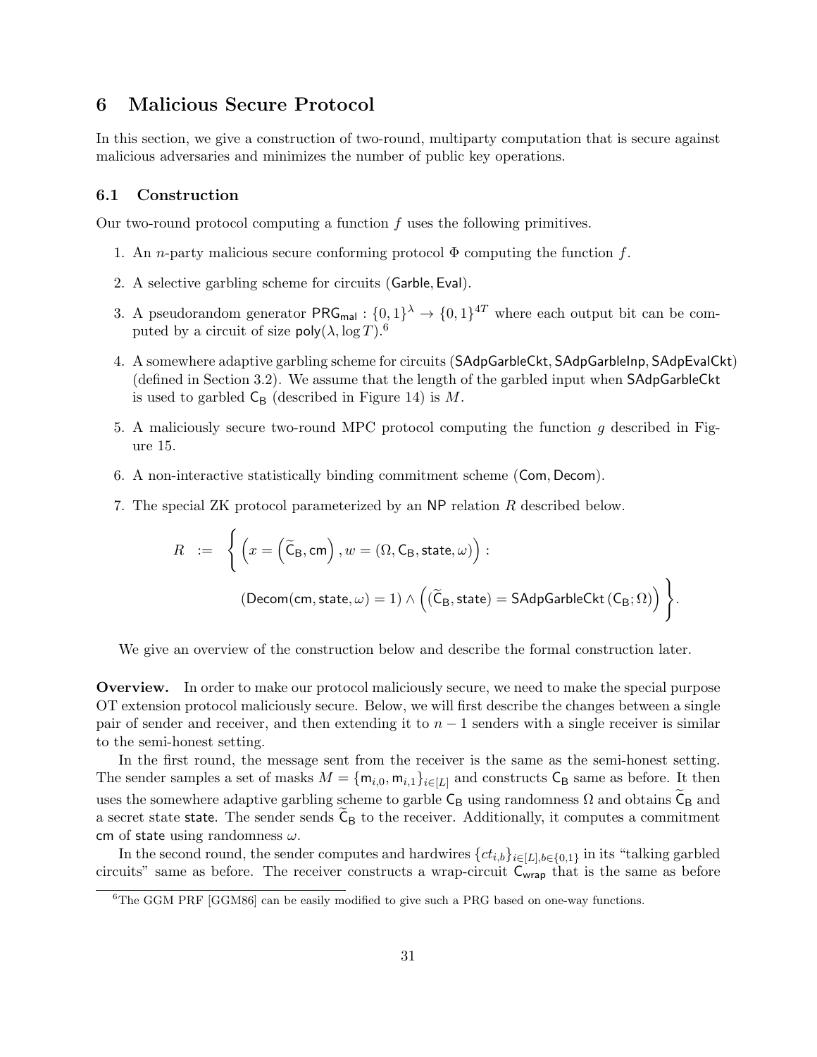## 6 Malicious Secure Protocol

In this section, we give a construction of two-round, multiparty computation that is secure against malicious adversaries and minimizes the number of public key operations.

### 6.1 Construction

Our two-round protocol computing a function $f$ uses the following primitives.

1. An $n$-party malicious secure conforming protocol $\Phi$ computing the function $f$.
2. A selective garbling scheme for circuits $(\mathsf{Garble}, \mathsf{Eval})$.
3. A pseudorandom generator $\mathsf{PRG}_{\mathsf{mal}} : \{0,1\}^\lambda \to \{0,1\}^{4T}$ where each output bit can be computed by a circuit of size $\mathsf{poly}(\lambda, \log T)$.[6]
4. A somewhere adaptive garbling scheme for circuits $(\mathsf{SAdpGarbleCkt}, \mathsf{SAdpGarbleInp}, \mathsf{SAdpEvalCkt})$ (defined in Section 3.2). We assume that the length of the garbled input when $\mathsf{SAdpGarbleCkt}$ is used to garbled $\mathsf{C_B}$ (described in Figure 14) is $M$.
5. A maliciously secure two-round MPC protocol computing the function $g$ described in Figure 15.
6. A non-interactive statistically binding commitment scheme $(\mathsf{Com}, \mathsf{Decom})$.
7. The special ZK protocol parameterized by an $\mathsf{NP}$ relation $R$ described below.

$$R \;:=\; \left\{ \left(x = \left(\widetilde{\mathsf{C}}_{\mathsf{B}}, \mathsf{cm}\right), w = (\Omega, \mathsf{C_B}, \mathsf{state}, \omega)\right) : \right.$$
$$\left. (\mathsf{Decom}(\mathsf{cm}, \mathsf{state}, \omega) = 1) \wedge \left((\widetilde{\mathsf{C}}_{\mathsf{B}}, \mathsf{state}) = \mathsf{SAdpGarbleCkt}\left(\mathsf{C_B}; \Omega\right)\right) \right\}.$$

We give an overview of the construction below and describe the formal construction later.

**Overview.** In order to make our protocol maliciously secure, we need to make the special purpose OT extension protocol maliciously secure. Below, we will first describe the changes between a single pair of sender and receiver, and then extending it to $n-1$ senders with a single receiver is similar to the semi-honest setting.

In the first round, the message sent from the receiver is the same as the semi-honest setting. The sender samples a set of masks $M = \{\mathsf{m}_{i,0}, \mathsf{m}_{i,1}\}_{i \in [L]}$ and constructs $\mathsf{C_B}$ same as before. It then uses the somewhere adaptive garbling scheme to garble $\mathsf{C_B}$ using randomness $\Omega$ and obtains $\widetilde{\mathsf{C}}_{\mathsf{B}}$ and a secret state $\mathsf{state}$. The sender sends $\widetilde{\mathsf{C}}_{\mathsf{B}}$ to the receiver. Additionally, it computes a commitment $\mathsf{cm}$ of $\mathsf{state}$ using randomness $\omega$.

In the second round, the sender computes and hardwires $\{ct_{i,b}\}_{i \in [L], b \in \{0,1\}}$ in its "talking garbled circuits" same as before. The receiver constructs a wrap-circuit $\mathsf{C_{wrap}}$ that is the same as before

[6] The GGM PRF [GGM86] can be easily modified to give such a PRG based on one-way functions.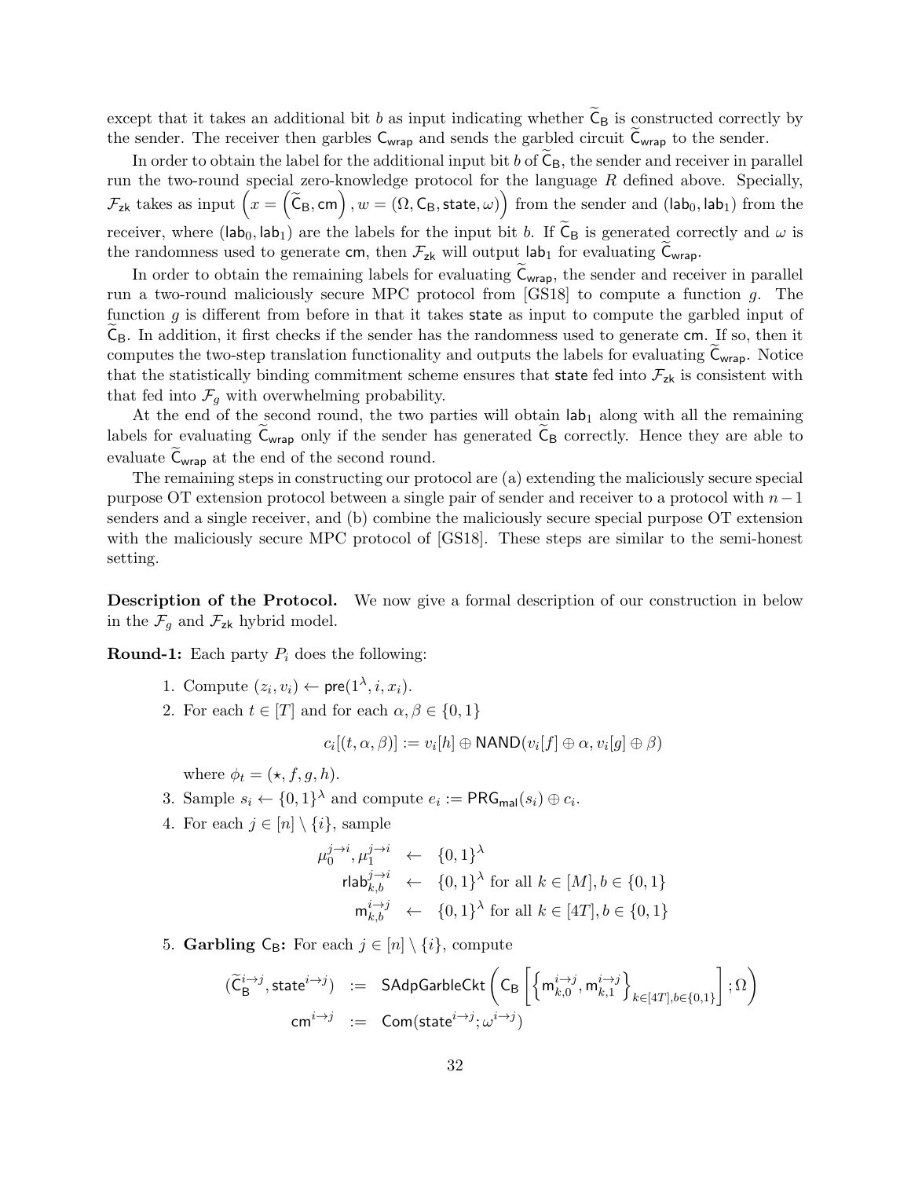except that it takes an additional bit $b$ as input indicating whether $\widetilde{\mathsf{C}}_\mathsf{B}$ is constructed correctly by the sender. The receiver then garbles $\mathsf{C}_\mathsf{wrap}$ and sends the garbled circuit $\widetilde{\mathsf{C}}_\mathsf{wrap}$ to the sender.

In order to obtain the label for the additional input bit $b$ of $\widetilde{\mathsf{C}}_\mathsf{B}$, the sender and receiver in parallel run the two-round special zero-knowledge protocol for the language $R$ defined above. Specially, $\mathcal{F}_\mathsf{zk}$ takes as input $\left(x = \left(\widetilde{\mathsf{C}}_\mathsf{B}, \mathsf{cm}\right), w = (\Omega, \mathsf{C}_\mathsf{B}, \mathsf{state}, \omega)\right)$ from the sender and $(\mathsf{lab}_0, \mathsf{lab}_1)$ from the receiver, where $(\mathsf{lab}_0, \mathsf{lab}_1)$ are the labels for the input bit $b$. If $\widetilde{\mathsf{C}}_\mathsf{B}$ is generated correctly and $\omega$ is the randomness used to generate $\mathsf{cm}$, then $\mathcal{F}_\mathsf{zk}$ will output $\mathsf{lab}_1$ for evaluating $\widetilde{\mathsf{C}}_\mathsf{wrap}$.

In order to obtain the remaining labels for evaluating $\widetilde{\mathsf{C}}_\mathsf{wrap}$, the sender and receiver in parallel run a two-round maliciously secure MPC protocol from [GS18] to compute a function $g$. The function $g$ is different from before in that it takes $\mathsf{state}$ as input to compute the garbled input of $\widetilde{\mathsf{C}}_\mathsf{B}$. In addition, it first checks if the sender has the randomness used to generate $\mathsf{cm}$. If so, then it computes the two-step translation functionality and outputs the labels for evaluating $\widetilde{\mathsf{C}}_\mathsf{wrap}$. Notice that the statistically binding commitment scheme ensures that $\mathsf{state}$ fed into $\mathcal{F}_\mathsf{zk}$ is consistent with that fed into $\mathcal{F}_g$ with overwhelming probability.

At the end of the second round, the two parties will obtain $\mathsf{lab}_1$ along with all the remaining labels for evaluating $\widetilde{\mathsf{C}}_\mathsf{wrap}$ only if the sender has generated $\widetilde{\mathsf{C}}_\mathsf{B}$ correctly. Hence they are able to evaluate $\widetilde{\mathsf{C}}_\mathsf{wrap}$ at the end of the second round.

The remaining steps in constructing our protocol are (a) extending the maliciously secure special purpose OT extension protocol between a single pair of sender and receiver to a protocol with $n-1$ senders and a single receiver, and (b) combine the maliciously secure special purpose OT extension with the maliciously secure MPC protocol of [GS18]. These steps are similar to the semi-honest setting.

**Description of the Protocol.** We now give a formal description of our construction in below in the $\mathcal{F}_g$ and $\mathcal{F}_\mathsf{zk}$ hybrid model.

**Round-1:** Each party $P_i$ does the following:

1. Compute $(z_i, v_i) \leftarrow \mathsf{pre}(1^\lambda, i, x_i)$.
2. For each $t \in [T]$ and for each $\alpha, \beta \in \{0,1\}$
$$c_i[(t, \alpha, \beta)] := v_i[h] \oplus \mathsf{NAND}(v_i[f] \oplus \alpha, v_i[g] \oplus \beta)$$
where $\phi_t = (\star, f, g, h)$.
3. Sample $s_i \leftarrow \{0,1\}^\lambda$ and compute $e_i := \mathsf{PRG}_\mathsf{mal}(s_i) \oplus c_i$.
4. For each $j \in [n] \setminus \{i\}$, sample
$$\begin{aligned} \mu_0^{j\to i}, \mu_1^{j\to i} &\leftarrow \{0,1\}^\lambda \\ \mathsf{rlab}_{k,b}^{j\to i} &\leftarrow \{0,1\}^\lambda \text{ for all } k \in [M], b \in \{0,1\} \\ \mathsf{m}_{k,b}^{i\to j} &\leftarrow \{0,1\}^\lambda \text{ for all } k \in [4T], b \in \{0,1\} \end{aligned}$$
5. **Garbling $\mathsf{C}_\mathsf{B}$:** For each $j \in [n] \setminus \{i\}$, compute
$$\begin{aligned} (\widetilde{\mathsf{C}}_\mathsf{B}^{i\to j}, \mathsf{state}^{i\to j}) &:= \mathsf{SAdpGarbleCkt}\left(\mathsf{C}_\mathsf{B}\left[\left\{\mathsf{m}_{k,0}^{i\to j}, \mathsf{m}_{k,1}^{i\to j}\right\}_{k\in[4T], b\in\{0,1\}}\right]; \Omega\right) \\ \mathsf{cm}^{i\to j} &:= \mathsf{Com}(\mathsf{state}^{i\to j}; \omega^{i\to j}) \end{aligned}$$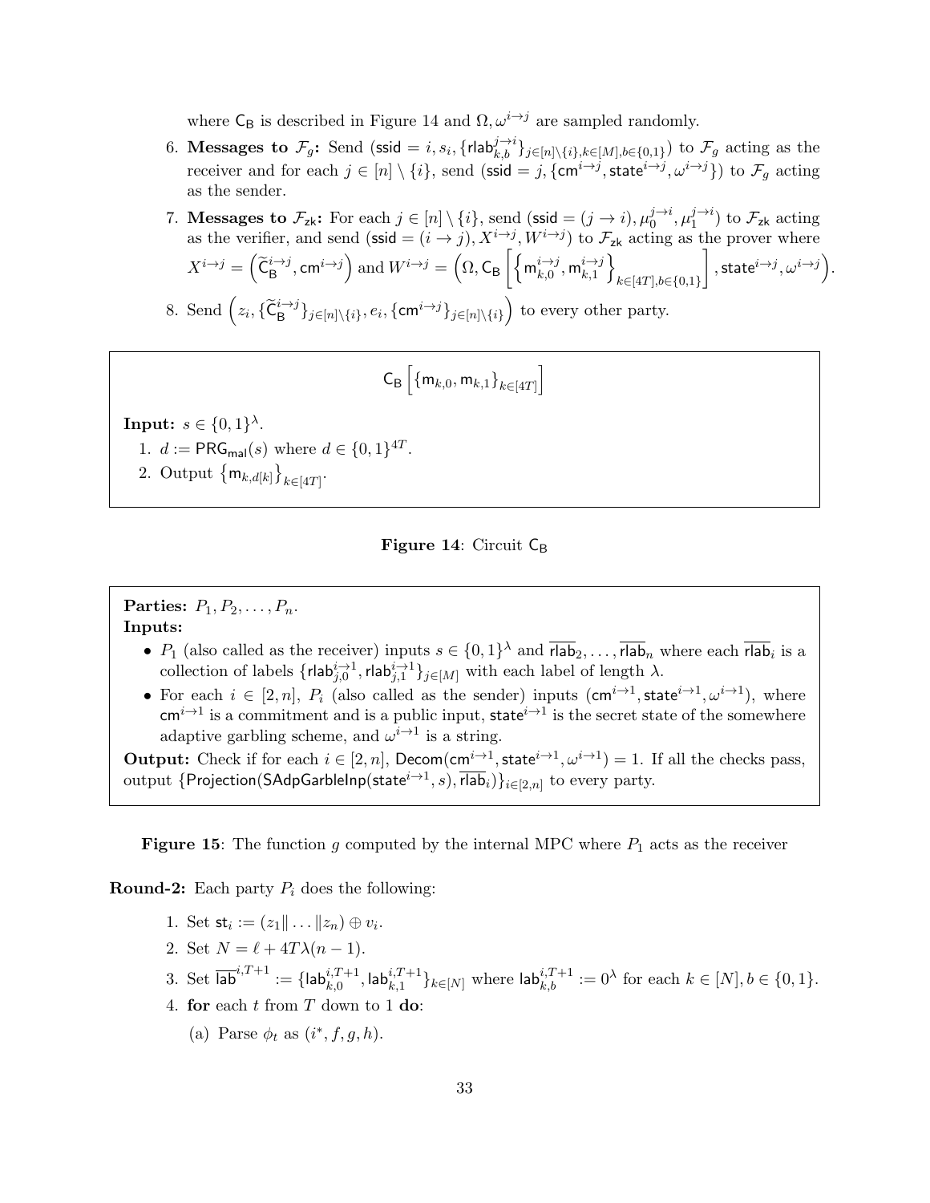where $\mathsf{C_B}$ is described in Figure 14 and $\Omega, \omega^{i \to j}$ are sampled randomly.

6. **Messages to $\mathcal{F}_g$:** Send $(\mathsf{ssid} = i, s_i, \{\mathsf{rlab}_{k,b}^{j \to i}\}_{j \in [n] \setminus \{i\}, k \in [M], b \in \{0,1\}})$ to $\mathcal{F}_g$ acting as the receiver and for each $j \in [n] \setminus \{i\}$, send $(\mathsf{ssid} = j, \{\mathsf{cm}^{i \to j}, \mathsf{state}^{i \to j}, \omega^{i \to j}\})$ to $\mathcal{F}_g$ acting as the sender.
7. **Messages to $\mathcal{F}_{\mathsf{zk}}$:** For each $j \in [n] \setminus \{i\}$, send $(\mathsf{ssid} = (j \to i), \mu_0^{j \to i}, \mu_1^{j \to i})$ to $\mathcal{F}_{\mathsf{zk}}$ acting as the verifier, and send $(\mathsf{ssid} = (i \to j), X^{i \to j}, W^{i \to j})$ to $\mathcal{F}_{\mathsf{zk}}$ acting as the prover where $X^{i \to j} = \left(\widetilde{\mathsf{C}}_{\mathsf{B}}^{i \to j}, \mathsf{cm}^{i \to j}\right)$ and $W^{i \to j} = \left(\Omega, \mathsf{C_B}\left[\left\{\mathsf{m}_{k,0}^{i \to j}, \mathsf{m}_{k,1}^{i \to j}\right\}_{k \in [4T], b \in \{0,1\}}\right], \mathsf{state}^{i \to j}, \omega^{i \to j}\right)$.
8. Send $\left(z_i, \{\widetilde{\mathsf{C}}_{\mathsf{B}}^{i \to j}\}_{j \in [n] \setminus \{i\}}, e_i, \{\mathsf{cm}^{i \to j}\}_{j \in [n] \setminus \{i\}}\right)$ to every other party.

$$\mathsf{C_B}\left[\{\mathsf{m}_{k,0}, \mathsf{m}_{k,1}\}_{k \in [4T]}\right]$$

**Input:** $s \in \{0,1\}^\lambda$.

1. $d := \mathsf{PRG_{mal}}(s)$ where $d \in \{0,1\}^{4T}$.
2. Output $\left\{\mathsf{m}_{k,d[k]}\right\}_{k \in [4T]}$.

**Figure 14**: Circuit $\mathsf{C_B}$

**Parties:** $P_1, P_2, \ldots, P_n$.
**Inputs:**

- $P_1$ (also called as the receiver) inputs $s \in \{0,1\}^\lambda$ and $\overline{\mathsf{rlab}}_2, \ldots, \overline{\mathsf{rlab}}_n$ where each $\overline{\mathsf{rlab}}_i$ is a collection of labels $\{\mathsf{rlab}_{j,0}^{i \to 1}, \mathsf{rlab}_{j,1}^{i \to 1}\}_{j \in [M]}$ with each label of length $\lambda$.
- For each $i \in [2, n]$, $P_i$ (also called as the sender) inputs $(\mathsf{cm}^{i \to 1}, \mathsf{state}^{i \to 1}, \omega^{i \to 1})$, where $\mathsf{cm}^{i \to 1}$ is a commitment and is a public input, $\mathsf{state}^{i \to 1}$ is the secret state of the somewhere adaptive garbling scheme, and $\omega^{i \to 1}$ is a string.

**Output:** Check if for each $i \in [2, n]$, $\mathsf{Decom}(\mathsf{cm}^{i \to 1}, \mathsf{state}^{i \to 1}, \omega^{i \to 1}) = 1$. If all the checks pass, output $\{\mathsf{Projection}(\mathsf{SAdpGarbleInp}(\mathsf{state}^{i \to 1}, s), \overline{\mathsf{rlab}}_i)\}_{i \in [2,n]}$ to every party.

**Figure 15**: The function $g$ computed by the internal MPC where $P_1$ acts as the receiver

**Round-2:** Each party $P_i$ does the following:

1. Set $\mathsf{st}_i := (z_1 \| \ldots \| z_n) \oplus v_i$.
2. Set $N = \ell + 4T\lambda(n-1)$.
3. Set $\overline{\mathsf{lab}}^{i,T+1} := \{\mathsf{lab}_{k,0}^{i,T+1}, \mathsf{lab}_{k,1}^{i,T+1}\}_{k \in [N]}$ where $\mathsf{lab}_{k,b}^{i,T+1} := 0^\lambda$ for each $k \in [N], b \in \{0,1\}$.
4. **for** each $t$ from $T$ down to 1 **do**:
   (a) Parse $\phi_t$ as $(i^*, f, g, h)$.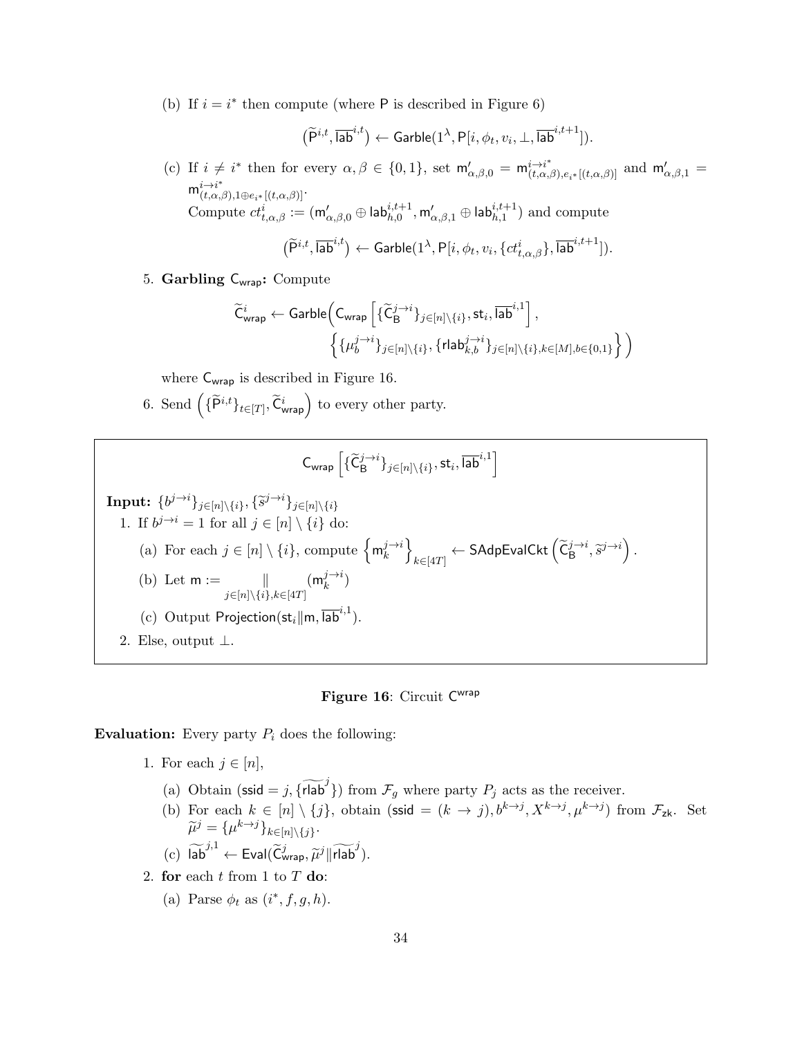(b) If $i = i^*$ then compute (where $\mathsf{P}$ is described in Figure 6)

$$\left(\widetilde{\mathsf{P}}^{i,t}, \overline{\mathsf{lab}}^{i,t}\right) \leftarrow \mathsf{Garble}(1^\lambda, \mathsf{P}[i, \phi_t, v_i, \bot, \overline{\mathsf{lab}}^{i,t+1}]).$$

(c) If $i \neq i^*$ then for every $\alpha, \beta \in \{0,1\}$, set $\mathsf{m}'_{\alpha,\beta,0} = \mathsf{m}^{i \to i^*}_{(t,\alpha,\beta), e_{i^*}[(t,\alpha,\beta)]}$ and $\mathsf{m}'_{\alpha,\beta,1} = \mathsf{m}^{i \to i^*}_{(t,\alpha,\beta), 1 \oplus e_{i^*}[(t,\alpha,\beta)]}$.
Compute $ct^i_{t,\alpha,\beta} := (\mathsf{m}'_{\alpha,\beta,0} \oplus \mathsf{lab}^{i,t+1}_{h,0}, \mathsf{m}'_{\alpha,\beta,1} \oplus \mathsf{lab}^{i,t+1}_{h,1})$ and compute

$$\left(\widetilde{\mathsf{P}}^{i,t}, \overline{\mathsf{lab}}^{i,t}\right) \leftarrow \mathsf{Garble}(1^\lambda, \mathsf{P}[i, \phi_t, v_i, \{ct^i_{t,\alpha,\beta}\}, \overline{\mathsf{lab}}^{i,t+1}]).$$

5. **Garbling $\mathsf{C}_{\mathsf{wrap}}$:** Compute

$$\widetilde{\mathsf{C}}^i_{\mathsf{wrap}} \leftarrow \mathsf{Garble}\Big(\mathsf{C}_{\mathsf{wrap}}\left[\{\widetilde{\mathsf{C}}^{j \to i}_{\mathsf{B}}\}_{j \in [n] \setminus \{i\}}, \mathsf{st}_i, \overline{\mathsf{lab}}^{i,1}\right], \left\{\{\mu^{j \to i}_b\}_{j \in [n] \setminus \{i\}}, \{\mathsf{rlab}^{j \to i}_{k,b}\}_{j \in [n] \setminus \{i\}, k \in [M], b \in \{0,1\}}\right\}\Big)$$

where $\mathsf{C}_{\mathsf{wrap}}$ is described in Figure 16.

6. Send $\left(\{\widetilde{\mathsf{P}}^{i,t}\}_{t \in [T]}, \widetilde{\mathsf{C}}^i_{\mathsf{wrap}}\right)$ to every other party.

---

$$\mathsf{C}_{\mathsf{wrap}}\left[\{\widetilde{\mathsf{C}}^{j \to i}_{\mathsf{B}}\}_{j \in [n] \setminus \{i\}}, \mathsf{st}_i, \overline{\mathsf{lab}}^{i,1}\right]$$

**Input:** $\{b^{j \to i}\}_{j \in [n] \setminus \{i\}}, \{\widetilde{s}^{j \to i}\}_{j \in [n] \setminus \{i\}}$

1. If $b^{j \to i} = 1$ for all $j \in [n] \setminus \{i\}$ do:
   (a) For each $j \in [n] \setminus \{i\}$, compute $\left\{\mathsf{m}^{j \to i}_k\right\}_{k \in [4T]} \leftarrow \mathsf{SAdpEvalCkt}\left(\widetilde{\mathsf{C}}^{j \to i}_{\mathsf{B}}, \widetilde{s}^{j \to i}\right)$.
   (b) Let $\mathsf{m} := \underset{j \in [n] \setminus \{i\}, k \in [4T]}{\|} (\mathsf{m}^{j \to i}_k)$
   (c) Output $\mathsf{Projection}(\mathsf{st}_i \| \mathsf{m}, \overline{\mathsf{lab}}^{i,1})$.
2. Else, output $\bot$.

---

**Figure 16**: Circuit $\mathsf{C}^{\mathsf{wrap}}$

**Evaluation:** Every party $P_i$ does the following:

1. For each $j \in [n]$,
   (a) Obtain ($\mathsf{ssid} = j, \{\widetilde{\mathsf{rlab}}^j\}$) from $\mathcal{F}_g$ where party $P_j$ acts as the receiver.
   (b) For each $k \in [n] \setminus \{j\}$, obtain ($\mathsf{ssid} = (k \to j), b^{k \to j}, X^{k \to j}, \mu^{k \to j}$) from $\mathcal{F}_{\mathsf{zk}}$. Set $\widetilde{\mu}^j = \{\mu^{k \to j}\}_{k \in [n] \setminus \{j\}}$.
   (c) $\widetilde{\mathsf{lab}}^{j,1} \leftarrow \mathsf{Eval}(\widetilde{\mathsf{C}}^j_{\mathsf{wrap}}, \widetilde{\mu}^j \| \widetilde{\mathsf{rlab}}^j)$.
2. **for** each $t$ from 1 to $T$ **do**:
   (a) Parse $\phi_t$ as $(i^*, f, g, h)$.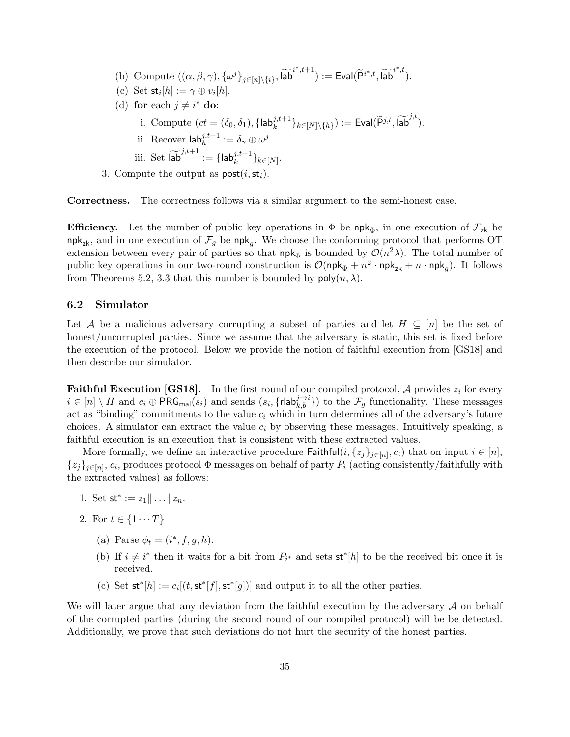(b) Compute $((\alpha, \beta, \gamma), \{\omega^j\}_{j \in [n]\setminus\{i\}}, \widetilde{\mathsf{lab}}^{i^*,t+1}) := \mathsf{Eval}(\widetilde{\mathsf{P}}^{i^*,t}, \widetilde{\mathsf{lab}}^{i^*,t})$.

(c) Set $\mathsf{st}_i[h] := \gamma \oplus v_i[h]$.

(d) **for** each $j \neq i^*$ **do**:

i. Compute $(ct = (\delta_0, \delta_1), \{\mathsf{lab}_k^{j,t+1}\}_{k \in [N]\setminus\{h\}}) := \mathsf{Eval}(\widetilde{\mathsf{P}}^{j,t}, \widetilde{\mathsf{lab}}^{j,t})$.

ii. Recover $\mathsf{lab}_h^{j,t+1} := \delta_\gamma \oplus \omega^j$.

iii. Set $\widetilde{\mathsf{lab}}^{j,t+1} := \{\mathsf{lab}_k^{j,t+1}\}_{k \in [N]}$.

3. Compute the output as $\mathsf{post}(i, \mathsf{st}_i)$.

**Correctness.** The correctness follows via a similar argument to the semi-honest case.

**Efficiency.** Let the number of public key operations in $\Phi$ be $\mathsf{npk}_\Phi$, in one execution of $\mathcal{F}_{\mathsf{zk}}$ be $\mathsf{npk}_{\mathsf{zk}}$, and in one execution of $\mathcal{F}_g$ be $\mathsf{npk}_g$. We choose the conforming protocol that performs OT extension between every pair of parties so that $\mathsf{npk}_\Phi$ is bounded by $\mathcal{O}(n^2\lambda)$. The total number of public key operations in our two-round construction is $\mathcal{O}(\mathsf{npk}_\Phi + n^2 \cdot \mathsf{npk}_{\mathsf{zk}} + n \cdot \mathsf{npk}_g)$. It follows from Theorems 5.2, 3.3 that this number is bounded by $\mathsf{poly}(n, \lambda)$.

## 6.2 Simulator

Let $\mathcal{A}$ be a malicious adversary corrupting a subset of parties and let $H \subseteq [n]$ be the set of honest/uncorrupted parties. Since we assume that the adversary is static, this set is fixed before the execution of the protocol. Below we provide the notion of faithful execution from [GS18] and then describe our simulator.

**Faithful Execution [GS18].** In the first round of our compiled protocol, $\mathcal{A}$ provides $z_i$ for every $i \in [n] \setminus H$ and $c_i \oplus \mathsf{PRG}_{\mathsf{mal}}(s_i)$ and sends $(s_i, \{\mathsf{rlab}_{k,b}^{j \to i}\})$ to the $\mathcal{F}_g$ functionality. These messages act as "binding" commitments to the value $c_i$ which in turn determines all of the adversary's future choices. A simulator can extract the value $c_i$ by observing these messages. Intuitively speaking, a faithful execution is an execution that is consistent with these extracted values.

More formally, we define an interactive procedure $\mathsf{Faithful}(i, \{z_j\}_{j \in [n]}, c_i)$ that on input $i \in [n]$, $\{z_j\}_{j \in [n]}$, $c_i$, produces protocol $\Phi$ messages on behalf of party $P_i$ (acting consistently/faithfully with the extracted values) as follows:

1. Set $\mathsf{st}^* := z_1 \| \ldots \| z_n$.
2. For $t \in \{1 \cdots T\}$
   (a) Parse $\phi_t = (i^*, f, g, h)$.
   (b) If $i \neq i^*$ then it waits for a bit from $P_{i^*}$ and sets $\mathsf{st}^*[h]$ to be the received bit once it is received.
   (c) Set $\mathsf{st}^*[h] := c_i[(t, \mathsf{st}^*[f], \mathsf{st}^*[g])]$ and output it to all the other parties.

We will later argue that any deviation from the faithful execution by the adversary $\mathcal{A}$ on behalf of the corrupted parties (during the second round of our compiled protocol) will be be detected. Additionally, we prove that such deviations do not hurt the security of the honest parties.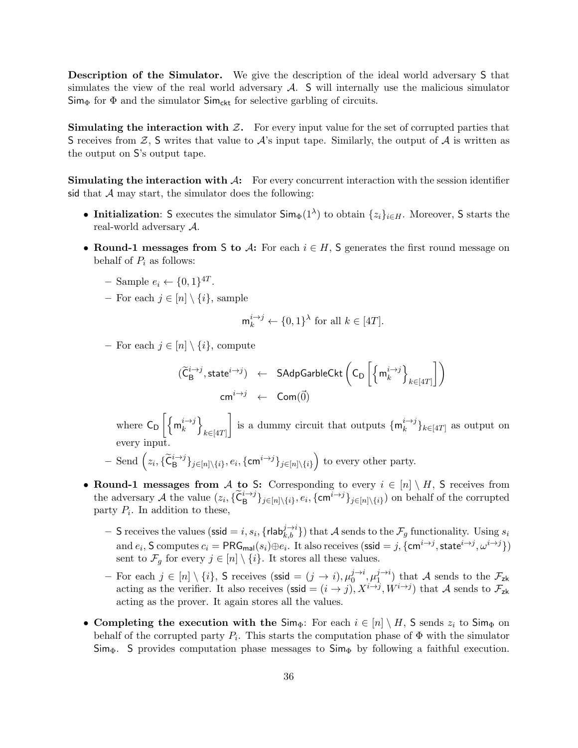**Description of the Simulator.** We give the description of the ideal world adversary $\mathsf{S}$ that simulates the view of the real world adversary $\mathcal{A}$. $\mathsf{S}$ will internally use the malicious simulator $\mathsf{Sim}_\Phi$ for $\Phi$ and the simulator $\mathsf{Sim}_{\mathsf{ckt}}$ for selective garbling of circuits.

**Simulating the interaction with $\mathcal{Z}$.** For every input value for the set of corrupted parties that $\mathsf{S}$ receives from $\mathcal{Z}$, $\mathsf{S}$ writes that value to $\mathcal{A}$'s input tape. Similarly, the output of $\mathcal{A}$ is written as the output on $\mathsf{S}$'s output tape.

**Simulating the interaction with $\mathcal{A}$:** For every concurrent interaction with the session identifier $\mathsf{sid}$ that $\mathcal{A}$ may start, the simulator does the following:

- **Initialization**: $\mathsf{S}$ executes the simulator $\mathsf{Sim}_\Phi(1^\lambda)$ to obtain $\{z_i\}_{i \in H}$. Moreover, $\mathsf{S}$ starts the real-world adversary $\mathcal{A}$.
- **Round-1 messages from $\mathsf{S}$ to $\mathcal{A}$:** For each $i \in H$, $\mathsf{S}$ generates the first round message on behalf of $P_i$ as follows:
  - Sample $e_i \leftarrow \{0,1\}^{4T}$.
  - For each $j \in [n] \setminus \{i\}$, sample
  $$\mathsf{m}_k^{i \to j} \leftarrow \{0,1\}^\lambda \text{ for all } k \in [4T].$$
  - For each $j \in [n] \setminus \{i\}$, compute
  $$\begin{aligned} (\widetilde{\mathsf{C}}_{\mathsf{B}}^{i \to j}, \mathsf{state}^{i \to j}) \quad &\leftarrow \quad \mathsf{SAdpGarbleCkt}\left(\mathsf{C}_{\mathsf{D}}\left[\left\{\mathsf{m}_k^{i \to j}\right\}_{k \in [4T]}\right]\right) \\ \mathsf{cm}^{i \to j} \quad &\leftarrow \quad \mathsf{Com}(\vec{0}) \end{aligned}$$
  where $\mathsf{C}_{\mathsf{D}}\left[\left\{\mathsf{m}_k^{i \to j}\right\}_{k \in [4T]}\right]$ is a dummy circuit that outputs $\{\mathsf{m}_k^{i \to j}\}_{k \in [4T]}$ as output on every input.
  - Send $\left(z_i, \{\widetilde{\mathsf{C}}_{\mathsf{B}}^{i \to j}\}_{j \in [n] \setminus \{i\}}, e_i, \{\mathsf{cm}^{i \to j}\}_{j \in [n] \setminus \{i\}}\right)$ to every other party.
- **Round-1 messages from $\mathcal{A}$ to $\mathsf{S}$:** Corresponding to every $i \in [n] \setminus H$, $\mathsf{S}$ receives from the adversary $\mathcal{A}$ the value $(z_i, \{\widetilde{\mathsf{C}}_{\mathsf{B}}^{i \to j}\}_{j \in [n] \setminus \{i\}}, e_i, \{\mathsf{cm}^{i \to j}\}_{j \in [n] \setminus \{i\}})$ on behalf of the corrupted party $P_i$. In addition to these,
  - $\mathsf{S}$ receives the values $(\mathsf{ssid} = i, s_i, \{\mathsf{rlab}_{k,b}^{j \to i}\})$ that $\mathcal{A}$ sends to the $\mathcal{F}_g$ functionality. Using $s_i$ and $e_i$, $\mathsf{S}$ computes $c_i = \mathsf{PRG}_{\mathsf{mal}}(s_i) \oplus e_i$. It also receives $(\mathsf{ssid} = j, \{\mathsf{cm}^{i \to j}, \mathsf{state}^{i \to j}, \omega^{i \to j}\})$ sent to $\mathcal{F}_g$ for every $j \in [n] \setminus \{i\}$. It stores all these values.
  - For each $j \in [n] \setminus \{i\}$, $\mathsf{S}$ receives $(\mathsf{ssid} = (j \to i), \mu_0^{j \to i}, \mu_1^{j \to i})$ that $\mathcal{A}$ sends to the $\mathcal{F}_{\mathsf{zk}}$ acting as the verifier. It also receives $(\mathsf{ssid} = (i \to j), X^{i \to j}, W^{i \to j})$ that $\mathcal{A}$ sends to $\mathcal{F}_{\mathsf{zk}}$ acting as the prover. It again stores all the values.
- **Completing the execution with the $\mathsf{Sim}_\Phi$**: For each $i \in [n] \setminus H$, $\mathsf{S}$ sends $z_i$ to $\mathsf{Sim}_\Phi$ on behalf of the corrupted party $P_i$. This starts the computation phase of $\Phi$ with the simulator $\mathsf{Sim}_\Phi$. $\mathsf{S}$ provides computation phase messages to $\mathsf{Sim}_\Phi$ by following a faithful execution.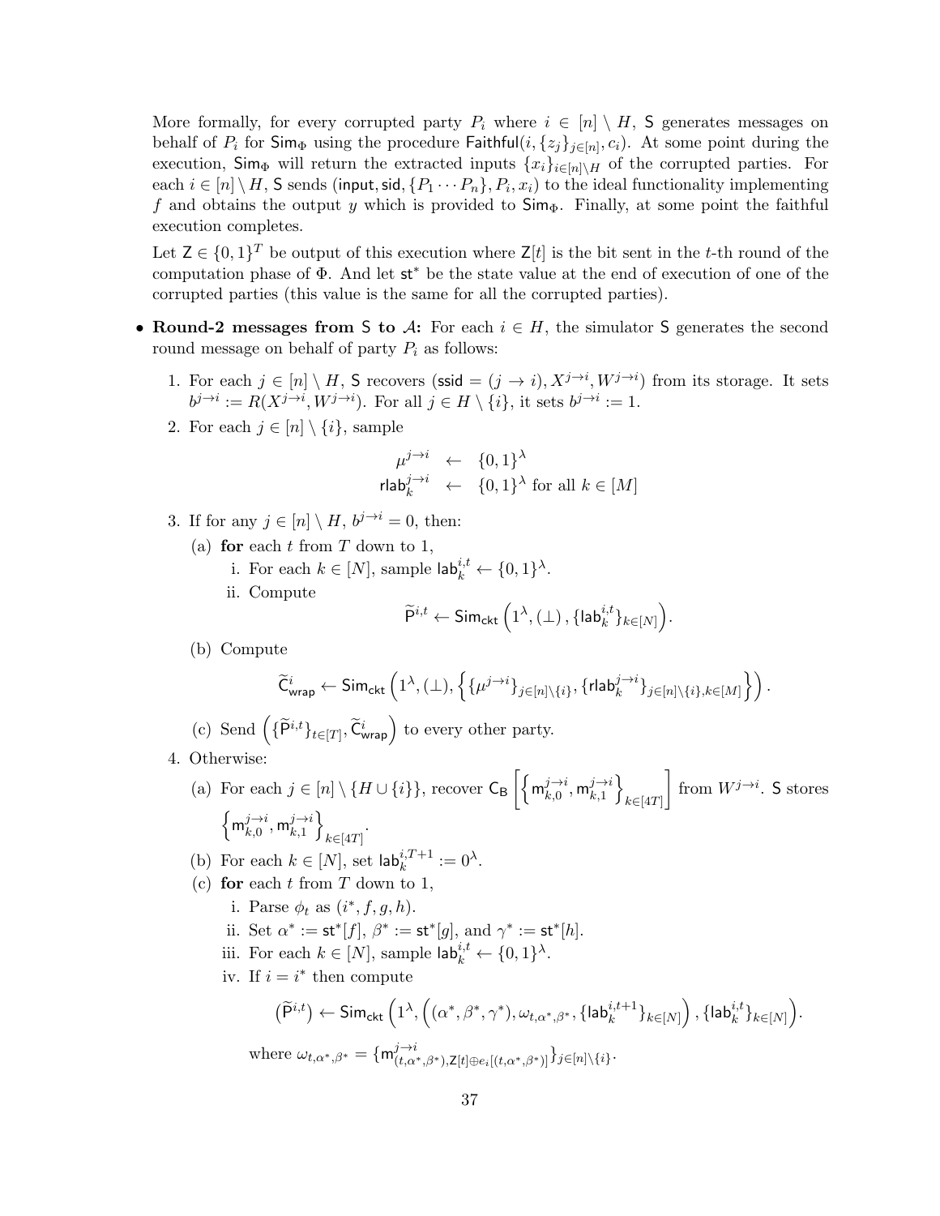More formally, for every corrupted party $P_i$ where $i \in [n] \setminus H$, $\mathsf{S}$ generates messages on behalf of $P_i$ for $\mathsf{Sim}_\Phi$ using the procedure $\mathsf{Faithful}(i, \{z_j\}_{j\in[n]}, c_i)$. At some point during the execution, $\mathsf{Sim}_\Phi$ will return the extracted inputs $\{x_i\}_{i\in[n]\setminus H}$ of the corrupted parties. For each $i \in [n] \setminus H$, $\mathsf{S}$ sends $(\mathsf{input}, \mathsf{sid}, \{P_1 \cdots P_n\}, P_i, x_i)$ to the ideal functionality implementing $f$ and obtains the output $y$ which is provided to $\mathsf{Sim}_\Phi$. Finally, at some point the faithful execution completes.

Let $\mathsf{Z} \in \{0,1\}^T$ be output of this execution where $\mathsf{Z}[t]$ is the bit sent in the $t$-th round of the computation phase of $\Phi$. And let $\mathsf{st}^*$ be the state value at the end of execution of one of the corrupted parties (this value is the same for all the corrupted parties).

- **Round-2 messages from $\mathsf{S}$ to $\mathcal{A}$:** For each $i \in H$, the simulator $\mathsf{S}$ generates the second round message on behalf of party $P_i$ as follows:

  1. For each $j \in [n] \setminus H$, $\mathsf{S}$ recovers $(\mathsf{ssid} = (j \to i), X^{j\to i}, W^{j\to i})$ from its storage. It sets $b^{j\to i} := R(X^{j\to i}, W^{j\to i})$. For all $j \in H \setminus \{i\}$, it sets $b^{j\to i} := 1$.
  2. For each $j \in [n] \setminus \{i\}$, sample
  $$\mu^{j\to i} \leftarrow \{0,1\}^\lambda$$
  $$\mathsf{rlab}_k^{j\to i} \leftarrow \{0,1\}^\lambda \text{ for all } k \in [M]$$
  3. If for any $j \in [n] \setminus H$, $b^{j\to i} = 0$, then:
     (a) **for** each $t$ from $T$ down to 1,
        i. For each $k \in [N]$, sample $\mathsf{lab}_k^{i,t} \leftarrow \{0,1\}^\lambda$.
        ii. Compute
        $$\widetilde{\mathsf{P}}^{i,t} \leftarrow \mathsf{Sim}_{\mathsf{ckt}}\left(1^\lambda, (\bot), \{\mathsf{lab}_k^{i,t}\}_{k\in[N]}\right).$$
     (b) Compute
     $$\widetilde{\mathsf{C}}^i_{\mathsf{wrap}} \leftarrow \mathsf{Sim}_{\mathsf{ckt}}\left(1^\lambda, (\bot), \left\{\{\mu^{j\to i}\}_{j\in[n]\setminus\{i\}}, \{\mathsf{rlab}_k^{j\to i}\}_{j\in[n]\setminus\{i\}, k\in[M]}\right\}\right).$$
     (c) Send $\left(\{\widetilde{\mathsf{P}}^{i,t}\}_{t\in[T]}, \widetilde{\mathsf{C}}^i_{\mathsf{wrap}}\right)$ to every other party.
  4. Otherwise:
     (a) For each $j \in [n] \setminus \{H \cup \{i\}\}$, recover $\mathsf{C}_\mathsf{B}\left[\left\{\mathsf{m}_{k,0}^{j\to i}, \mathsf{m}_{k,1}^{j\to i}\right\}_{k\in[4T]}\right]$ from $W^{j\to i}$. $\mathsf{S}$ stores $\left\{\mathsf{m}_{k,0}^{j\to i}, \mathsf{m}_{k,1}^{j\to i}\right\}_{k\in[4T]}$.
     (b) For each $k \in [N]$, set $\mathsf{lab}_k^{i,T+1} := 0^\lambda$.
     (c) **for** each $t$ from $T$ down to 1,
        i. Parse $\phi_t$ as $(i^*, f, g, h)$.
        ii. Set $\alpha^* := \mathsf{st}^*[f]$, $\beta^* := \mathsf{st}^*[g]$, and $\gamma^* := \mathsf{st}^*[h]$.
        iii. For each $k \in [N]$, sample $\mathsf{lab}_k^{i,t} \leftarrow \{0,1\}^\lambda$.
        iv. If $i = i^*$ then compute
        $$\left(\widetilde{\mathsf{P}}^{i,t}\right) \leftarrow \mathsf{Sim}_{\mathsf{ckt}}\left(1^\lambda, \left((\alpha^*, \beta^*, \gamma^*), \omega_{t,\alpha^*,\beta^*}, \{\mathsf{lab}_k^{i,t+1}\}_{k\in[N]}\right), \{\mathsf{lab}_k^{i,t}\}_{k\in[N]}\right).$$
        where $\omega_{t,\alpha^*,\beta^*} = \{\mathsf{m}^{j\to i}_{(t,\alpha^*,\beta^*),\mathsf{Z}[t]\oplus e_i[(t,\alpha^*,\beta^*)]}\}_{j\in[n]\setminus\{i\}}$.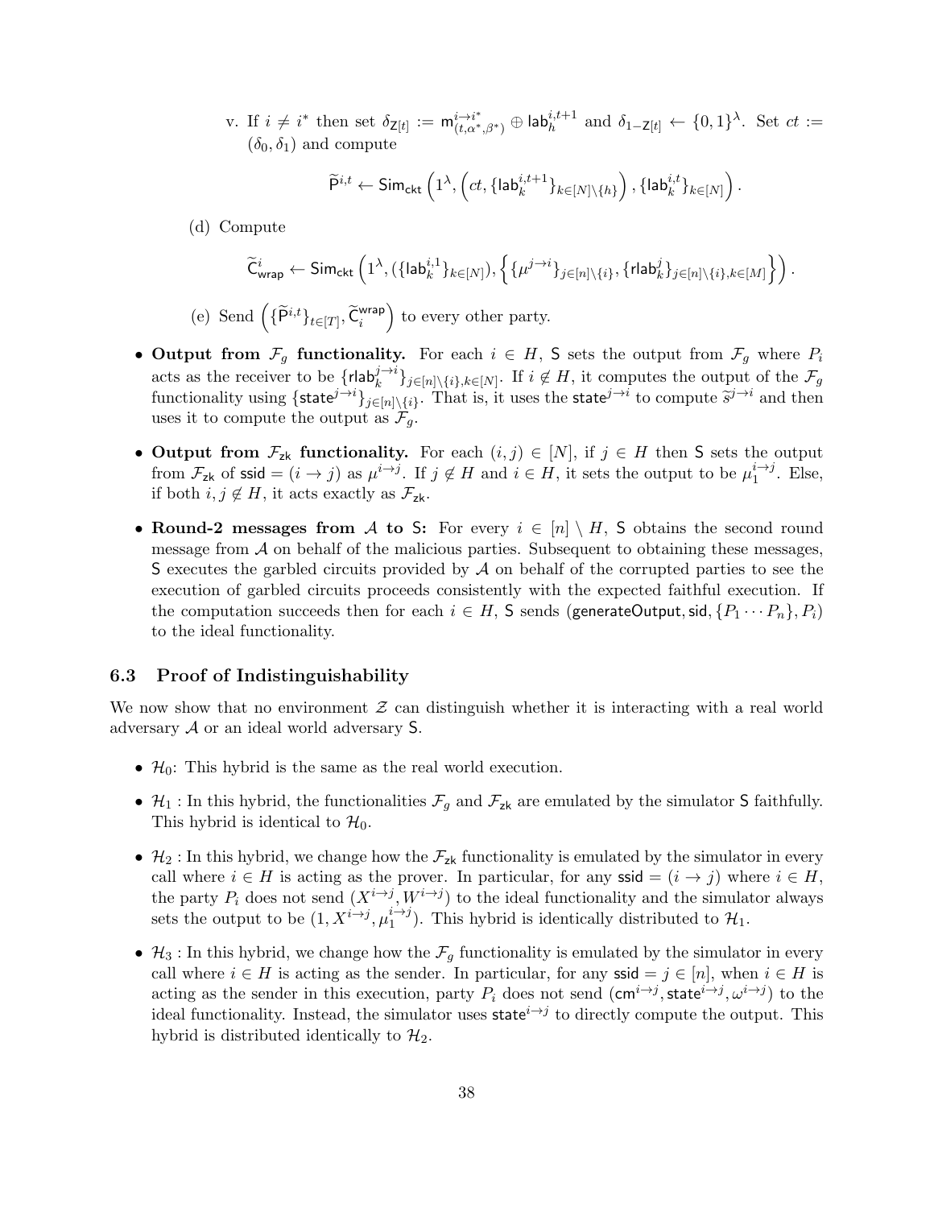v. If $i \neq i^*$ then set $\delta_{\mathsf{Z}[t]} := \mathsf{m}^{i \to i^*}_{(t,\alpha^*,\beta^*)} \oplus \mathsf{lab}^{i,t+1}_h$ and $\delta_{1-\mathsf{Z}[t]} \leftarrow \{0,1\}^\lambda$. Set $ct := (\delta_0, \delta_1)$ and compute

$$\widetilde{\mathsf{P}}^{i,t} \leftarrow \mathsf{Sim}_{\mathsf{ckt}}\left(1^\lambda, \left(ct, \{\mathsf{lab}^{i,t+1}_k\}_{k \in [N] \setminus \{h\}}\right), \{\mathsf{lab}^{i,t}_k\}_{k \in [N]}\right).$$

(d) Compute

$$\widetilde{\mathsf{C}}^i_{\mathsf{wrap}} \leftarrow \mathsf{Sim}_{\mathsf{ckt}}\left(1^\lambda, (\{\mathsf{lab}^{i,1}_k\}_{k \in [N]}), \left\{\{\mu^{j \to i}\}_{j \in [n] \setminus \{i\}}, \{\mathsf{rlab}^j_k\}_{j \in [n] \setminus \{i\}, k \in [M]}\right\}\right).$$

(e) Send $\left(\{\widetilde{\mathsf{P}}^{i,t}\}_{t \in [T]}, \widetilde{\mathsf{C}}^{\mathsf{wrap}}_i\right)$ to every other party.

- **Output from $\mathcal{F}_g$ functionality.** For each $i \in H$, $\mathsf{S}$ sets the output from $\mathcal{F}_g$ where $P_i$ acts as the receiver to be $\{\mathsf{rlab}^{j \to i}_k\}_{j \in [n] \setminus \{i\}, k \in [N]}$. If $i \notin H$, it computes the output of the $\mathcal{F}_g$ functionality using $\{\mathsf{state}^{j \to i}\}_{j \in [n] \setminus \{i\}}$. That is, it uses the $\mathsf{state}^{j \to i}$ to compute $\widetilde{s}^{j \to i}$ and then uses it to compute the output as $\mathcal{F}_g$.
- **Output from $\mathcal{F}_{\mathsf{zk}}$ functionality.** For each $(i,j) \in [N]$, if $j \in H$ then $\mathsf{S}$ sets the output from $\mathcal{F}_{\mathsf{zk}}$ of $\mathsf{ssid} = (i \to j)$ as $\mu^{i \to j}$. If $j \notin H$ and $i \in H$, it sets the output to be $\mu^{i \to j}_1$. Else, if both $i, j \notin H$, it acts exactly as $\mathcal{F}_{\mathsf{zk}}$.
- **Round-2 messages from $\mathcal{A}$ to $\mathsf{S}$:** For every $i \in [n] \setminus H$, $\mathsf{S}$ obtains the second round message from $\mathcal{A}$ on behalf of the malicious parties. Subsequent to obtaining these messages, $\mathsf{S}$ executes the garbled circuits provided by $\mathcal{A}$ on behalf of the corrupted parties to see the execution of garbled circuits proceeds consistently with the expected faithful execution. If the computation succeeds then for each $i \in H$, $\mathsf{S}$ sends $(\mathsf{generateOutput}, \mathsf{sid}, \{P_1 \cdots P_n\}, P_i)$ to the ideal functionality.

### 6.3 Proof of Indistinguishability

We now show that no environment $\mathcal{Z}$ can distinguish whether it is interacting with a real world adversary $\mathcal{A}$ or an ideal world adversary $\mathsf{S}$.

- $\mathcal{H}_0$: This hybrid is the same as the real world execution.
- $\mathcal{H}_1$ : In this hybrid, the functionalities $\mathcal{F}_g$ and $\mathcal{F}_{\mathsf{zk}}$ are emulated by the simulator $\mathsf{S}$ faithfully. This hybrid is identical to $\mathcal{H}_0$.
- $\mathcal{H}_2$ : In this hybrid, we change how the $\mathcal{F}_{\mathsf{zk}}$ functionality is emulated by the simulator in every call where $i \in H$ is acting as the prover. In particular, for any $\mathsf{ssid} = (i \to j)$ where $i \in H$, the party $P_i$ does not send $(X^{i \to j}, W^{i \to j})$ to the ideal functionality and the simulator always sets the output to be $(1, X^{i \to j}, \mu^{i \to j}_1)$. This hybrid is identically distributed to $\mathcal{H}_1$.
- $\mathcal{H}_3$ : In this hybrid, we change how the $\mathcal{F}_g$ functionality is emulated by the simulator in every call where $i \in H$ is acting as the sender. In particular, for any $\mathsf{ssid} = j \in [n]$, when $i \in H$ is acting as the sender in this execution, party $P_i$ does not send $(\mathsf{cm}^{i \to j}, \mathsf{state}^{i \to j}, \omega^{i \to j})$ to the ideal functionality. Instead, the simulator uses $\mathsf{state}^{i \to j}$ to directly compute the output. This hybrid is distributed identically to $\mathcal{H}_2$.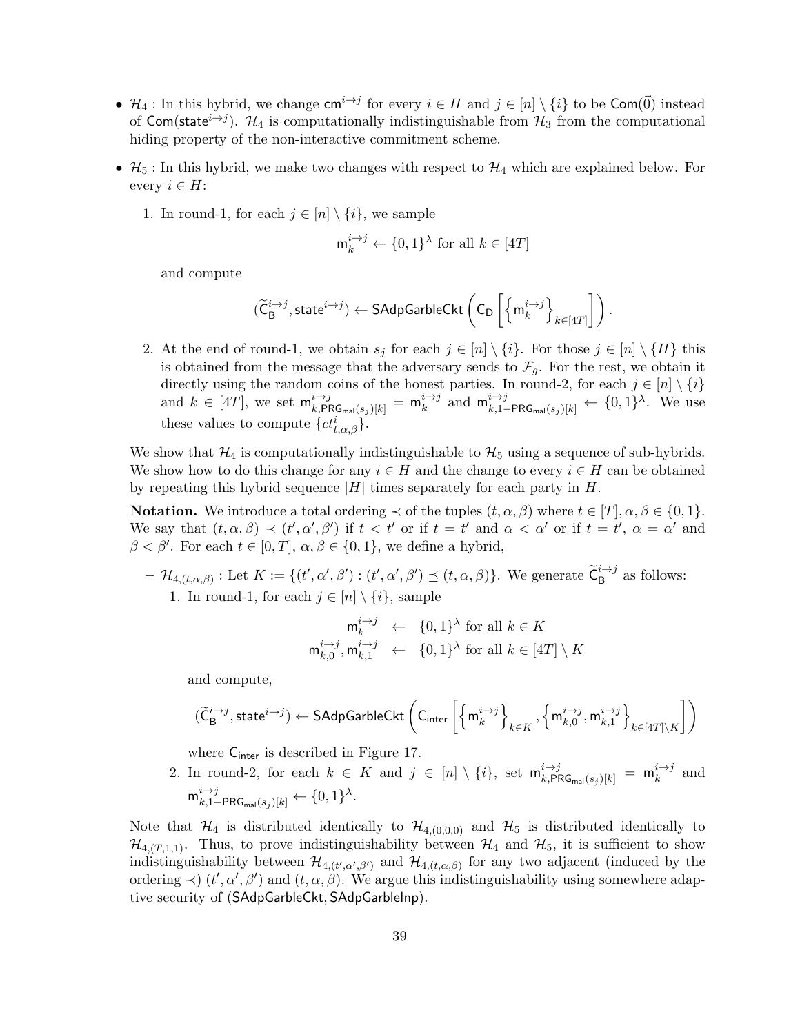- $\mathcal{H}_4$ : In this hybrid, we change $\mathsf{cm}^{i\to j}$ for every $i \in H$ and $j \in [n] \setminus \{i\}$ to be $\mathsf{Com}(\vec{0})$ instead of $\mathsf{Com}(\mathsf{state}^{i\to j})$. $\mathcal{H}_4$ is computationally indistinguishable from $\mathcal{H}_3$ from the computational hiding property of the non-interactive commitment scheme.

- $\mathcal{H}_5$ : In this hybrid, we make two changes with respect to $\mathcal{H}_4$ which are explained below. For every $i \in H$:

  1. In round-1, for each $j \in [n] \setminus \{i\}$, we sample
  $$\mathsf{m}_k^{i\to j} \leftarrow \{0,1\}^\lambda \text{ for all } k \in [4T]$$
  and compute
  $$(\widetilde{\mathsf{C}}_{\mathsf{B}}^{i\to j}, \mathsf{state}^{i\to j}) \leftarrow \mathsf{SAdpGarbleCkt}\left(\mathsf{C}_{\mathsf{D}}\left[\left\{\mathsf{m}_k^{i\to j}\right\}_{k\in[4T]}\right]\right).$$

  2. At the end of round-1, we obtain $s_j$ for each $j \in [n] \setminus \{i\}$. For those $j \in [n] \setminus \{H\}$ this is obtained from the message that the adversary sends to $\mathcal{F}_g$. For the rest, we obtain it directly using the random coins of the honest parties. In round-2, for each $j \in [n] \setminus \{i\}$ and $k \in [4T]$, we set $\mathsf{m}^{i\to j}_{k,\mathsf{PRG}_{\mathsf{mal}}(s_j)[k]} = \mathsf{m}_k^{i\to j}$ and $\mathsf{m}^{i\to j}_{k,1-\mathsf{PRG}_{\mathsf{mal}}(s_j)[k]} \leftarrow \{0,1\}^\lambda$. We use these values to compute $\{ct^i_{t,\alpha,\beta}\}$.

We show that $\mathcal{H}_4$ is computationally indistinguishable to $\mathcal{H}_5$ using a sequence of sub-hybrids. We show how to do this change for any $i \in H$ and the change to every $i \in H$ can be obtained by repeating this hybrid sequence $|H|$ times separately for each party in $H$.

**Notation.** We introduce a total ordering $\prec$ of the tuples $(t, \alpha, \beta)$ where $t \in [T], \alpha, \beta \in \{0,1\}$. We say that $(t, \alpha, \beta) \prec (t', \alpha', \beta')$ if $t < t'$ or if $t = t'$ and $\alpha < \alpha'$ or if $t = t'$, $\alpha = \alpha'$ and $\beta < \beta'$. For each $t \in [0, T]$, $\alpha, \beta \in \{0,1\}$, we define a hybrid,

- $\mathcal{H}_{4,(t,\alpha,\beta)}$ : Let $K := \{(t', \alpha', \beta') : (t', \alpha', \beta') \preceq (t, \alpha, \beta)\}$. We generate $\widetilde{\mathsf{C}}_{\mathsf{B}}^{i\to j}$ as follows:
  1. In round-1, for each $j \in [n] \setminus \{i\}$, sample
  $$\begin{aligned} \mathsf{m}_k^{i\to j} &\leftarrow \{0,1\}^\lambda \text{ for all } k \in K \\ \mathsf{m}_{k,0}^{i\to j}, \mathsf{m}_{k,1}^{i\to j} &\leftarrow \{0,1\}^\lambda \text{ for all } k \in [4T] \setminus K \end{aligned}$$
  and compute,
  $$(\widetilde{\mathsf{C}}_{\mathsf{B}}^{i\to j}, \mathsf{state}^{i\to j}) \leftarrow \mathsf{SAdpGarbleCkt}\left(\mathsf{C}_{\mathsf{inter}}\left[\left\{\mathsf{m}_k^{i\to j}\right\}_{k\in K}, \left\{\mathsf{m}_{k,0}^{i\to j}, \mathsf{m}_{k,1}^{i\to j}\right\}_{k\in[4T]\setminus K}\right]\right)$$
  where $\mathsf{C}_{\mathsf{inter}}$ is described in Figure 17.
  2. In round-2, for each $k \in K$ and $j \in [n] \setminus \{i\}$, set $\mathsf{m}^{i\to j}_{k,\mathsf{PRG}_{\mathsf{mal}}(s_j)[k]} = \mathsf{m}_k^{i\to j}$ and $\mathsf{m}^{i\to j}_{k,1-\mathsf{PRG}_{\mathsf{mal}}(s_j)[k]} \leftarrow \{0,1\}^\lambda$.

Note that $\mathcal{H}_4$ is distributed identically to $\mathcal{H}_{4,(0,0,0)}$ and $\mathcal{H}_5$ is distributed identically to $\mathcal{H}_{4,(T,1,1)}$. Thus, to prove indistinguishability between $\mathcal{H}_4$ and $\mathcal{H}_5$, it is sufficient to show indistinguishability between $\mathcal{H}_{4,(t',\alpha',\beta')}$ and $\mathcal{H}_{4,(t,\alpha,\beta)}$ for any two adjacent (induced by the ordering $\prec$) $(t', \alpha', \beta')$ and $(t, \alpha, \beta)$. We argue this indistinguishability using somewhere adaptive security of $(\mathsf{SAdpGarbleCkt}, \mathsf{SAdpGarbleInp})$.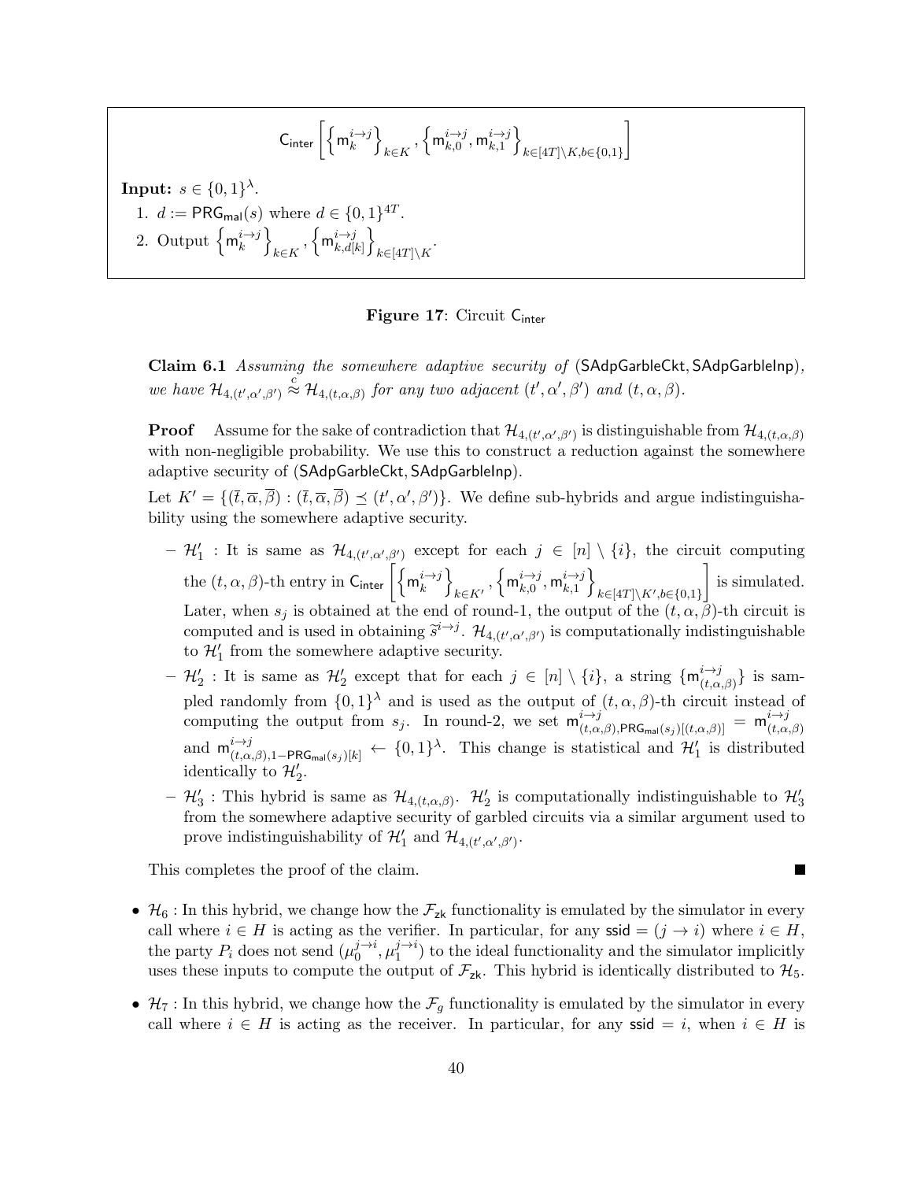$$\mathsf{C}_{\mathsf{inter}}\left[\left\{\mathsf{m}_k^{i\to j}\right\}_{k\in K},\left\{\mathsf{m}_{k,0}^{i\to j},\mathsf{m}_{k,1}^{i\to j}\right\}_{k\in[4T]\setminus K,b\in\{0,1\}}\right]$$

**Input:** $s \in \{0,1\}^\lambda$.

1. $d := \mathsf{PRG}_{\mathsf{mal}}(s)$ where $d \in \{0,1\}^{4T}$.
2. Output $\left\{\mathsf{m}_k^{i\to j}\right\}_{k\in K},\left\{\mathsf{m}_{k,d[k]}^{i\to j}\right\}_{k\in[4T]\setminus K}$.

**Figure 17**: Circuit $\mathsf{C}_{\mathsf{inter}}$

**Claim 6.1** *Assuming the somewhere adaptive security of* ($\mathsf{SAdpGarbleCkt}, \mathsf{SAdpGarbleInp}$)*, we have $\mathcal{H}_{4,(t',\alpha',\beta')} \overset{c}{\approx} \mathcal{H}_{4,(t,\alpha,\beta)}$ for any two adjacent $(t',\alpha',\beta')$ and $(t,\alpha,\beta)$.*

**Proof** Assume for the sake of contradiction that $\mathcal{H}_{4,(t',\alpha',\beta')}$ is distinguishable from $\mathcal{H}_{4,(t,\alpha,\beta)}$ with non-negligible probability. We use this to construct a reduction against the somewhere adaptive security of ($\mathsf{SAdpGarbleCkt}, \mathsf{SAdpGarbleInp}$).

Let $K' = \{(\bar{t},\bar{\alpha},\bar{\beta}) : (\bar{t},\bar{\alpha},\bar{\beta}) \preceq (t',\alpha',\beta')\}$. We define sub-hybrids and argue indistinguishability using the somewhere adaptive security.

- $\mathcal{H}'_1$ : It is same as $\mathcal{H}_{4,(t',\alpha',\beta')}$ except for each $j \in [n] \setminus \{i\}$, the circuit computing the $(t,\alpha,\beta)$-th entry in $\mathsf{C}_{\mathsf{inter}}\left[\left\{\mathsf{m}_k^{i\to j}\right\}_{k\in K'},\left\{\mathsf{m}_{k,0}^{i\to j},\mathsf{m}_{k,1}^{i\to j}\right\}_{k\in[4T]\setminus K',b\in\{0,1\}}\right]$ is simulated. Later, when $s_j$ is obtained at the end of round-1, the output of the $(t,\alpha,\beta)$-th circuit is computed and is used in obtaining $\widetilde{s}^{i\to j}$. $\mathcal{H}_{4,(t',\alpha',\beta')}$ is computationally indistinguishable to $\mathcal{H}'_1$ from the somewhere adaptive security.
- $\mathcal{H}'_2$ : It is same as $\mathcal{H}'_2$ except that for each $j \in [n] \setminus \{i\}$, a string $\{\mathsf{m}_{(t,\alpha,\beta)}^{i\to j}\}$ is sampled randomly from $\{0,1\}^\lambda$ and is used as the output of $(t,\alpha,\beta)$-th circuit instead of computing the output from $s_j$. In round-2, we set $\mathsf{m}_{(t,\alpha,\beta),\mathsf{PRG}_{\mathsf{mal}}(s_j)[(t,\alpha,\beta)]}^{i\to j} = \mathsf{m}_{(t,\alpha,\beta)}^{i\to j}$ and $\mathsf{m}_{(t,\alpha,\beta),1-\mathsf{PRG}_{\mathsf{mal}}(s_j)[k]}^{i\to j} \leftarrow \{0,1\}^\lambda$. This change is statistical and $\mathcal{H}'_1$ is distributed identically to $\mathcal{H}'_2$.
- $\mathcal{H}'_3$ : This hybrid is same as $\mathcal{H}_{4,(t,\alpha,\beta)}$. $\mathcal{H}'_2$ is computationally indistinguishable to $\mathcal{H}'_3$ from the somewhere adaptive security of garbled circuits via a similar argument used to prove indistinguishability of $\mathcal{H}'_1$ and $\mathcal{H}_{4,(t',\alpha',\beta')}$.

This completes the proof of the claim. ■

- $\mathcal{H}_6$ : In this hybrid, we change how the $\mathcal{F}_{\mathsf{zk}}$ functionality is emulated by the simulator in every call where $i \in H$ is acting as the verifier. In particular, for any $\mathsf{ssid} = (j \to i)$ where $i \in H$, the party $P_i$ does not send $(\mu_0^{j\to i}, \mu_1^{j\to i})$ to the ideal functionality and the simulator implicitly uses these inputs to compute the output of $\mathcal{F}_{\mathsf{zk}}$. This hybrid is identically distributed to $\mathcal{H}_5$.
- $\mathcal{H}_7$ : In this hybrid, we change how the $\mathcal{F}_g$ functionality is emulated by the simulator in every call where $i \in H$ is acting as the receiver. In particular, for any $\mathsf{ssid} = i$, when $i \in H$ is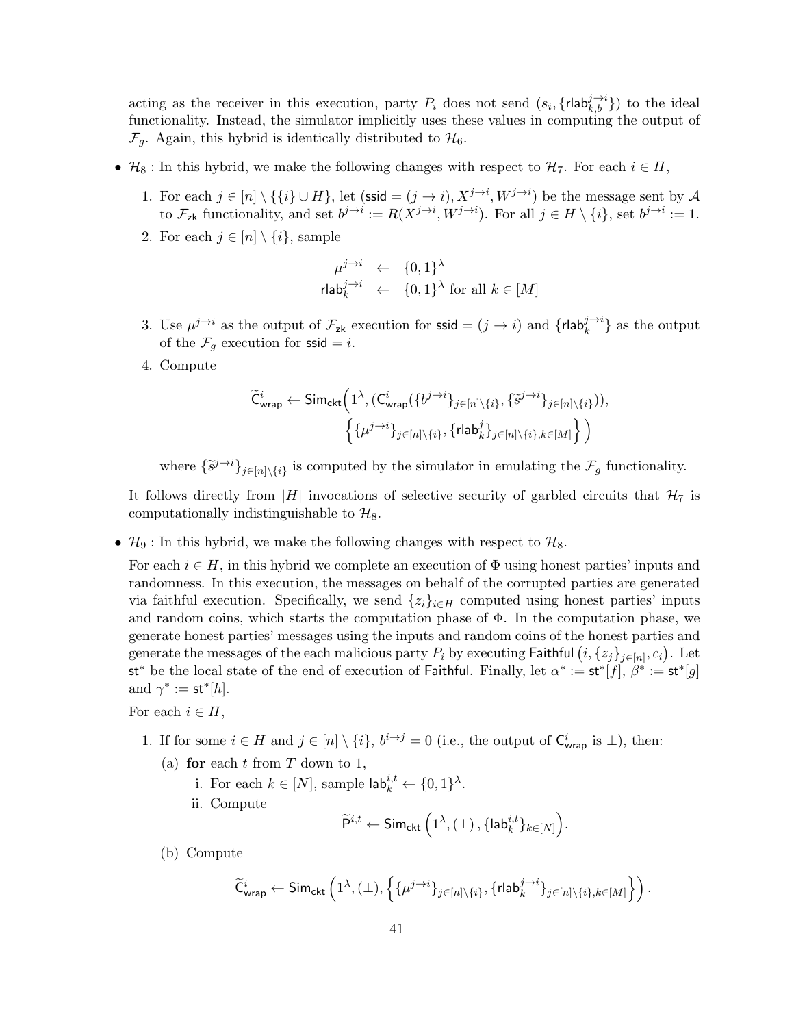acting as the receiver in this execution, party $P_i$ does not send $(s_i, \{\mathsf{rlab}_{k,b}^{j \to i}\})$ to the ideal functionality. Instead, the simulator implicitly uses these values in computing the output of $\mathcal{F}_g$. Again, this hybrid is identically distributed to $\mathcal{H}_6$.

- $\mathcal{H}_8$ : In this hybrid, we make the following changes with respect to $\mathcal{H}_7$. For each $i \in H$,

  1. For each $j \in [n] \setminus \{\{i\} \cup H\}$, let $(\mathsf{ssid} = (j \to i), X^{j \to i}, W^{j \to i})$ be the message sent by $\mathcal{A}$ to $\mathcal{F}_{\mathsf{zk}}$ functionality, and set $b^{j \to i} := R(X^{j \to i}, W^{j \to i})$. For all $j \in H \setminus \{i\}$, set $b^{j \to i} := 1$.
  2. For each $j \in [n] \setminus \{i\}$, sample
  $$\begin{aligned} \mu^{j \to i} &\leftarrow \{0,1\}^\lambda \\ \mathsf{rlab}_k^{j \to i} &\leftarrow \{0,1\}^\lambda \text{ for all } k \in [M] \end{aligned}$$
  3. Use $\mu^{j \to i}$ as the output of $\mathcal{F}_{\mathsf{zk}}$ execution for $\mathsf{ssid} = (j \to i)$ and $\{\mathsf{rlab}_k^{j \to i}\}$ as the output of the $\mathcal{F}_g$ execution for $\mathsf{ssid} = i$.
  4. Compute
  $$\widetilde{\mathsf{C}}_{\mathsf{wrap}}^i \leftarrow \mathsf{Sim}_{\mathsf{ckt}}\Big(1^\lambda, (\mathsf{C}_{\mathsf{wrap}}^i(\{b^{j \to i}\}_{j \in [n] \setminus \{i\}}, \{\widetilde{s}^{j \to i}\}_{j \in [n] \setminus \{i\}})), \\ \Big\{\{\mu^{j \to i}\}_{j \in [n] \setminus \{i\}}, \{\mathsf{rlab}_k^j\}_{j \in [n] \setminus \{i\}, k \in [M]}\Big\}\Big)$$
  where $\{\widetilde{s}^{j \to i}\}_{j \in [n] \setminus \{i\}}$ is computed by the simulator in emulating the $\mathcal{F}_g$ functionality.

  It follows directly from $|H|$ invocations of selective security of garbled circuits that $\mathcal{H}_7$ is computationally indistinguishable to $\mathcal{H}_8$.

- $\mathcal{H}_9$ : In this hybrid, we make the following changes with respect to $\mathcal{H}_8$.

  For each $i \in H$, in this hybrid we complete an execution of $\Phi$ using honest parties' inputs and randomness. In this execution, the messages on behalf of the corrupted parties are generated via faithful execution. Specifically, we send $\{z_i\}_{i \in H}$ computed using honest parties' inputs and random coins, which starts the computation phase of $\Phi$. In the computation phase, we generate honest parties' messages using the inputs and random coins of the honest parties and generate the messages of the each malicious party $P_i$ by executing $\mathsf{Faithful}\left(i, \{z_j\}_{j \in [n]}, c_i\right)$. Let $\mathsf{st}^*$ be the local state of the end of execution of $\mathsf{Faithful}$. Finally, let $\alpha^* := \mathsf{st}^*[f]$, $\beta^* := \mathsf{st}^*[g]$ and $\gamma^* := \mathsf{st}^*[h]$.

  For each $i \in H$,

  1. If for some $i \in H$ and $j \in [n] \setminus \{i\}$, $b^{i \to j} = 0$ (i.e., the output of $\mathsf{C}_{\mathsf{wrap}}^i$ is $\perp$), then:
     (a) **for** each $t$ from $T$ down to 1,
       i. For each $k \in [N]$, sample $\mathsf{lab}_k^{i,t} \leftarrow \{0,1\}^\lambda$.
       ii. Compute
       $$\widetilde{\mathsf{P}}^{i,t} \leftarrow \mathsf{Sim}_{\mathsf{ckt}}\left(1^\lambda, (\perp), \{\mathsf{lab}_k^{i,t}\}_{k \in [N]}\right).$$
     (b) Compute
     $$\widetilde{\mathsf{C}}_{\mathsf{wrap}}^i \leftarrow \mathsf{Sim}_{\mathsf{ckt}}\left(1^\lambda, (\perp), \left\{\{\mu^{j \to i}\}_{j \in [n] \setminus \{i\}}, \{\mathsf{rlab}_k^{j \to i}\}_{j \in [n] \setminus \{i\}, k \in [M]}\right\}\right).$$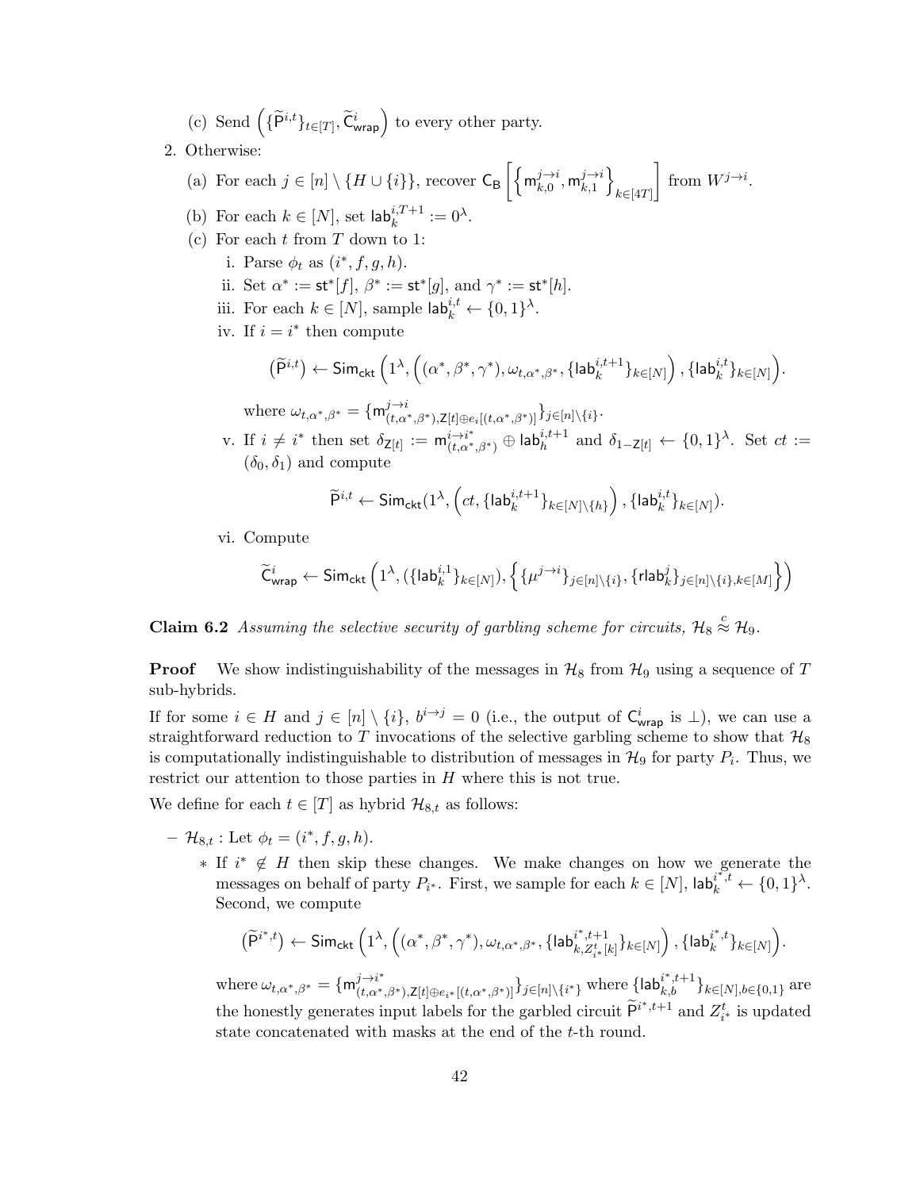(c) Send $\left(\{\widetilde{\mathsf{P}}^{i,t}\}_{t\in[T]}, \widetilde{\mathsf{C}}^i_{\mathsf{wrap}}\right)$ to every other party.

2. Otherwise:

   (a) For each $j \in [n] \setminus \{H \cup \{i\}\}$, recover $\mathsf{C_B}\left[\left\{\mathsf{m}^{j\to i}_{k,0}, \mathsf{m}^{j\to i}_{k,1}\right\}_{k\in[4T]}\right]$ from $W^{j\to i}$.

   (b) For each $k \in [N]$, set $\mathsf{lab}^{i,T+1}_k := 0^\lambda$.

   (c) For each $t$ from $T$ down to 1:

      i. Parse $\phi_t$ as $(i^*, f, g, h)$.

      ii. Set $\alpha^* := \mathsf{st}^*[f]$, $\beta^* := \mathsf{st}^*[g]$, and $\gamma^* := \mathsf{st}^*[h]$.

      iii. For each $k \in [N]$, sample $\mathsf{lab}^{i,t}_k \leftarrow \{0,1\}^\lambda$.

      iv. If $i = i^*$ then compute

$$\left(\widetilde{\mathsf{P}}^{i,t}\right) \leftarrow \mathsf{Sim}_{\mathsf{ckt}}\left(1^\lambda, \left((\alpha^*, \beta^*, \gamma^*), \omega_{t,\alpha^*,\beta^*}, \{\mathsf{lab}^{i,t+1}_k\}_{k\in[N]}\right), \{\mathsf{lab}^{i,t}_k\}_{k\in[N]}\right).$$

      where $\omega_{t,\alpha^*,\beta^*} = \{\mathsf{m}^{j\to i}_{(t,\alpha^*,\beta^*),\mathsf{Z}[t]\oplus e_i[(t,\alpha^*,\beta^*)]}\}_{j\in[n]\setminus\{i\}}$.

      v. If $i \neq i^*$ then set $\delta_{\mathsf{Z}[t]} := \mathsf{m}^{i\to i^*}_{(t,\alpha^*,\beta^*)} \oplus \mathsf{lab}^{i,t+1}_h$ and $\delta_{1-\mathsf{Z}[t]} \leftarrow \{0,1\}^\lambda$. Set $ct := (\delta_0, \delta_1)$ and compute

$$\widetilde{\mathsf{P}}^{i,t} \leftarrow \mathsf{Sim}_{\mathsf{ckt}}(1^\lambda, \left(ct, \{\mathsf{lab}^{i,t+1}_k\}_{k\in[N]\setminus\{h\}}\right), \{\mathsf{lab}^{i,t}_k\}_{k\in[N]}).$$

      vi. Compute

$$\widetilde{\mathsf{C}}^i_{\mathsf{wrap}} \leftarrow \mathsf{Sim}_{\mathsf{ckt}}\left(1^\lambda, (\{\mathsf{lab}^{i,1}_k\}_{k\in[N]}), \left\{\{\mu^{j\to i}\}_{j\in[n]\setminus\{i\}}, \{\mathsf{rlab}^j_k\}_{j\in[n]\setminus\{i\},k\in[M]}\right\}\right)$$

**Claim 6.2** *Assuming the selective security of garbling scheme for circuits, $\mathcal{H}_8 \overset{c}{\approx} \mathcal{H}_9$.*

**Proof** We show indistinguishability of the messages in $\mathcal{H}_8$ from $\mathcal{H}_9$ using a sequence of $T$ sub-hybrids.

If for some $i \in H$ and $j \in [n] \setminus \{i\}$, $b^{i\to j} = 0$ (i.e., the output of $\mathsf{C}^i_{\mathsf{wrap}}$ is $\perp$), we can use a straightforward reduction to $T$ invocations of the selective garbling scheme to show that $\mathcal{H}_8$ is computationally indistinguishable to distribution of messages in $\mathcal{H}_9$ for party $P_i$. Thus, we restrict our attention to those parties in $H$ where this is not true.

We define for each $t \in [T]$ as hybrid $\mathcal{H}_{8,t}$ as follows:

– $\mathcal{H}_{8,t}$ : Let $\phi_t = (i^*, f, g, h)$.

  * If $i^* \notin H$ then skip these changes. We make changes on how we generate the messages on behalf of party $P_{i^*}$. First, we sample for each $k \in [N]$, $\mathsf{lab}^{i^*,t}_k \leftarrow \{0,1\}^\lambda$. Second, we compute

$$\left(\widetilde{\mathsf{P}}^{i^*,t}\right) \leftarrow \mathsf{Sim}_{\mathsf{ckt}}\left(1^\lambda, \left((\alpha^*, \beta^*, \gamma^*), \omega_{t,\alpha^*,\beta^*}, \{\mathsf{lab}^{i^*,t+1}_{k,Z^t_{i^*}[k]}\}_{k\in[N]}\right), \{\mathsf{lab}^{i^*,t}_k\}_{k\in[N]}\right).$$

  where $\omega_{t,\alpha^*,\beta^*} = \{\mathsf{m}^{j\to i^*}_{(t,\alpha^*,\beta^*),\mathsf{Z}[t]\oplus e_{i^*}[(t,\alpha^*,\beta^*)]}\}_{j\in[n]\setminus\{i^*\}}$ where $\{\mathsf{lab}^{i^*,t+1}_{k,b}\}_{k\in[N],b\in\{0,1\}}$ are the honestly generates input labels for the garbled circuit $\widetilde{\mathsf{P}}^{i^*,t+1}$ and $Z^t_{i^*}$ is updated state concatenated with masks at the end of the $t$-th round.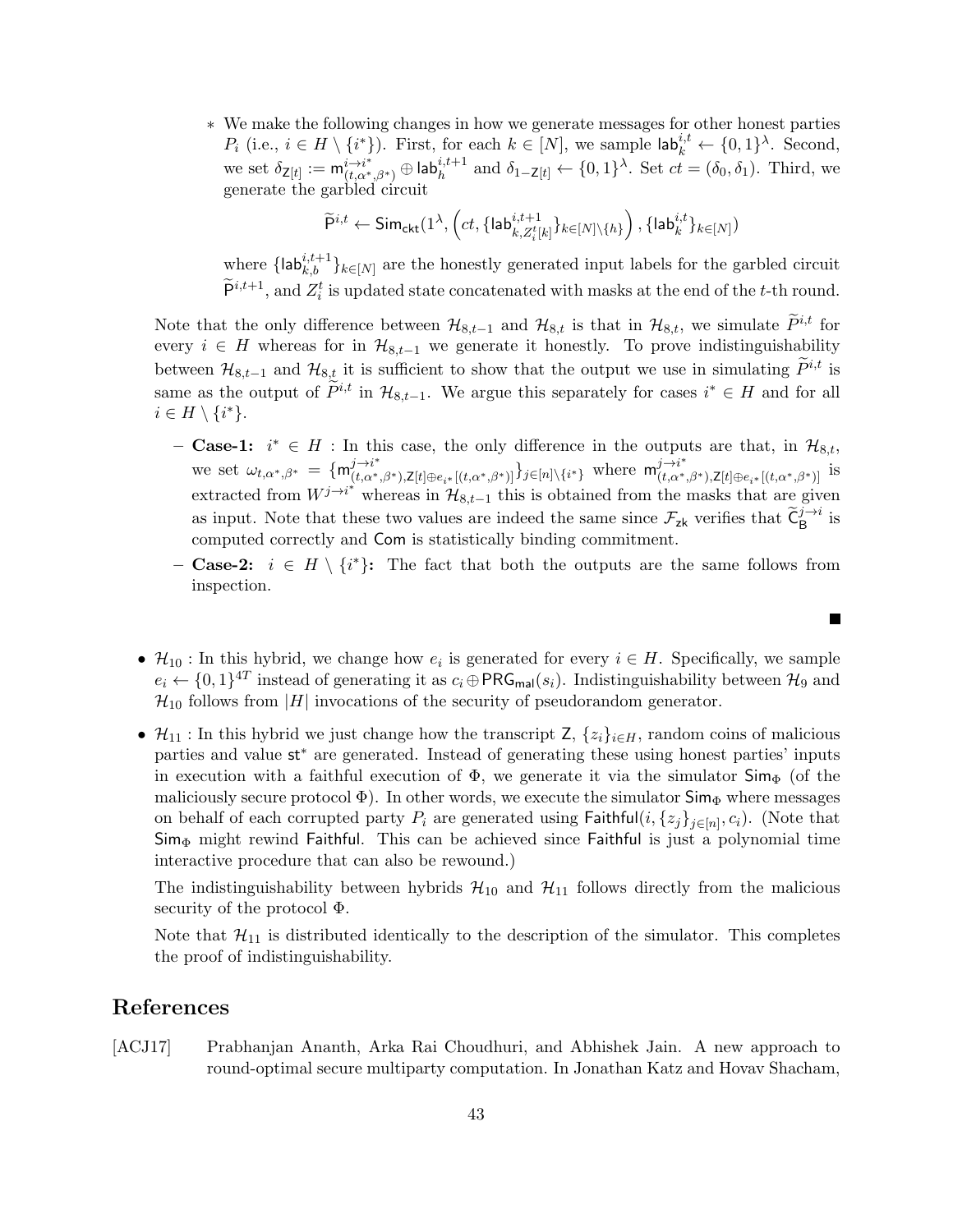* We make the following changes in how we generate messages for other honest parties $P_i$ (i.e., $i \in H \setminus \{i^*\}$). First, for each $k \in [N]$, we sample $\mathsf{lab}_k^{i,t} \leftarrow \{0,1\}^\lambda$. Second, we set $\delta_{\mathsf{Z}[t]} := \mathsf{m}^{i \to i^*}_{(t,\alpha^*,\beta^*)} \oplus \mathsf{lab}_h^{i,t+1}$ and $\delta_{1-\mathsf{Z}[t]} \leftarrow \{0,1\}^\lambda$. Set $ct = (\delta_0, \delta_1)$. Third, we generate the garbled circuit

$$\widetilde{\mathsf{P}}^{i,t} \leftarrow \mathsf{Sim}_{\mathsf{ckt}}(1^\lambda, \left(ct, \{\mathsf{lab}^{i,t+1}_{k,Z_i^t[k]}\}_{k \in [N] \setminus \{h\}}\right), \{\mathsf{lab}_k^{i,t}\}_{k \in [N]})$$

where $\{\mathsf{lab}^{i,t+1}_{k,b}\}_{k \in [N]}$ are the honestly generated input labels for the garbled circuit $\widetilde{\mathsf{P}}^{i,t+1}$, and $Z_i^t$ is updated state concatenated with masks at the end of the $t$-th round.

Note that the only difference between $\mathcal{H}_{8,t-1}$ and $\mathcal{H}_{8,t}$ is that in $\mathcal{H}_{8,t}$, we simulate $\widetilde{P}^{i,t}$ for every $i \in H$ whereas for in $\mathcal{H}_{8,t-1}$ we generate it honestly. To prove indistinguishability between $\mathcal{H}_{8,t-1}$ and $\mathcal{H}_{8,t}$ it is sufficient to show that the output we use in simulating $\widetilde{P}^{i,t}$ is same as the output of $\widetilde{P}^{i,t}$ in $\mathcal{H}_{8,t-1}$. We argue this separately for cases $i^* \in H$ and for all $i \in H \setminus \{i^*\}$.

- **Case-1:** $i^* \in H$ : In this case, the only difference in the outputs are that, in $\mathcal{H}_{8,t}$, we set $\omega_{t,\alpha^*,\beta^*} = \{\mathsf{m}^{j \to i^*}_{(t,\alpha^*,\beta^*),\mathsf{Z}[t] \oplus e_{i^*}[(t,\alpha^*,\beta^*)]}\}_{j \in [n] \setminus \{i^*\}}$ where $\mathsf{m}^{j \to i^*}_{(t,\alpha^*,\beta^*),\mathsf{Z}[t] \oplus e_{i^*}[(t,\alpha^*,\beta^*)]}$ is extracted from $W^{j \to i^*}$ whereas in $\mathcal{H}_{8,t-1}$ this is obtained from the masks that are given as input. Note that these two values are indeed the same since $\mathcal{F}_{\mathsf{zk}}$ verifies that $\widetilde{\mathsf{C}}_{\mathsf{B}}^{j \to i}$ is computed correctly and $\mathsf{Com}$ is statistically binding commitment.
- **Case-2:** $i \in H \setminus \{i^*\}$**:** The fact that both the outputs are the same follows from inspection.

■

- $\mathcal{H}_{10}$ : In this hybrid, we change how $e_i$ is generated for every $i \in H$. Specifically, we sample $e_i \leftarrow \{0,1\}^{4T}$ instead of generating it as $c_i \oplus \mathsf{PRG}_{\mathsf{mal}}(s_i)$. Indistinguishability between $\mathcal{H}_9$ and $\mathcal{H}_{10}$ follows from $|H|$ invocations of the security of pseudorandom generator.

- $\mathcal{H}_{11}$ : In this hybrid we just change how the transcript $\mathsf{Z}$, $\{z_i\}_{i \in H}$, random coins of malicious parties and value $\mathsf{st}^*$ are generated. Instead of generating these using honest parties' inputs in execution with a faithful execution of $\Phi$, we generate it via the simulator $\mathsf{Sim}_\Phi$ (of the maliciously secure protocol $\Phi$). In other words, we execute the simulator $\mathsf{Sim}_\Phi$ where messages on behalf of each corrupted party $P_i$ are generated using $\mathsf{Faithful}(i, \{z_j\}_{j \in [n]}, c_i)$. (Note that $\mathsf{Sim}_\Phi$ might rewind $\mathsf{Faithful}$. This can be achieved since $\mathsf{Faithful}$ is just a polynomial time interactive procedure that can also be rewound.)

  The indistinguishability between hybrids $\mathcal{H}_{10}$ and $\mathcal{H}_{11}$ follows directly from the malicious security of the protocol $\Phi$.

  Note that $\mathcal{H}_{11}$ is distributed identically to the description of the simulator. This completes the proof of indistinguishability.

# References

[ACJ17] Prabhanjan Ananth, Arka Rai Choudhuri, and Abhishek Jain. A new approach to round-optimal secure multiparty computation. In Jonathan Katz and Hovav Shacham,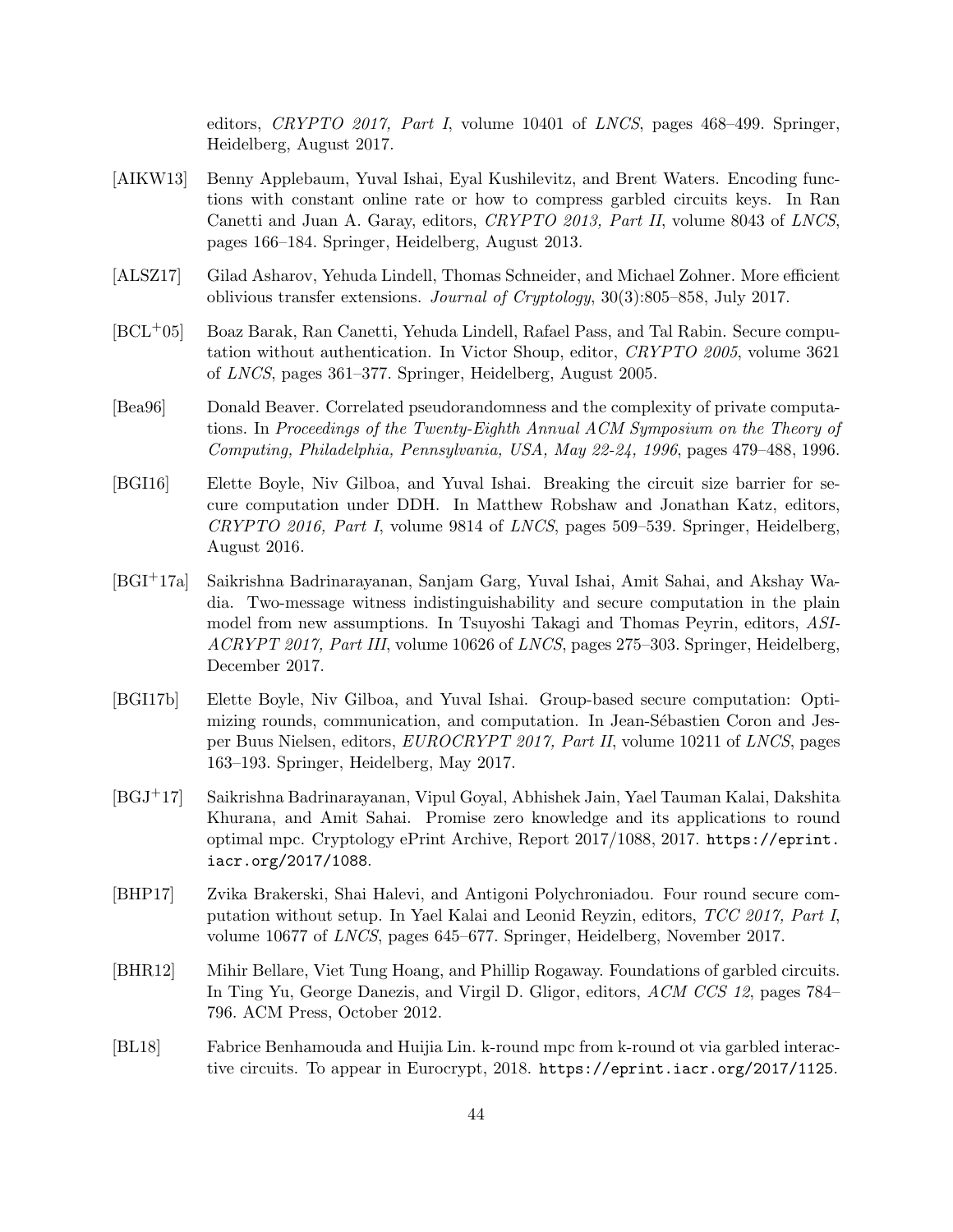editors, *CRYPTO 2017, Part I*, volume 10401 of *LNCS*, pages 468–499. Springer, Heidelberg, August 2017.

[AIKW13] Benny Applebaum, Yuval Ishai, Eyal Kushilevitz, and Brent Waters. Encoding functions with constant online rate or how to compress garbled circuits keys. In Ran Canetti and Juan A. Garay, editors, *CRYPTO 2013, Part II*, volume 8043 of *LNCS*, pages 166–184. Springer, Heidelberg, August 2013.

[ALSZ17] Gilad Asharov, Yehuda Lindell, Thomas Schneider, and Michael Zohner. More efficient oblivious transfer extensions. *Journal of Cryptology*, 30(3):805–858, July 2017.

[BCL+05] Boaz Barak, Ran Canetti, Yehuda Lindell, Rafael Pass, and Tal Rabin. Secure computation without authentication. In Victor Shoup, editor, *CRYPTO 2005*, volume 3621 of *LNCS*, pages 361–377. Springer, Heidelberg, August 2005.

[Bea96] Donald Beaver. Correlated pseudorandomness and the complexity of private computations. In *Proceedings of the Twenty-Eighth Annual ACM Symposium on the Theory of Computing, Philadelphia, Pennsylvania, USA, May 22-24, 1996*, pages 479–488, 1996.

[BGI16] Elette Boyle, Niv Gilboa, and Yuval Ishai. Breaking the circuit size barrier for secure computation under DDH. In Matthew Robshaw and Jonathan Katz, editors, *CRYPTO 2016, Part I*, volume 9814 of *LNCS*, pages 509–539. Springer, Heidelberg, August 2016.

[BGI+17a] Saikrishna Badrinarayanan, Sanjam Garg, Yuval Ishai, Amit Sahai, and Akshay Wadia. Two-message witness indistinguishability and secure computation in the plain model from new assumptions. In Tsuyoshi Takagi and Thomas Peyrin, editors, *ASIACRYPT 2017, Part III*, volume 10626 of *LNCS*, pages 275–303. Springer, Heidelberg, December 2017.

[BGI17b] Elette Boyle, Niv Gilboa, and Yuval Ishai. Group-based secure computation: Optimizing rounds, communication, and computation. In Jean-Sébastien Coron and Jesper Buus Nielsen, editors, *EUROCRYPT 2017, Part II*, volume 10211 of *LNCS*, pages 163–193. Springer, Heidelberg, May 2017.

[BGJ+17] Saikrishna Badrinarayanan, Vipul Goyal, Abhishek Jain, Yael Tauman Kalai, Dakshita Khurana, and Amit Sahai. Promise zero knowledge and its applications to round optimal mpc. Cryptology ePrint Archive, Report 2017/1088, 2017. `https://eprint.iacr.org/2017/1088`.

[BHP17] Zvika Brakerski, Shai Halevi, and Antigoni Polychroniadou. Four round secure computation without setup. In Yael Kalai and Leonid Reyzin, editors, *TCC 2017, Part I*, volume 10677 of *LNCS*, pages 645–677. Springer, Heidelberg, November 2017.

[BHR12] Mihir Bellare, Viet Tung Hoang, and Phillip Rogaway. Foundations of garbled circuits. In Ting Yu, George Danezis, and Virgil D. Gligor, editors, *ACM CCS 12*, pages 784–796. ACM Press, October 2012.

[BL18] Fabrice Benhamouda and Huijia Lin. k-round mpc from k-round ot via garbled interactive circuits. To appear in Eurocrypt, 2018. `https://eprint.iacr.org/2017/1125`.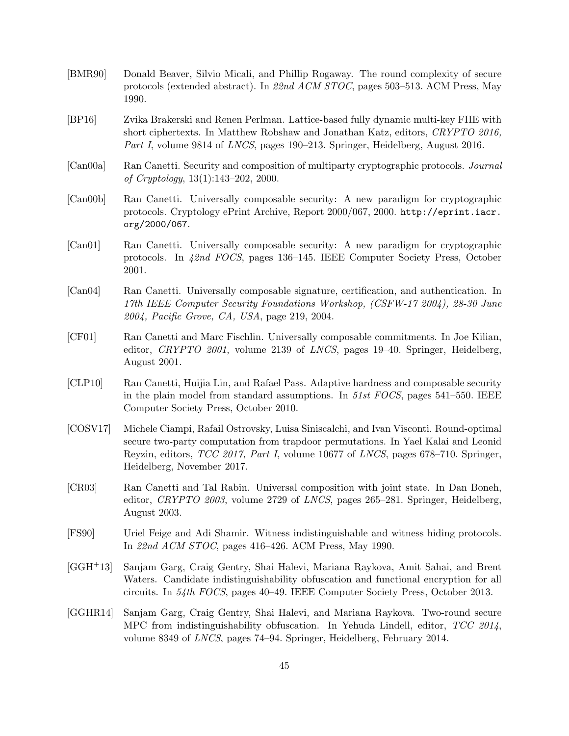[BMR90] Donald Beaver, Silvio Micali, and Phillip Rogaway. The round complexity of secure protocols (extended abstract). In *22nd ACM STOC*, pages 503–513. ACM Press, May 1990.

[BP16] Zvika Brakerski and Renen Perlman. Lattice-based fully dynamic multi-key FHE with short ciphertexts. In Matthew Robshaw and Jonathan Katz, editors, *CRYPTO 2016, Part I*, volume 9814 of *LNCS*, pages 190–213. Springer, Heidelberg, August 2016.

[Can00a] Ran Canetti. Security and composition of multiparty cryptographic protocols. *Journal of Cryptology*, 13(1):143–202, 2000.

[Can00b] Ran Canetti. Universally composable security: A new paradigm for cryptographic protocols. Cryptology ePrint Archive, Report 2000/067, 2000. `http://eprint.iacr.org/2000/067`.

[Can01] Ran Canetti. Universally composable security: A new paradigm for cryptographic protocols. In *42nd FOCS*, pages 136–145. IEEE Computer Society Press, October 2001.

[Can04] Ran Canetti. Universally composable signature, certification, and authentication. In *17th IEEE Computer Security Foundations Workshop, (CSFW-17 2004), 28-30 June 2004, Pacific Grove, CA, USA*, page 219, 2004.

[CF01] Ran Canetti and Marc Fischlin. Universally composable commitments. In Joe Kilian, editor, *CRYPTO 2001*, volume 2139 of *LNCS*, pages 19–40. Springer, Heidelberg, August 2001.

[CLP10] Ran Canetti, Huijia Lin, and Rafael Pass. Adaptive hardness and composable security in the plain model from standard assumptions. In *51st FOCS*, pages 541–550. IEEE Computer Society Press, October 2010.

[COSV17] Michele Ciampi, Rafail Ostrovsky, Luisa Siniscalchi, and Ivan Visconti. Round-optimal secure two-party computation from trapdoor permutations. In Yael Kalai and Leonid Reyzin, editors, *TCC 2017, Part I*, volume 10677 of *LNCS*, pages 678–710. Springer, Heidelberg, November 2017.

[CR03] Ran Canetti and Tal Rabin. Universal composition with joint state. In Dan Boneh, editor, *CRYPTO 2003*, volume 2729 of *LNCS*, pages 265–281. Springer, Heidelberg, August 2003.

[FS90] Uriel Feige and Adi Shamir. Witness indistinguishable and witness hiding protocols. In *22nd ACM STOC*, pages 416–426. ACM Press, May 1990.

[GGH+13] Sanjam Garg, Craig Gentry, Shai Halevi, Mariana Raykova, Amit Sahai, and Brent Waters. Candidate indistinguishability obfuscation and functional encryption for all circuits. In *54th FOCS*, pages 40–49. IEEE Computer Society Press, October 2013.

[GGHR14] Sanjam Garg, Craig Gentry, Shai Halevi, and Mariana Raykova. Two-round secure MPC from indistinguishability obfuscation. In Yehuda Lindell, editor, *TCC 2014*, volume 8349 of *LNCS*, pages 74–94. Springer, Heidelberg, February 2014.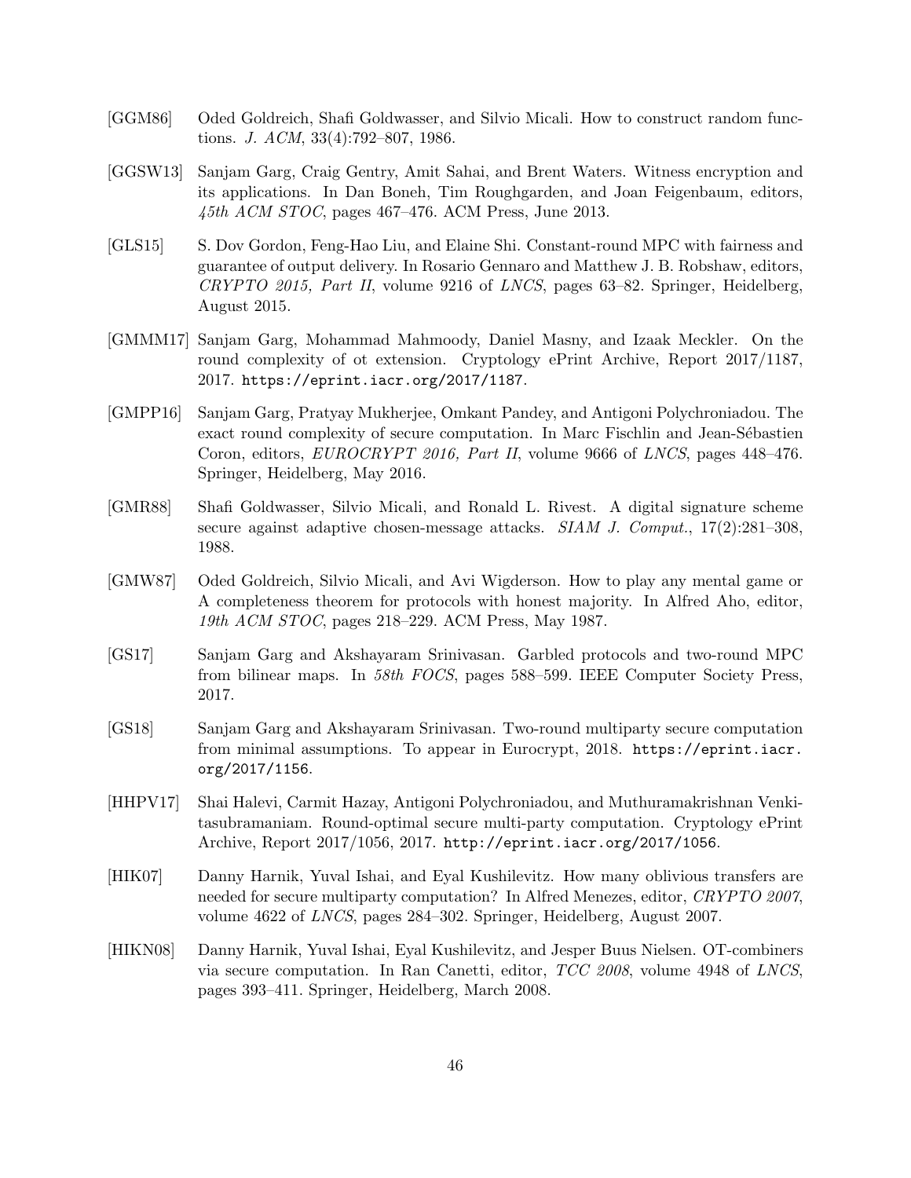[GGM86] Oded Goldreich, Shafi Goldwasser, and Silvio Micali. How to construct random functions. *J. ACM*, 33(4):792–807, 1986.

[GGSW13] Sanjam Garg, Craig Gentry, Amit Sahai, and Brent Waters. Witness encryption and its applications. In Dan Boneh, Tim Roughgarden, and Joan Feigenbaum, editors, *45th ACM STOC*, pages 467–476. ACM Press, June 2013.

[GLS15] S. Dov Gordon, Feng-Hao Liu, and Elaine Shi. Constant-round MPC with fairness and guarantee of output delivery. In Rosario Gennaro and Matthew J. B. Robshaw, editors, *CRYPTO 2015, Part II*, volume 9216 of *LNCS*, pages 63–82. Springer, Heidelberg, August 2015.

[GMMM17] Sanjam Garg, Mohammad Mahmoody, Daniel Masny, and Izaak Meckler. On the round complexity of ot extension. Cryptology ePrint Archive, Report 2017/1187, 2017. `https://eprint.iacr.org/2017/1187`.

[GMPP16] Sanjam Garg, Pratyay Mukherjee, Omkant Pandey, and Antigoni Polychroniadou. The exact round complexity of secure computation. In Marc Fischlin and Jean-Sébastien Coron, editors, *EUROCRYPT 2016, Part II*, volume 9666 of *LNCS*, pages 448–476. Springer, Heidelberg, May 2016.

[GMR88] Shafi Goldwasser, Silvio Micali, and Ronald L. Rivest. A digital signature scheme secure against adaptive chosen-message attacks. *SIAM J. Comput.*, 17(2):281–308, 1988.

[GMW87] Oded Goldreich, Silvio Micali, and Avi Wigderson. How to play any mental game or A completeness theorem for protocols with honest majority. In Alfred Aho, editor, *19th ACM STOC*, pages 218–229. ACM Press, May 1987.

[GS17] Sanjam Garg and Akshayaram Srinivasan. Garbled protocols and two-round MPC from bilinear maps. In *58th FOCS*, pages 588–599. IEEE Computer Society Press, 2017.

[GS18] Sanjam Garg and Akshayaram Srinivasan. Two-round multiparty secure computation from minimal assumptions. To appear in Eurocrypt, 2018. `https://eprint.iacr.org/2017/1156`.

[HHPV17] Shai Halevi, Carmit Hazay, Antigoni Polychroniadou, and Muthuramakrishnan Venkitasubramaniam. Round-optimal secure multi-party computation. Cryptology ePrint Archive, Report 2017/1056, 2017. `http://eprint.iacr.org/2017/1056`.

[HIK07] Danny Harnik, Yuval Ishai, and Eyal Kushilevitz. How many oblivious transfers are needed for secure multiparty computation? In Alfred Menezes, editor, *CRYPTO 2007*, volume 4622 of *LNCS*, pages 284–302. Springer, Heidelberg, August 2007.

[HIKN08] Danny Harnik, Yuval Ishai, Eyal Kushilevitz, and Jesper Buus Nielsen. OT-combiners via secure computation. In Ran Canetti, editor, *TCC 2008*, volume 4948 of *LNCS*, pages 393–411. Springer, Heidelberg, March 2008.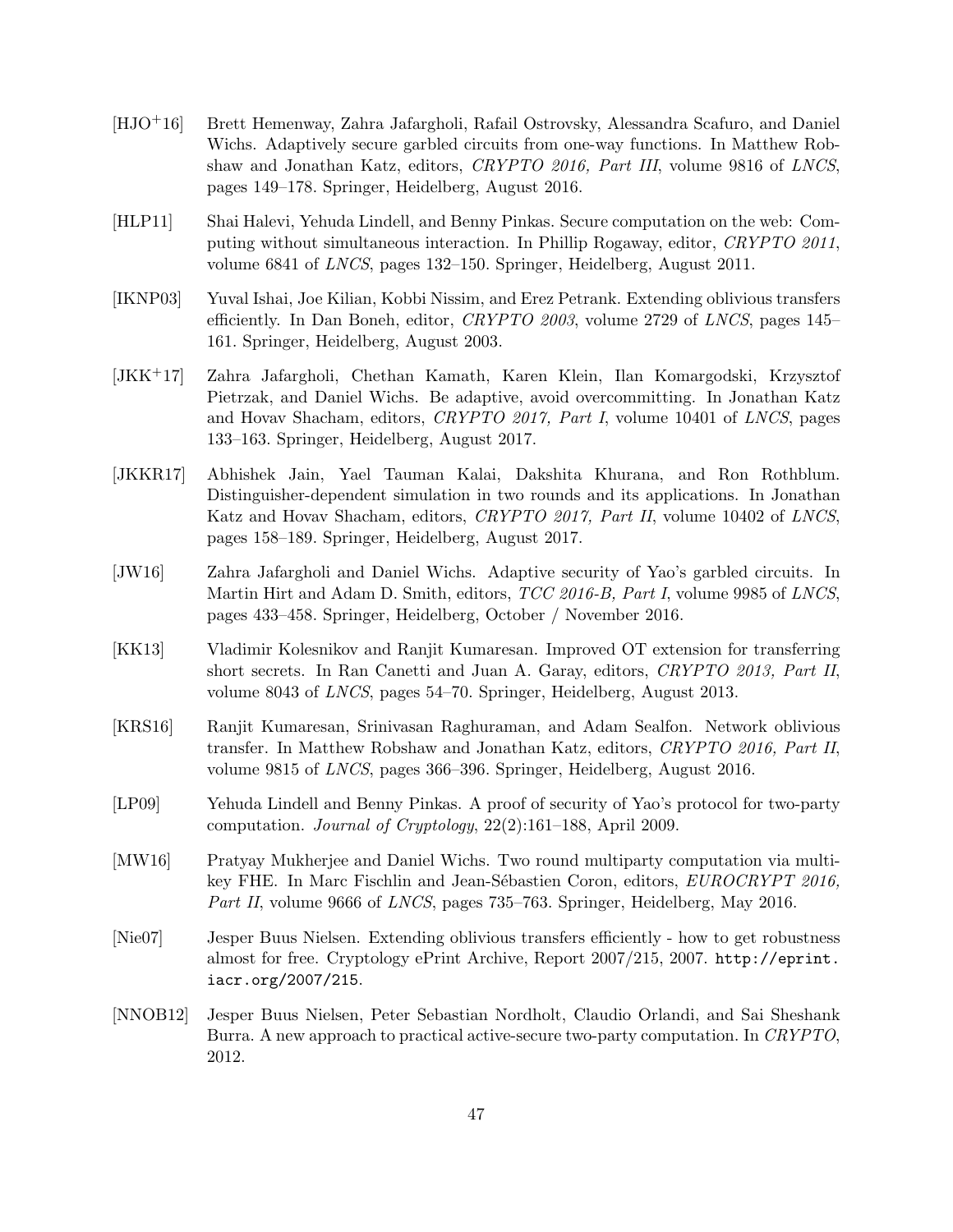[HJO[+]16] Brett Hemenway, Zahra Jafargholi, Rafail Ostrovsky, Alessandra Scafuro, and Daniel Wichs. Adaptively secure garbled circuits from one-way functions. In Matthew Robshaw and Jonathan Katz, editors, *CRYPTO 2016, Part III*, volume 9816 of *LNCS*, pages 149–178. Springer, Heidelberg, August 2016.

[HLP11] Shai Halevi, Yehuda Lindell, and Benny Pinkas. Secure computation on the web: Computing without simultaneous interaction. In Phillip Rogaway, editor, *CRYPTO 2011*, volume 6841 of *LNCS*, pages 132–150. Springer, Heidelberg, August 2011.

[IKNP03] Yuval Ishai, Joe Kilian, Kobbi Nissim, and Erez Petrank. Extending oblivious transfers efficiently. In Dan Boneh, editor, *CRYPTO 2003*, volume 2729 of *LNCS*, pages 145–161. Springer, Heidelberg, August 2003.

[JKK[+]17] Zahra Jafargholi, Chethan Kamath, Karen Klein, Ilan Komargodski, Krzysztof Pietrzak, and Daniel Wichs. Be adaptive, avoid overcommitting. In Jonathan Katz and Hovav Shacham, editors, *CRYPTO 2017, Part I*, volume 10401 of *LNCS*, pages 133–163. Springer, Heidelberg, August 2017.

[JKKR17] Abhishek Jain, Yael Tauman Kalai, Dakshita Khurana, and Ron Rothblum. Distinguisher-dependent simulation in two rounds and its applications. In Jonathan Katz and Hovav Shacham, editors, *CRYPTO 2017, Part II*, volume 10402 of *LNCS*, pages 158–189. Springer, Heidelberg, August 2017.

[JW16] Zahra Jafargholi and Daniel Wichs. Adaptive security of Yao's garbled circuits. In Martin Hirt and Adam D. Smith, editors, *TCC 2016-B, Part I*, volume 9985 of *LNCS*, pages 433–458. Springer, Heidelberg, October / November 2016.

[KK13] Vladimir Kolesnikov and Ranjit Kumaresan. Improved OT extension for transferring short secrets. In Ran Canetti and Juan A. Garay, editors, *CRYPTO 2013, Part II*, volume 8043 of *LNCS*, pages 54–70. Springer, Heidelberg, August 2013.

[KRS16] Ranjit Kumaresan, Srinivasan Raghuraman, and Adam Sealfon. Network oblivious transfer. In Matthew Robshaw and Jonathan Katz, editors, *CRYPTO 2016, Part II*, volume 9815 of *LNCS*, pages 366–396. Springer, Heidelberg, August 2016.

[LP09] Yehuda Lindell and Benny Pinkas. A proof of security of Yao's protocol for two-party computation. *Journal of Cryptology*, 22(2):161–188, April 2009.

[MW16] Pratyay Mukherjee and Daniel Wichs. Two round multiparty computation via multi-key FHE. In Marc Fischlin and Jean-Sébastien Coron, editors, *EUROCRYPT 2016, Part II*, volume 9666 of *LNCS*, pages 735–763. Springer, Heidelberg, May 2016.

[Nie07] Jesper Buus Nielsen. Extending oblivious transfers efficiently - how to get robustness almost for free. Cryptology ePrint Archive, Report 2007/215, 2007. `http://eprint.iacr.org/2007/215`.

[NNOB12] Jesper Buus Nielsen, Peter Sebastian Nordholt, Claudio Orlandi, and Sai Sheshank Burra. A new approach to practical active-secure two-party computation. In *CRYPTO*, 2012.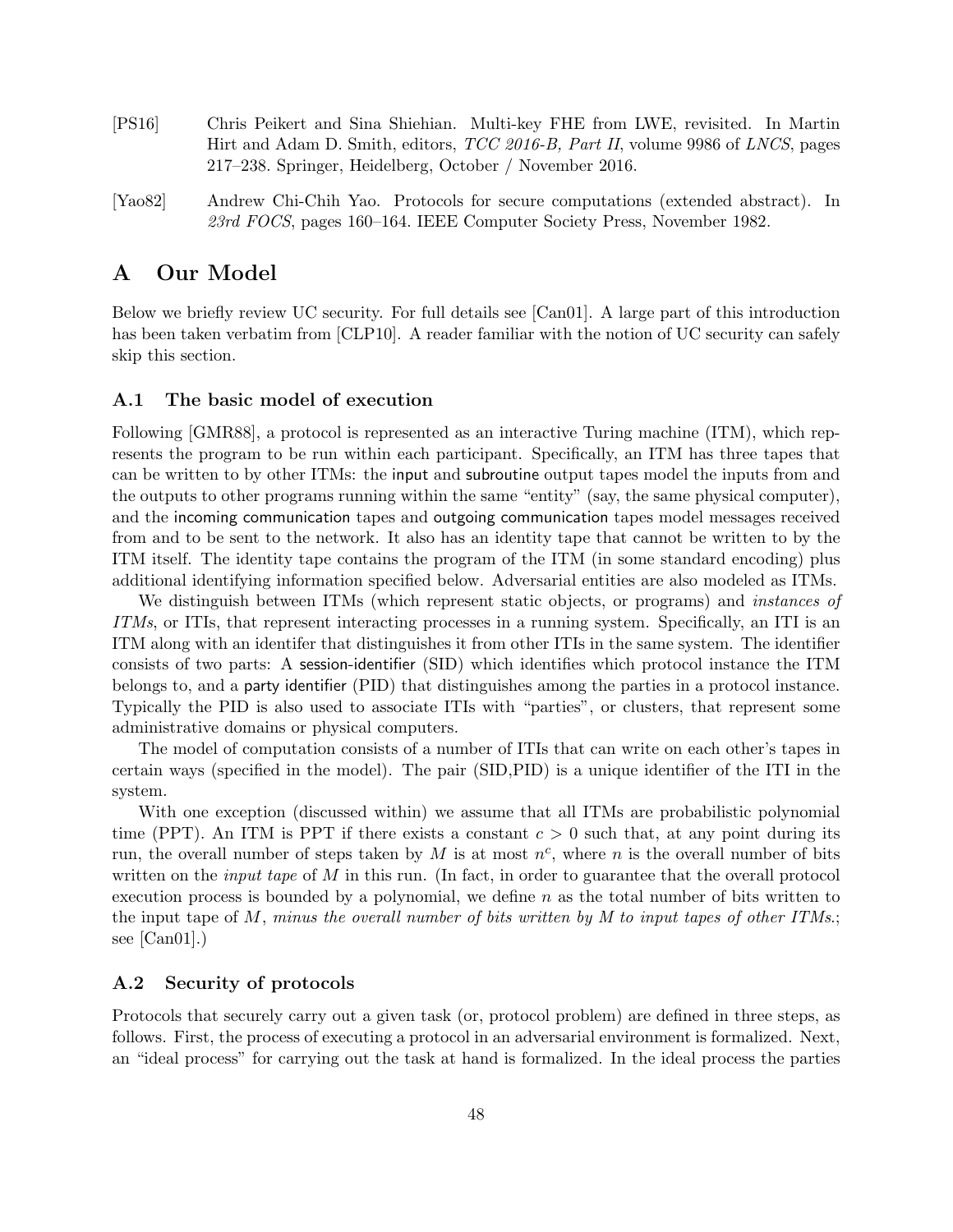[PS16] Chris Peikert and Sina Shiehian. Multi-key FHE from LWE, revisited. In Martin Hirt and Adam D. Smith, editors, *TCC 2016-B, Part II*, volume 9986 of *LNCS*, pages 217–238. Springer, Heidelberg, October / November 2016.

[Yao82] Andrew Chi-Chih Yao. Protocols for secure computations (extended abstract). In *23rd FOCS*, pages 160–164. IEEE Computer Society Press, November 1982.

# A Our Model

Below we briefly review UC security. For full details see [Can01]. A large part of this introduction has been taken verbatim from [CLP10]. A reader familiar with the notion of UC security can safely skip this section.

## A.1 The basic model of execution

Following [GMR88], a protocol is represented as an interactive Turing machine (ITM), which represents the program to be run within each participant. Specifically, an ITM has three tapes that can be written to by other ITMs: the input and subroutine output tapes model the inputs from and the outputs to other programs running within the same "entity" (say, the same physical computer), and the incoming communication tapes and outgoing communication tapes model messages received from and to be sent to the network. It also has an identity tape that cannot be written to by the ITM itself. The identity tape contains the program of the ITM (in some standard encoding) plus additional identifying information specified below. Adversarial entities are also modeled as ITMs.

We distinguish between ITMs (which represent static objects, or programs) and *instances of ITMs*, or ITIs, that represent interacting processes in a running system. Specifically, an ITI is an ITM along with an identifer that distinguishes it from other ITIs in the same system. The identifier consists of two parts: A session-identifier (SID) which identifies which protocol instance the ITM belongs to, and a party identifier (PID) that distinguishes among the parties in a protocol instance. Typically the PID is also used to associate ITIs with "parties", or clusters, that represent some administrative domains or physical computers.

The model of computation consists of a number of ITIs that can write on each other's tapes in certain ways (specified in the model). The pair (SID,PID) is a unique identifier of the ITI in the system.

With one exception (discussed within) we assume that all ITMs are probabilistic polynomial time (PPT). An ITM is PPT if there exists a constant $c > 0$ such that, at any point during its run, the overall number of steps taken by $M$ is at most $n^c$, where $n$ is the overall number of bits written on the *input tape* of $M$ in this run. (In fact, in order to guarantee that the overall protocol execution process is bounded by a polynomial, we define $n$ as the total number of bits written to the input tape of $M$, *minus the overall number of bits written by $M$ to input tapes of other ITMs.*; see [Can01].)

## A.2 Security of protocols

Protocols that securely carry out a given task (or, protocol problem) are defined in three steps, as follows. First, the process of executing a protocol in an adversarial environment is formalized. Next, an "ideal process" for carrying out the task at hand is formalized. In the ideal process the parties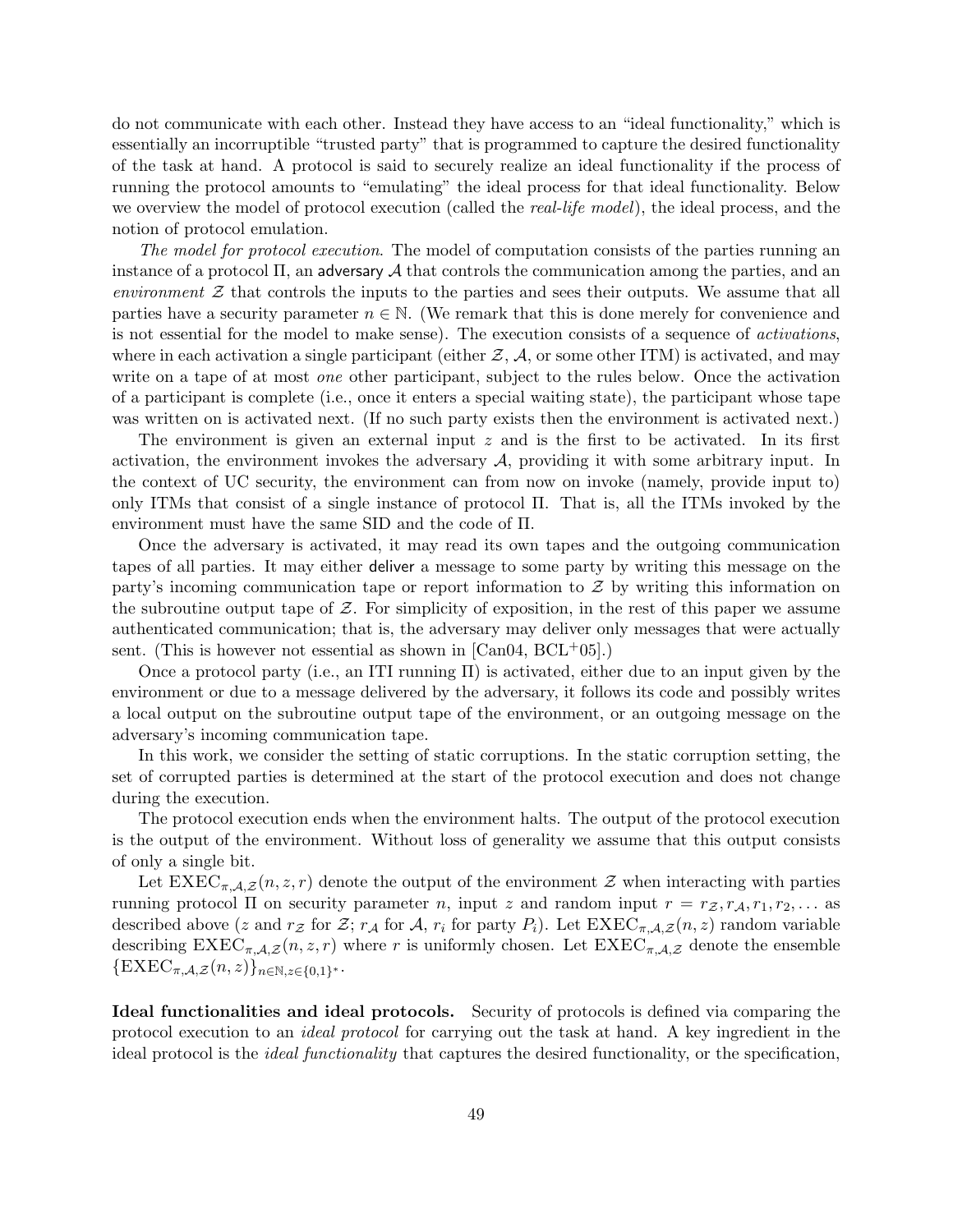do not communicate with each other. Instead they have access to an "ideal functionality," which is essentially an incorruptible "trusted party" that is programmed to capture the desired functionality of the task at hand. A protocol is said to securely realize an ideal functionality if the process of running the protocol amounts to "emulating" the ideal process for that ideal functionality. Below we overview the model of protocol execution (called the *real-life model*), the ideal process, and the notion of protocol emulation.

*The model for protocol execution.* The model of computation consists of the parties running an instance of a protocol $\Pi$, an adversary $\mathcal{A}$ that controls the communication among the parties, and an *environment* $\mathcal{Z}$ that controls the inputs to the parties and sees their outputs. We assume that all parties have a security parameter $n \in \mathbb{N}$. (We remark that this is done merely for convenience and is not essential for the model to make sense). The execution consists of a sequence of *activations*, where in each activation a single participant (either $\mathcal{Z}$, $\mathcal{A}$, or some other ITM) is activated, and may write on a tape of at most *one* other participant, subject to the rules below. Once the activation of a participant is complete (i.e., once it enters a special waiting state), the participant whose tape was written on is activated next. (If no such party exists then the environment is activated next.)

The environment is given an external input $z$ and is the first to be activated. In its first activation, the environment invokes the adversary $\mathcal{A}$, providing it with some arbitrary input. In the context of UC security, the environment can from now on invoke (namely, provide input to) only ITMs that consist of a single instance of protocol $\Pi$. That is, all the ITMs invoked by the environment must have the same SID and the code of $\Pi$.

Once the adversary is activated, it may read its own tapes and the outgoing communication tapes of all parties. It may either deliver a message to some party by writing this message on the party's incoming communication tape or report information to $\mathcal{Z}$ by writing this information on the subroutine output tape of $\mathcal{Z}$. For simplicity of exposition, in the rest of this paper we assume authenticated communication; that is, the adversary may deliver only messages that were actually sent. (This is however not essential as shown in [Can04, BCL+05].)

Once a protocol party (i.e., an ITI running $\Pi$) is activated, either due to an input given by the environment or due to a message delivered by the adversary, it follows its code and possibly writes a local output on the subroutine output tape of the environment, or an outgoing message on the adversary's incoming communication tape.

In this work, we consider the setting of static corruptions. In the static corruption setting, the set of corrupted parties is determined at the start of the protocol execution and does not change during the execution.

The protocol execution ends when the environment halts. The output of the protocol execution is the output of the environment. Without loss of generality we assume that this output consists of only a single bit.

Let $\mathrm{EXEC}_{\pi,\mathcal{A},\mathcal{Z}}(n, z, r)$ denote the output of the environment $\mathcal{Z}$ when interacting with parties running protocol $\Pi$ on security parameter $n$, input $z$ and random input $r = r_{\mathcal{Z}}, r_{\mathcal{A}}, r_1, r_2, \ldots$ as described above ($z$ and $r_{\mathcal{Z}}$ for $\mathcal{Z}$; $r_{\mathcal{A}}$ for $\mathcal{A}$, $r_i$ for party $P_i$). Let $\mathrm{EXEC}_{\pi,\mathcal{A},\mathcal{Z}}(n, z)$ random variable describing $\mathrm{EXEC}_{\pi,\mathcal{A},\mathcal{Z}}(n, z, r)$ where $r$ is uniformly chosen. Let $\mathrm{EXEC}_{\pi,\mathcal{A},\mathcal{Z}}$ denote the ensemble $\{\mathrm{EXEC}_{\pi,\mathcal{A},\mathcal{Z}}(n, z)\}_{n\in\mathbb{N},z\in\{0,1\}^*}$.

**Ideal functionalities and ideal protocols.** Security of protocols is defined via comparing the protocol execution to an *ideal protocol* for carrying out the task at hand. A key ingredient in the ideal protocol is the *ideal functionality* that captures the desired functionality, or the specification,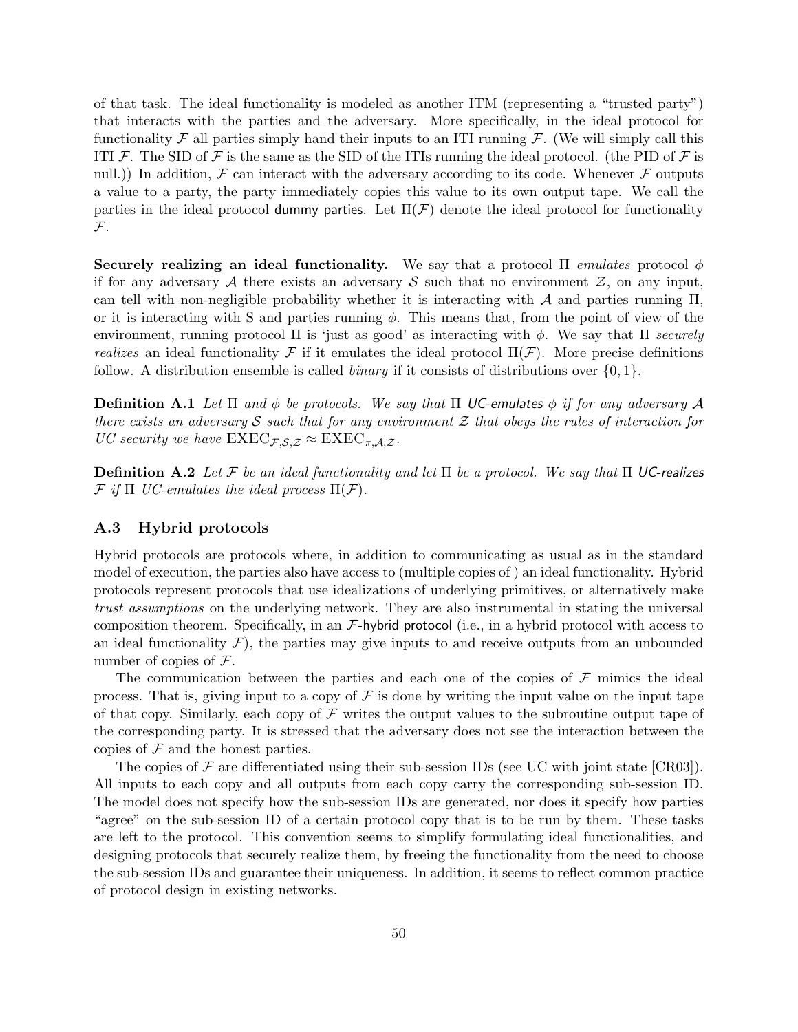of that task. The ideal functionality is modeled as another ITM (representing a "trusted party") that interacts with the parties and the adversary. More specifically, in the ideal protocol for functionality $\mathcal{F}$ all parties simply hand their inputs to an ITI running $\mathcal{F}$. (We will simply call this ITI $\mathcal{F}$. The SID of $\mathcal{F}$ is the same as the SID of the ITIs running the ideal protocol. (the PID of $\mathcal{F}$ is null.)) In addition, $\mathcal{F}$ can interact with the adversary according to its code. Whenever $\mathcal{F}$ outputs a value to a party, the party immediately copies this value to its own output tape. We call the parties in the ideal protocol dummy parties. Let $\Pi(\mathcal{F})$ denote the ideal protocol for functionality $\mathcal{F}$.

**Securely realizing an ideal functionality.** We say that a protocol $\Pi$ *emulates* protocol $\phi$ if for any adversary $\mathcal{A}$ there exists an adversary $\mathcal{S}$ such that no environment $\mathcal{Z}$, on any input, can tell with non-negligible probability whether it is interacting with $\mathcal{A}$ and parties running $\Pi$, or it is interacting with S and parties running $\phi$. This means that, from the point of view of the environment, running protocol $\Pi$ is 'just as good' as interacting with $\phi$. We say that $\Pi$ *securely realizes* an ideal functionality $\mathcal{F}$ if it emulates the ideal protocol $\Pi(\mathcal{F})$. More precise definitions follow. A distribution ensemble is called *binary* if it consists of distributions over $\{0,1\}$.

**Definition A.1** *Let $\Pi$ and $\phi$ be protocols. We say that $\Pi$ UC-emulates $\phi$ if for any adversary $\mathcal{A}$ there exists an adversary $\mathcal{S}$ such that for any environment $\mathcal{Z}$ that obeys the rules of interaction for UC security we have* $\text{EXEC}_{\mathcal{F},\mathcal{S},\mathcal{Z}} \approx \text{EXEC}_{\pi,\mathcal{A},\mathcal{Z}}$.

**Definition A.2** *Let $\mathcal{F}$ be an ideal functionality and let $\Pi$ be a protocol. We say that $\Pi$ UC-realizes $\mathcal{F}$ if $\Pi$ UC-emulates the ideal process $\Pi(\mathcal{F})$.*

### A.3 Hybrid protocols

Hybrid protocols are protocols where, in addition to communicating as usual as in the standard model of execution, the parties also have access to (multiple copies of ) an ideal functionality. Hybrid protocols represent protocols that use idealizations of underlying primitives, or alternatively make *trust assumptions* on the underlying network. They are also instrumental in stating the universal composition theorem. Specifically, in an $\mathcal{F}$-hybrid protocol (i.e., in a hybrid protocol with access to an ideal functionality $\mathcal{F}$), the parties may give inputs to and receive outputs from an unbounded number of copies of $\mathcal{F}$.

The communication between the parties and each one of the copies of $\mathcal{F}$ mimics the ideal process. That is, giving input to a copy of $\mathcal{F}$ is done by writing the input value on the input tape of that copy. Similarly, each copy of $\mathcal{F}$ writes the output values to the subroutine output tape of the corresponding party. It is stressed that the adversary does not see the interaction between the copies of $\mathcal{F}$ and the honest parties.

The copies of $\mathcal{F}$ are differentiated using their sub-session IDs (see UC with joint state [CR03]). All inputs to each copy and all outputs from each copy carry the corresponding sub-session ID. The model does not specify how the sub-session IDs are generated, nor does it specify how parties "agree" on the sub-session ID of a certain protocol copy that is to be run by them. These tasks are left to the protocol. This convention seems to simplify formulating ideal functionalities, and designing protocols that securely realize them, by freeing the functionality from the need to choose the sub-session IDs and guarantee their uniqueness. In addition, it seems to reflect common practice of protocol design in existing networks.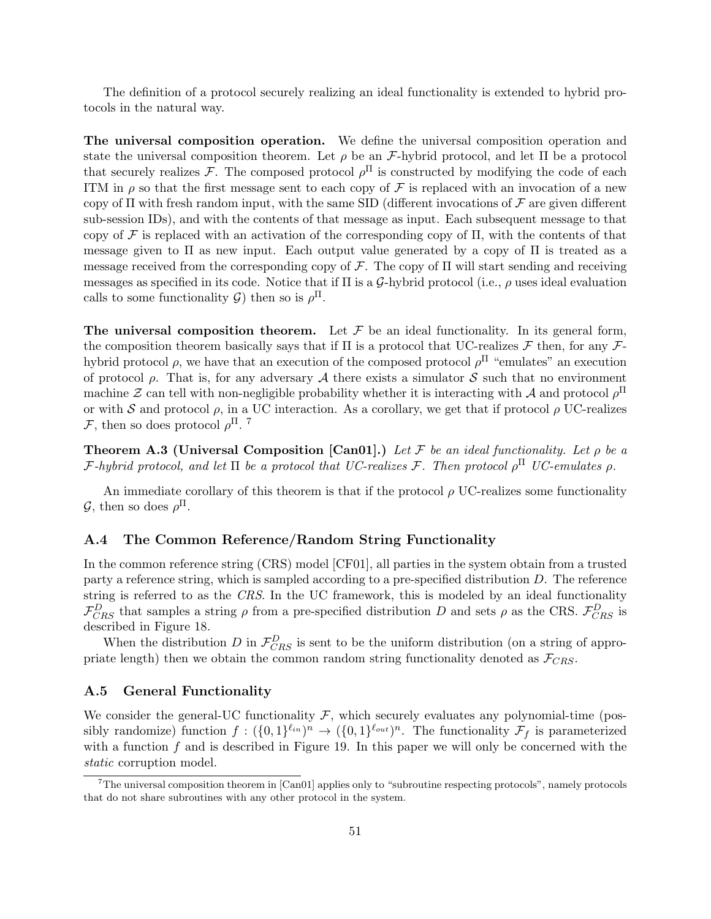The definition of a protocol securely realizing an ideal functionality is extended to hybrid protocols in the natural way.

**The universal composition operation.** We define the universal composition operation and state the universal composition theorem. Let $\rho$ be an $\mathcal{F}$-hybrid protocol, and let $\Pi$ be a protocol that securely realizes $\mathcal{F}$. The composed protocol $\rho^{\Pi}$ is constructed by modifying the code of each ITM in $\rho$ so that the first message sent to each copy of $\mathcal{F}$ is replaced with an invocation of a new copy of $\Pi$ with fresh random input, with the same SID (different invocations of $\mathcal{F}$ are given different sub-session IDs), and with the contents of that message as input. Each subsequent message to that copy of $\mathcal{F}$ is replaced with an activation of the corresponding copy of $\Pi$, with the contents of that message given to $\Pi$ as new input. Each output value generated by a copy of $\Pi$ is treated as a message received from the corresponding copy of $\mathcal{F}$. The copy of $\Pi$ will start sending and receiving messages as specified in its code. Notice that if $\Pi$ is a $\mathcal{G}$-hybrid protocol (i.e., $\rho$ uses ideal evaluation calls to some functionality $\mathcal{G}$) then so is $\rho^{\Pi}$.

**The universal composition theorem.** Let $\mathcal{F}$ be an ideal functionality. In its general form, the composition theorem basically says that if $\Pi$ is a protocol that UC-realizes $\mathcal{F}$ then, for any $\mathcal{F}$-hybrid protocol $\rho$, we have that an execution of the composed protocol $\rho^{\Pi}$ "emulates" an execution of protocol $\rho$. That is, for any adversary $\mathcal{A}$ there exists a simulator $\mathcal{S}$ such that no environment machine $\mathcal{Z}$ can tell with non-negligible probability whether it is interacting with $\mathcal{A}$ and protocol $\rho^{\Pi}$ or with $\mathcal{S}$ and protocol $\rho$, in a UC interaction. As a corollary, we get that if protocol $\rho$ UC-realizes $\mathcal{F}$, then so does protocol $\rho^{\Pi}$. [7]

**Theorem A.3 (Universal Composition [Can01].)** *Let $\mathcal{F}$ be an ideal functionality. Let $\rho$ be a $\mathcal{F}$-hybrid protocol, and let $\Pi$ be a protocol that UC-realizes $\mathcal{F}$. Then protocol $\rho^{\Pi}$ UC-emulates $\rho$.*

An immediate corollary of this theorem is that if the protocol $\rho$ UC-realizes some functionality $\mathcal{G}$, then so does $\rho^{\Pi}$.

## A.4 The Common Reference/Random String Functionality

In the common reference string (CRS) model [CF01], all parties in the system obtain from a trusted party a reference string, which is sampled according to a pre-specified distribution $D$. The reference string is referred to as the *CRS*. In the UC framework, this is modeled by an ideal functionality $\mathcal{F}_{CRS}^{D}$ that samples a string $\rho$ from a pre-specified distribution $D$ and sets $\rho$ as the CRS. $\mathcal{F}_{CRS}^{D}$ is described in Figure 18.

When the distribution $D$ in $\mathcal{F}_{CRS}^{D}$ is sent to be the uniform distribution (on a string of appropriate length) then we obtain the common random string functionality denoted as $\mathcal{F}_{CRS}$.

## A.5 General Functionality

We consider the general-UC functionality $\mathcal{F}$, which securely evaluates any polynomial-time (possibly randomize) function $f : (\{0,1\}^{\ell_{in}})^n \to (\{0,1\}^{\ell_{out}})^n$. The functionality $\mathcal{F}_f$ is parameterized with a function $f$ and is described in Figure 19. In this paper we will only be concerned with the *static* corruption model.

[7] The universal composition theorem in [Can01] applies only to "subroutine respecting protocols", namely protocols that do not share subroutines with any other protocol in the system.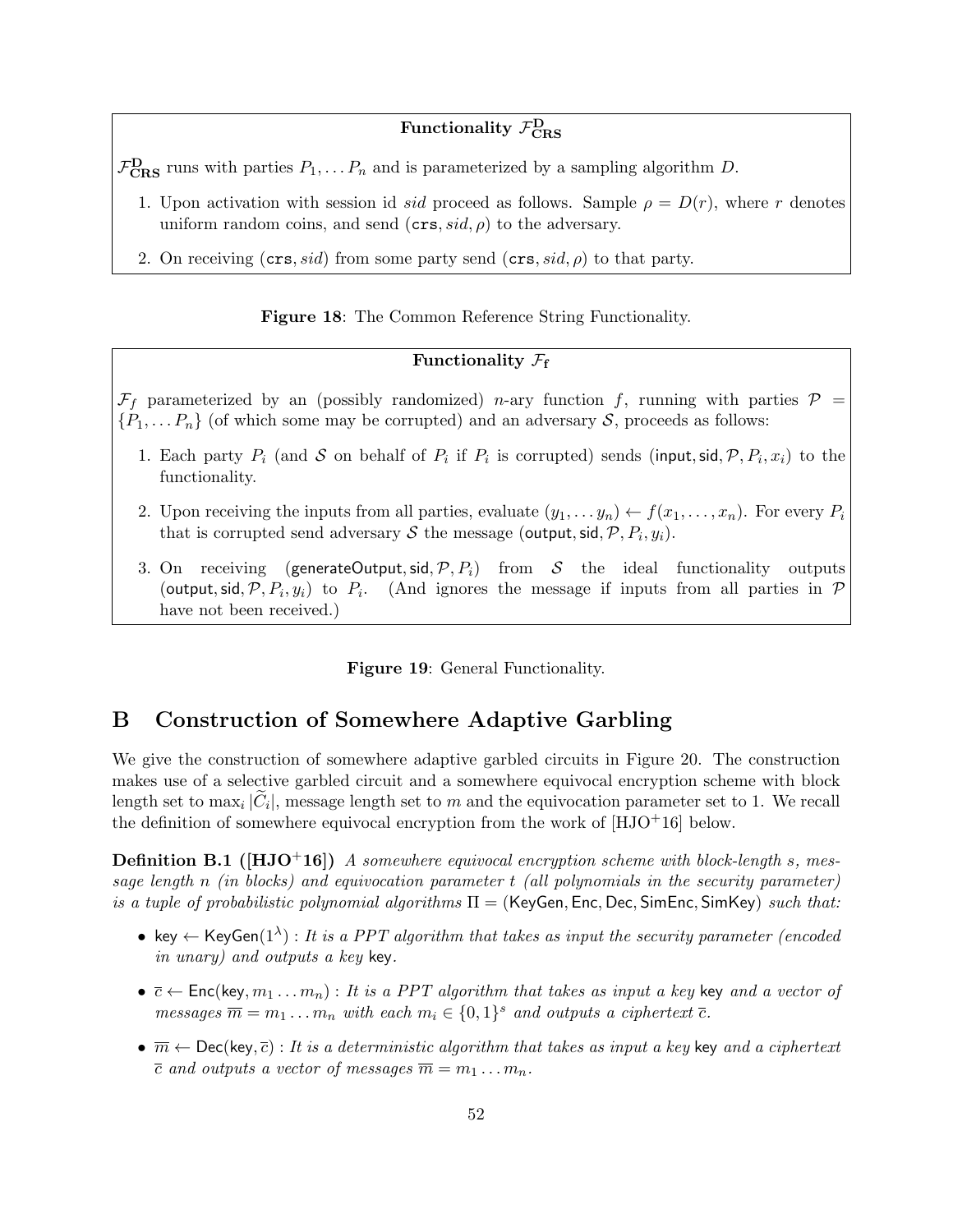**Functionality $\mathcal{F}_{\mathbf{CRS}}^{\mathbf{D}}$**

$\mathcal{F}_{\mathbf{CRS}}^{\mathbf{D}}$ runs with parties $P_1, \ldots P_n$ and is parameterized by a sampling algorithm $D$.

1. Upon activation with session id *sid* proceed as follows. Sample $\rho = D(r)$, where $r$ denotes uniform random coins, and send $(\texttt{crs}, sid, \rho)$ to the adversary.
2. On receiving $(\texttt{crs}, sid)$ from some party send $(\texttt{crs}, sid, \rho)$ to that party.

**Figure 18**: The Common Reference String Functionality.

**Functionality $\mathcal{F}_{\mathbf{f}}$**

$\mathcal{F}_f$ parameterized by an (possibly randomized) $n$-ary function $f$, running with parties $\mathcal{P} = \{P_1, \ldots P_n\}$ (of which some may be corrupted) and an adversary $\mathcal{S}$, proceeds as follows:

1. Each party $P_i$ (and $\mathcal{S}$ on behalf of $P_i$ if $P_i$ is corrupted) sends $(\mathsf{input}, \mathsf{sid}, \mathcal{P}, P_i, x_i)$ to the functionality.
2. Upon receiving the inputs from all parties, evaluate $(y_1, \ldots y_n) \leftarrow f(x_1, \ldots, x_n)$. For every $P_i$ that is corrupted send adversary $\mathcal{S}$ the message $(\mathsf{output}, \mathsf{sid}, \mathcal{P}, P_i, y_i)$.
3. On receiving $(\mathsf{generateOutput}, \mathsf{sid}, \mathcal{P}, P_i)$ from $\mathcal{S}$ the ideal functionality outputs $(\mathsf{output}, \mathsf{sid}, \mathcal{P}, P_i, y_i)$ to $P_i$. (And ignores the message if inputs from all parties in $\mathcal{P}$ have not been received.)

**Figure 19**: General Functionality.

# B Construction of Somewhere Adaptive Garbling

We give the construction of somewhere adaptive garbled circuits in Figure 20. The construction makes use of a selective garbled circuit and a somewhere equivocal encryption scheme with block length set to $\max_i |\widetilde{C}_i|$, message length set to $m$ and the equivocation parameter set to 1. We recall the definition of somewhere equivocal encryption from the work of [HJO+16] below.

**Definition B.1 ([HJO+16])** *A somewhere equivocal encryption scheme with block-length $s$, message length $n$ (in blocks) and equivocation parameter $t$ (all polynomials in the security parameter) is a tuple of probabilistic polynomial algorithms $\Pi = (\mathsf{KeyGen}, \mathsf{Enc}, \mathsf{Dec}, \mathsf{SimEnc}, \mathsf{SimKey})$ such that:*

- $\mathsf{key} \leftarrow \mathsf{KeyGen}(1^\lambda)$ : *It is a PPT algorithm that takes as input the security parameter (encoded in unary) and outputs a key* $\mathsf{key}$.
- $\overline{c} \leftarrow \mathsf{Enc}(\mathsf{key}, m_1 \ldots m_n)$ : *It is a PPT algorithm that takes as input a key* $\mathsf{key}$ *and a vector of messages $\overline{m} = m_1 \ldots m_n$ with each $m_i \in \{0,1\}^s$ and outputs a ciphertext $\overline{c}$.*
- $\overline{m} \leftarrow \mathsf{Dec}(\mathsf{key}, \overline{c})$ : *It is a deterministic algorithm that takes as input a key* $\mathsf{key}$ *and a ciphertext $\overline{c}$ and outputs a vector of messages $\overline{m} = m_1 \ldots m_n$.*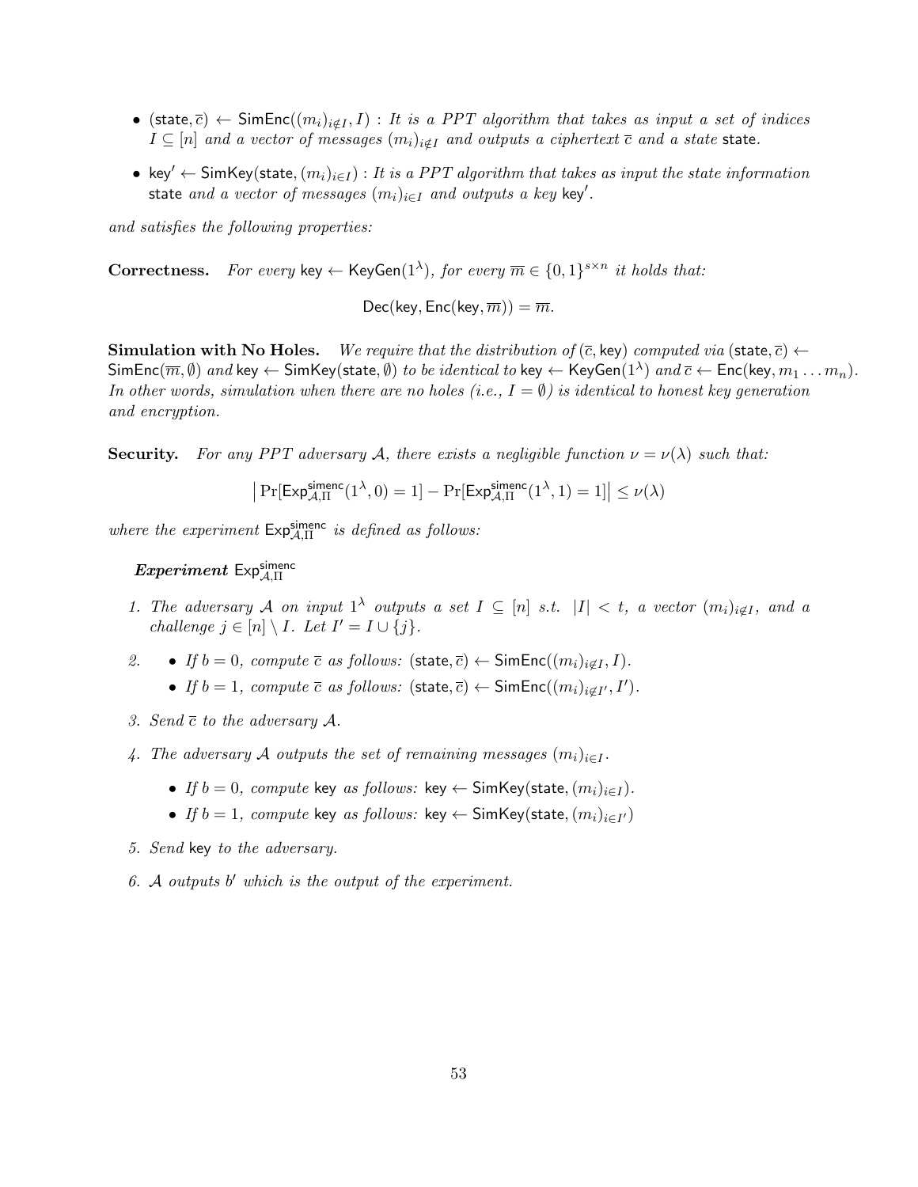- $(\mathsf{state}, \overline{c}) \leftarrow \mathsf{SimEnc}((m_i)_{i \notin I}, I)$ : *It is a PPT algorithm that takes as input a set of indices* $I \subseteq [n]$ *and a vector of messages* $(m_i)_{i \notin I}$ *and outputs a ciphertext* $\overline{c}$ *and a state* $\mathsf{state}$.
- $\mathsf{key}' \leftarrow \mathsf{SimKey}(\mathsf{state}, (m_i)_{i \in I})$ : *It is a PPT algorithm that takes as input the state information* $\mathsf{state}$ *and a vector of messages* $(m_i)_{i \in I}$ *and outputs a key* $\mathsf{key}'$.

*and satisfies the following properties:*

**Correctness.** *For every* $\mathsf{key} \leftarrow \mathsf{KeyGen}(1^\lambda)$*, for every* $\overline{m} \in \{0,1\}^{s \times n}$ *it holds that:*

$$\mathsf{Dec}(\mathsf{key}, \mathsf{Enc}(\mathsf{key}, \overline{m})) = \overline{m}.$$

**Simulation with No Holes.** *We require that the distribution of* $(\overline{c}, \mathsf{key})$ *computed via* $(\mathsf{state}, \overline{c}) \leftarrow \mathsf{SimEnc}(\overline{m}, \emptyset)$ *and* $\mathsf{key} \leftarrow \mathsf{SimKey}(\mathsf{state}, \emptyset)$ *to be identical to* $\mathsf{key} \leftarrow \mathsf{KeyGen}(1^\lambda)$ *and* $\overline{c} \leftarrow \mathsf{Enc}(\mathsf{key}, m_1 \dots m_n)$. *In other words, simulation when there are no holes (i.e.,* $I = \emptyset$*) is identical to honest key generation and encryption.*

**Security.** *For any PPT adversary* $\mathcal{A}$*, there exists a negligible function* $\nu = \nu(\lambda)$ *such that:*

$$\left| \Pr[\mathsf{Exp}^{\mathsf{simenc}}_{\mathcal{A},\Pi}(1^\lambda, 0) = 1] - \Pr[\mathsf{Exp}^{\mathsf{simenc}}_{\mathcal{A},\Pi}(1^\lambda, 1) = 1] \right| \leq \nu(\lambda)$$

*where the experiment* $\mathsf{Exp}^{\mathsf{simenc}}_{\mathcal{A},\Pi}$ *is defined as follows:*

***Experiment*** $\mathsf{Exp}^{\mathsf{simenc}}_{\mathcal{A},\Pi}$

1. *The adversary* $\mathcal{A}$ *on input* $1^\lambda$ *outputs a set* $I \subseteq [n]$ *s.t.* $|I| < t$*, a vector* $(m_i)_{i \notin I}$*, and a challenge* $j \in [n] \setminus I$. *Let* $I' = I \cup \{j\}$.
2. - *If* $b = 0$*, compute* $\overline{c}$ *as follows:* $(\mathsf{state}, \overline{c}) \leftarrow \mathsf{SimEnc}((m_i)_{i \notin I}, I)$.
   - *If* $b = 1$*, compute* $\overline{c}$ *as follows:* $(\mathsf{state}, \overline{c}) \leftarrow \mathsf{SimEnc}((m_i)_{i \notin I'}, I')$.
3. *Send* $\overline{c}$ *to the adversary* $\mathcal{A}$.
4. *The adversary* $\mathcal{A}$ *outputs the set of remaining messages* $(m_i)_{i \in I}$.
   - *If* $b = 0$*, compute* $\mathsf{key}$ *as follows:* $\mathsf{key} \leftarrow \mathsf{SimKey}(\mathsf{state}, (m_i)_{i \in I})$.
   - *If* $b = 1$*, compute* $\mathsf{key}$ *as follows:* $\mathsf{key} \leftarrow \mathsf{SimKey}(\mathsf{state}, (m_i)_{i \in I'})$
5. *Send* $\mathsf{key}$ *to the adversary.*
6. $\mathcal{A}$ *outputs* $b'$ *which is the output of the experiment.*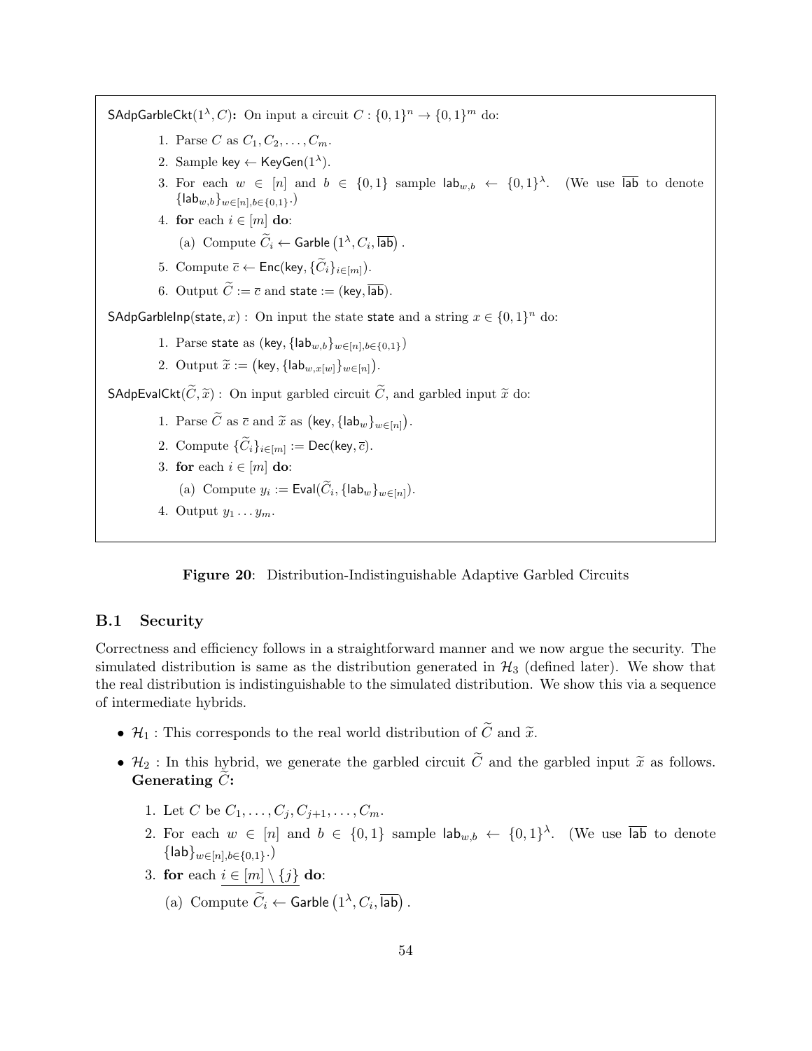$\mathsf{SAdpGarbleCkt}(1^\lambda, C)$**:** On input a circuit $C : \{0,1\}^n \to \{0,1\}^m$ do:

1. Parse $C$ as $C_1, C_2, \ldots, C_m$.
2. Sample $\mathsf{key} \leftarrow \mathsf{KeyGen}(1^\lambda)$.
3. For each $w \in [n]$ and $b \in \{0,1\}$ sample $\mathsf{lab}_{w,b} \leftarrow \{0,1\}^\lambda$. (We use $\overline{\mathsf{lab}}$ to denote $\{\mathsf{lab}_{w,b}\}_{w\in[n],b\in\{0,1\}}$.)
4. **for** each $i \in [m]$ **do**:
   (a) Compute $\widetilde{C}_i \leftarrow \mathsf{Garble}\left(1^\lambda, C_i, \overline{\mathsf{lab}}\right)$.
5. Compute $\overline{c} \leftarrow \mathsf{Enc}(\mathsf{key}, \{\widetilde{C}_i\}_{i\in[m]})$.
6. Output $\widetilde{C} := \overline{c}$ and $\mathsf{state} := (\mathsf{key}, \overline{\mathsf{lab}})$.

$\mathsf{SAdpGarbleInp}(\mathsf{state}, x)$ : On input the state $\mathsf{state}$ and a string $x \in \{0,1\}^n$ do:

1. Parse $\mathsf{state}$ as $(\mathsf{key}, \{\mathsf{lab}_{w,b}\}_{w\in[n],b\in\{0,1\}})$
2. Output $\widetilde{x} := \left(\mathsf{key}, \{\mathsf{lab}_{w,x[w]}\}_{w\in[n]}\right)$.

$\mathsf{SAdpEvalCkt}(\widetilde{C}, \widetilde{x})$ : On input garbled circuit $\widetilde{C}$, and garbled input $\widetilde{x}$ do:

1. Parse $\widetilde{C}$ as $\overline{c}$ and $\widetilde{x}$ as $\left(\mathsf{key}, \{\mathsf{lab}_w\}_{w\in[n]}\right)$.
2. Compute $\{\widetilde{C}_i\}_{i\in[m]} := \mathsf{Dec}(\mathsf{key}, \overline{c})$.
3. **for** each $i \in [m]$ **do**:
   (a) Compute $y_i := \mathsf{Eval}(\widetilde{C}_i, \{\mathsf{lab}_w\}_{w\in[n]})$.
4. Output $y_1 \ldots y_m$.

**Figure 20**: Distribution-Indistinguishable Adaptive Garbled Circuits

## B.1 Security

Correctness and efficiency follows in a straightforward manner and we now argue the security. The simulated distribution is same as the distribution generated in $\mathcal{H}_3$ (defined later). We show that the real distribution is indistinguishable to the simulated distribution. We show this via a sequence of intermediate hybrids.

- $\mathcal{H}_1$ : This corresponds to the real world distribution of $\widetilde{C}$ and $\widetilde{x}$.
- $\mathcal{H}_2$ : In this hybrid, we generate the garbled circuit $\widetilde{C}$ and the garbled input $\widetilde{x}$ as follows.
  **Generating $\widetilde{C}$:**
  1. Let $C$ be $C_1, \ldots, C_j, C_{j+1}, \ldots, C_m$.
  2. For each $w \in [n]$ and $b \in \{0,1\}$ sample $\mathsf{lab}_{w,b} \leftarrow \{0,1\}^\lambda$. (We use $\overline{\mathsf{lab}}$ to denote $\{\mathsf{lab}\}_{w\in[n],b\in\{0,1\}}$.)
  3. **for** each $\underline{i \in [m] \setminus \{j\}}$ **do**:
     (a) Compute $\widetilde{C}_i \leftarrow \mathsf{Garble}\left(1^\lambda, C_i, \overline{\mathsf{lab}}\right)$.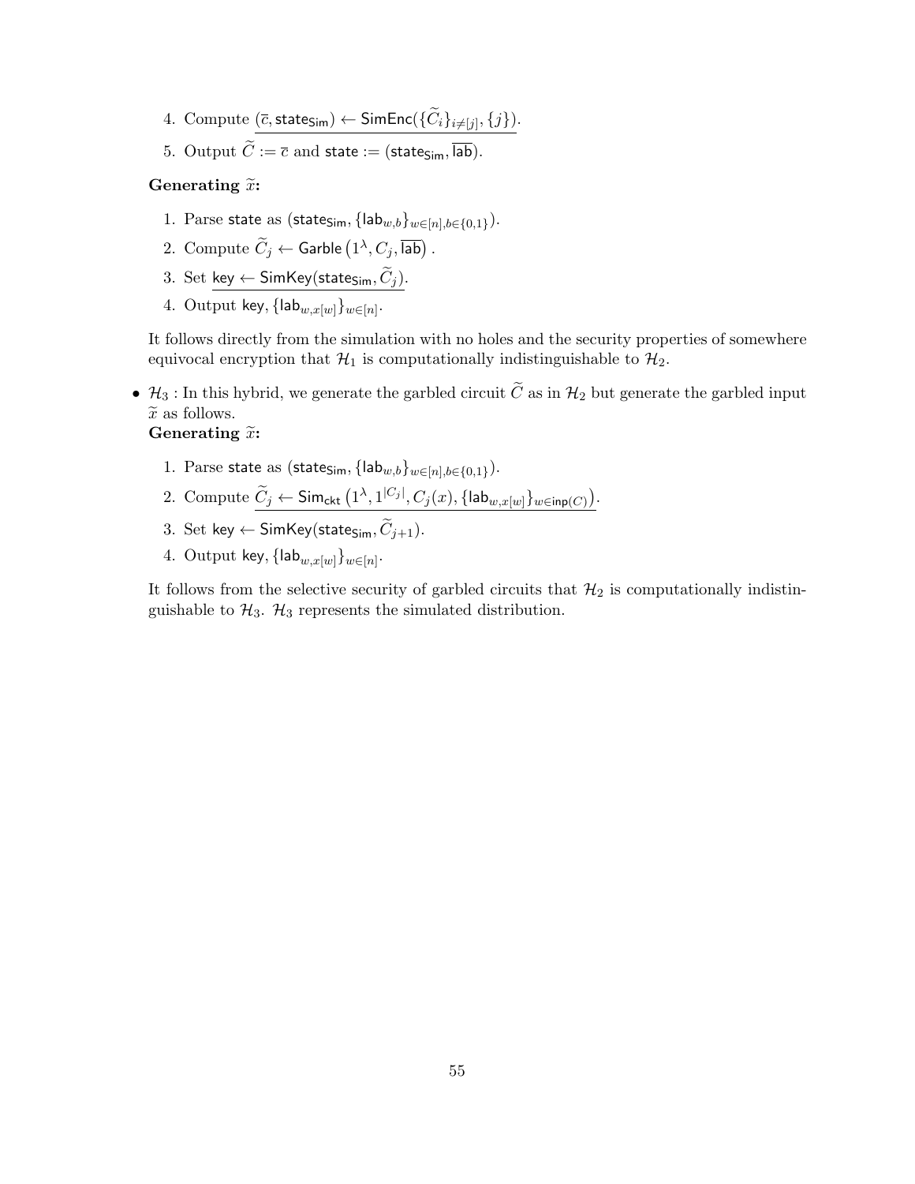4. Compute $\underline{(\overline{c}, \mathsf{state}_{\mathsf{Sim}}) \leftarrow \mathsf{SimEnc}(\{\widetilde{C}_i\}_{i \neq [j]}, \{j\})}$.
5. Output $\widetilde{C} := \overline{c}$ and $\mathsf{state} := (\mathsf{state}_{\mathsf{Sim}}, \overline{\mathsf{lab}})$.

**Generating $\widetilde{x}$:**

1. Parse $\mathsf{state}$ as $(\mathsf{state}_{\mathsf{Sim}}, \{\mathsf{lab}_{w,b}\}_{w \in [n], b \in \{0,1\}})$.
2. Compute $\widetilde{C}_j \leftarrow \mathsf{Garble}\left(1^\lambda, C_j, \overline{\mathsf{lab}}\right)$.
3. Set $\underline{\mathsf{key} \leftarrow \mathsf{SimKey}(\mathsf{state}_{\mathsf{Sim}}, \widetilde{C}_j)}$.
4. Output $\mathsf{key}, \{\mathsf{lab}_{w,x[w]}\}_{w \in [n]}$.

It follows directly from the simulation with no holes and the security properties of somewhere equivocal encryption that $\mathcal{H}_1$ is computationally indistinguishable to $\mathcal{H}_2$.

- $\mathcal{H}_3$ : In this hybrid, we generate the garbled circuit $\widetilde{C}$ as in $\mathcal{H}_2$ but generate the garbled input $\widetilde{x}$ as follows.

  **Generating $\widetilde{x}$:**

  1. Parse $\mathsf{state}$ as $(\mathsf{state}_{\mathsf{Sim}}, \{\mathsf{lab}_{w,b}\}_{w \in [n], b \in \{0,1\}})$.
  2. Compute $\underline{\widetilde{C}_j \leftarrow \mathsf{Sim}_{\mathsf{ckt}}\left(1^\lambda, 1^{|C_j|}, C_j(x), \{\mathsf{lab}_{w,x[w]}\}_{w \in \mathsf{inp}(C)}\right)}$.
  3. Set $\mathsf{key} \leftarrow \mathsf{SimKey}(\mathsf{state}_{\mathsf{Sim}}, \widetilde{C}_{j+1})$.
  4. Output $\mathsf{key}, \{\mathsf{lab}_{w,x[w]}\}_{w \in [n]}$.

  It follows from the selective security of garbled circuits that $\mathcal{H}_2$ is computationally indistinguishable to $\mathcal{H}_3$. $\mathcal{H}_3$ represents the simulated distribution.